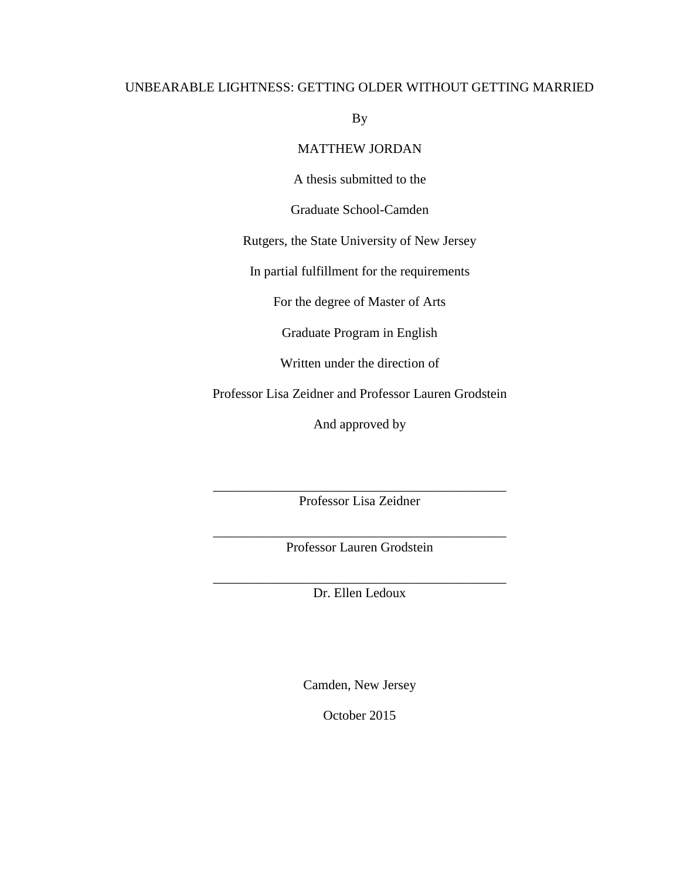# UNBEARABLE LIGHTNESS: GETTING OLDER WITHOUT GETTING MARRIED

By

MATTHEW JORDAN

A thesis submitted to the

Graduate School-Camden

Rutgers, the State University of New Jersey

In partial fulfillment for the requirements

For the degree of Master of Arts

Graduate Program in English

Written under the direction of

Professor Lisa Zeidner and Professor Lauren Grodstein

And approved by

\_\_\_\_\_\_\_\_\_\_\_\_\_\_\_\_\_\_\_\_\_\_\_\_\_\_\_\_\_\_\_\_\_\_\_\_\_\_\_\_\_\_\_\_\_\_
Professor Lisa Zeidner

\_\_\_\_\_\_\_\_\_\_\_\_\_\_\_\_\_\_\_\_\_\_\_\_\_\_\_\_\_\_\_\_\_\_\_\_\_\_\_\_\_\_\_\_\_\_
Professor Lauren Grodstein

\_\_\_\_\_\_\_\_\_\_\_\_\_\_\_\_\_\_\_\_\_\_\_\_\_\_\_\_\_\_\_\_\_\_\_\_\_\_\_\_\_\_\_\_\_\_
Dr. Ellen Ledoux

Camden, New Jersey

October 2015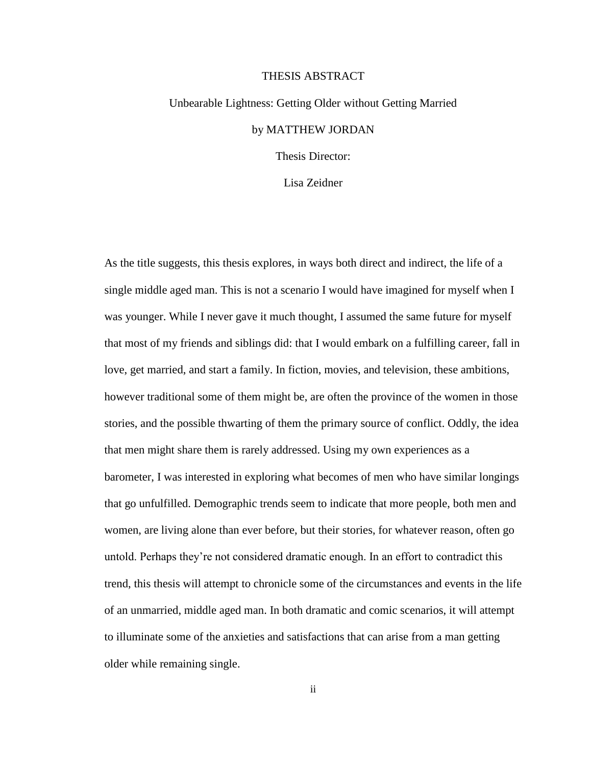# THESIS ABSTRACT

Unbearable Lightness: Getting Older without Getting Married

by MATTHEW JORDAN

Thesis Director:

Lisa Zeidner

As the title suggests, this thesis explores, in ways both direct and indirect, the life of a single middle aged man. This is not a scenario I would have imagined for myself when I was younger. While I never gave it much thought, I assumed the same future for myself that most of my friends and siblings did: that I would embark on a fulfilling career, fall in love, get married, and start a family. In fiction, movies, and television, these ambitions, however traditional some of them might be, are often the province of the women in those stories, and the possible thwarting of them the primary source of conflict. Oddly, the idea that men might share them is rarely addressed. Using my own experiences as a barometer, I was interested in exploring what becomes of men who have similar longings that go unfulfilled. Demographic trends seem to indicate that more people, both men and women, are living alone than ever before, but their stories, for whatever reason, often go untold. Perhaps they're not considered dramatic enough. In an effort to contradict this trend, this thesis will attempt to chronicle some of the circumstances and events in the life of an unmarried, middle aged man. In both dramatic and comic scenarios, it will attempt to illuminate some of the anxieties and satisfactions that can arise from a man getting older while remaining single.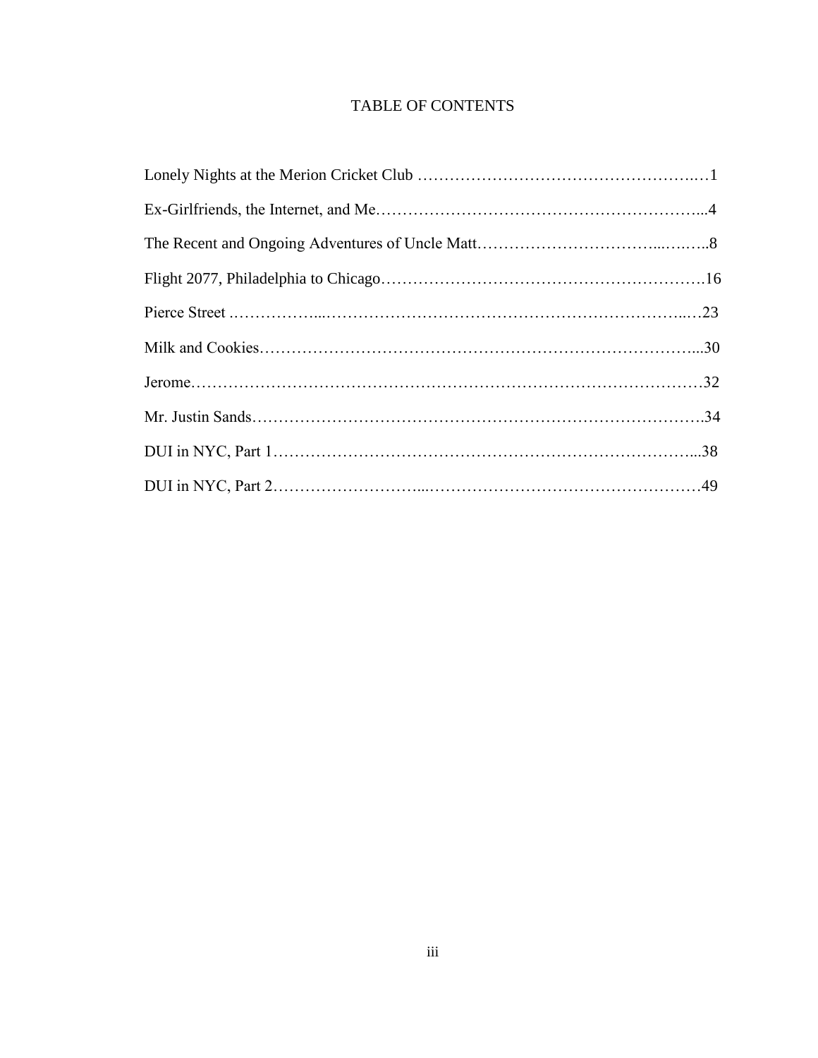# TABLE OF CONTENTS

Lonely Nights at the Merion Cricket Club ……………………………………………….…1

Ex-Girlfriends, the Internet, and Me…………………………………………………...4

The Recent and Ongoing Adventures of Uncle Matt…………………………...….…..8

Flight 2077, Philadelphia to Chicago…………………………………………………….16

Pierce Street .……………...……………………………………………………………...…23

Milk and Cookies…………………………………………………………………………...30

Jerome………………………………………………………………………………………32

Mr. Justin Sands……………………………………………………………………………34

DUI in NYC, Part 1………………………………………………………………………...38

DUI in NYC, Part 2………………………...……………………………………………49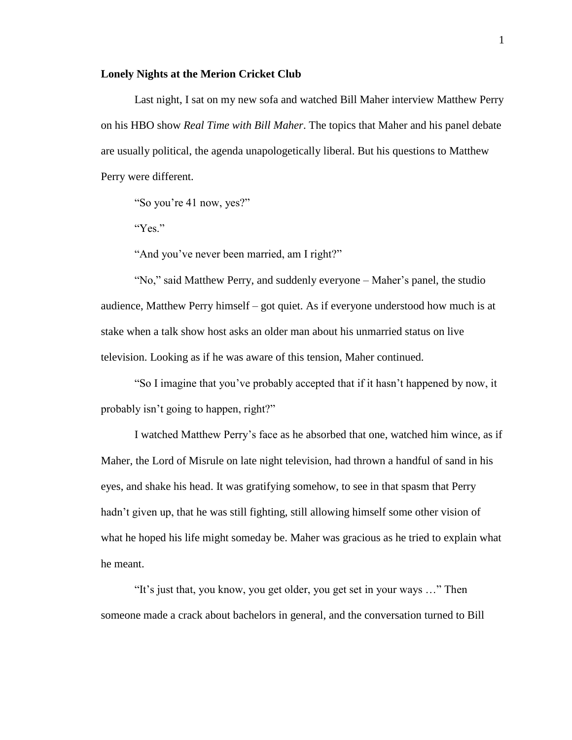**Lonely Nights at the Merion Cricket Club**

Last night, I sat on my new sofa and watched Bill Maher interview Matthew Perry on his HBO show *Real Time with Bill Maher*. The topics that Maher and his panel debate are usually political, the agenda unapologetically liberal. But his questions to Matthew Perry were different.

"So you're 41 now, yes?"

"Yes."

"And you've never been married, am I right?"

"No," said Matthew Perry, and suddenly everyone – Maher's panel, the studio audience, Matthew Perry himself – got quiet. As if everyone understood how much is at stake when a talk show host asks an older man about his unmarried status on live television. Looking as if he was aware of this tension, Maher continued.

"So I imagine that you've probably accepted that if it hasn't happened by now, it probably isn't going to happen, right?"

I watched Matthew Perry's face as he absorbed that one, watched him wince, as if Maher, the Lord of Misrule on late night television, had thrown a handful of sand in his eyes, and shake his head. It was gratifying somehow, to see in that spasm that Perry hadn't given up, that he was still fighting, still allowing himself some other vision of what he hoped his life might someday be. Maher was gracious as he tried to explain what he meant.

"It's just that, you know, you get older, you get set in your ways …" Then someone made a crack about bachelors in general, and the conversation turned to Bill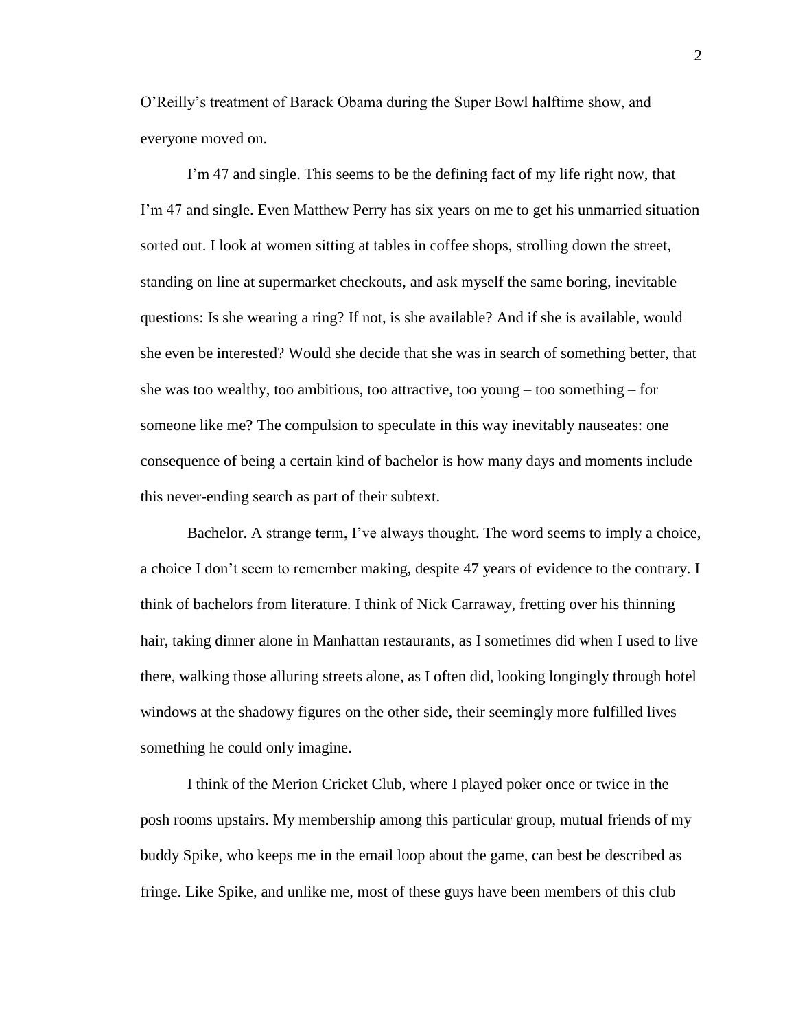O'Reilly's treatment of Barack Obama during the Super Bowl halftime show, and everyone moved on.

I'm 47 and single. This seems to be the defining fact of my life right now, that I'm 47 and single. Even Matthew Perry has six years on me to get his unmarried situation sorted out. I look at women sitting at tables in coffee shops, strolling down the street, standing on line at supermarket checkouts, and ask myself the same boring, inevitable questions: Is she wearing a ring? If not, is she available? And if she is available, would she even be interested? Would she decide that she was in search of something better, that she was too wealthy, too ambitious, too attractive, too young – too something – for someone like me? The compulsion to speculate in this way inevitably nauseates: one consequence of being a certain kind of bachelor is how many days and moments include this never-ending search as part of their subtext.

Bachelor. A strange term, I've always thought. The word seems to imply a choice, a choice I don't seem to remember making, despite 47 years of evidence to the contrary. I think of bachelors from literature. I think of Nick Carraway, fretting over his thinning hair, taking dinner alone in Manhattan restaurants, as I sometimes did when I used to live there, walking those alluring streets alone, as I often did, looking longingly through hotel windows at the shadowy figures on the other side, their seemingly more fulfilled lives something he could only imagine.

I think of the Merion Cricket Club, where I played poker once or twice in the posh rooms upstairs. My membership among this particular group, mutual friends of my buddy Spike, who keeps me in the email loop about the game, can best be described as fringe. Like Spike, and unlike me, most of these guys have been members of this club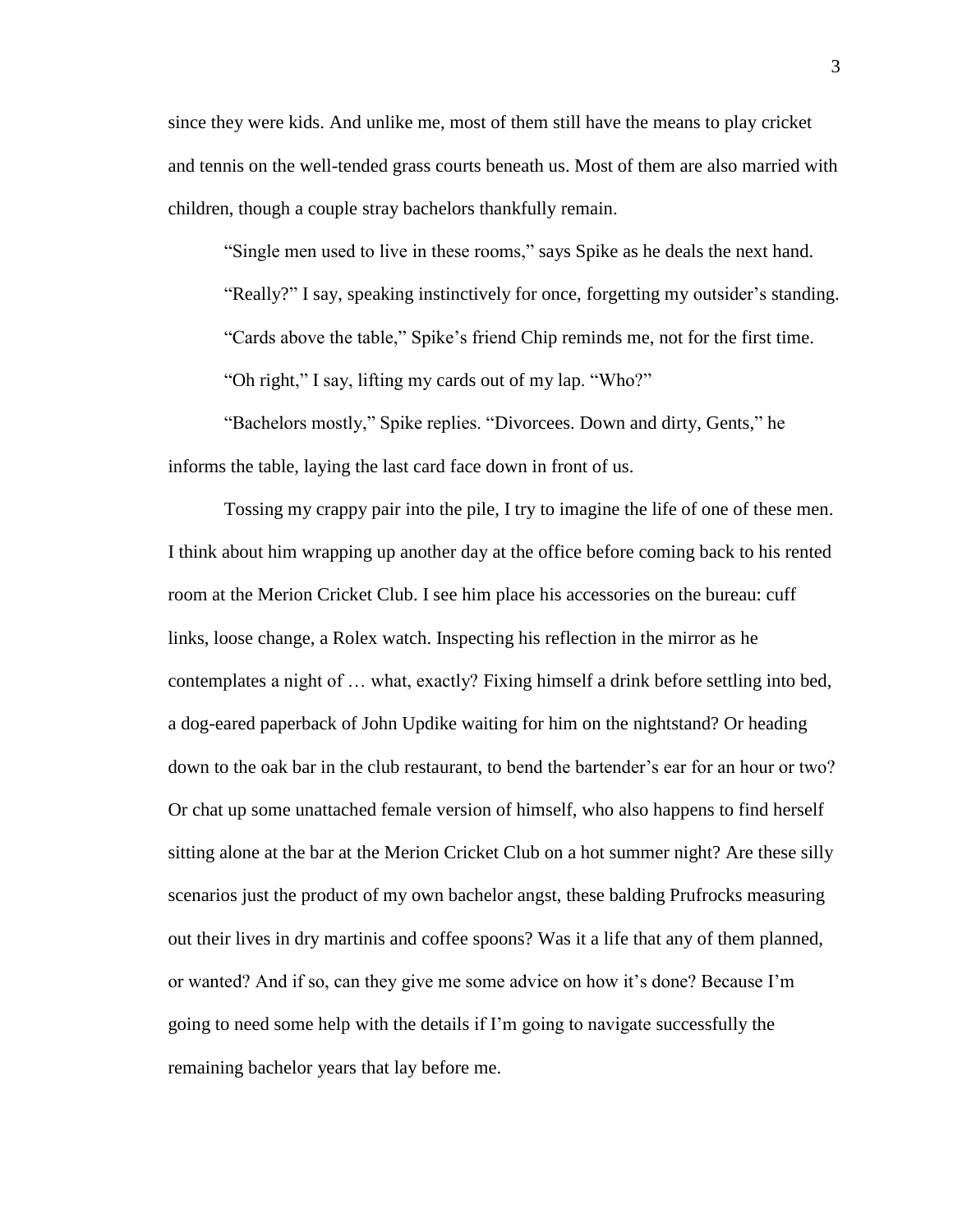since they were kids. And unlike me, most of them still have the means to play cricket and tennis on the well-tended grass courts beneath us. Most of them are also married with children, though a couple stray bachelors thankfully remain.

"Single men used to live in these rooms," says Spike as he deals the next hand.

"Really?" I say, speaking instinctively for once, forgetting my outsider's standing.

"Cards above the table," Spike's friend Chip reminds me, not for the first time.

"Oh right," I say, lifting my cards out of my lap. "Who?"

"Bachelors mostly," Spike replies. "Divorcees. Down and dirty, Gents," he informs the table, laying the last card face down in front of us.

Tossing my crappy pair into the pile, I try to imagine the life of one of these men. I think about him wrapping up another day at the office before coming back to his rented room at the Merion Cricket Club. I see him place his accessories on the bureau: cuff links, loose change, a Rolex watch. Inspecting his reflection in the mirror as he contemplates a night of … what, exactly? Fixing himself a drink before settling into bed, a dog-eared paperback of John Updike waiting for him on the nightstand? Or heading down to the oak bar in the club restaurant, to bend the bartender's ear for an hour or two? Or chat up some unattached female version of himself, who also happens to find herself sitting alone at the bar at the Merion Cricket Club on a hot summer night? Are these silly scenarios just the product of my own bachelor angst, these balding Prufrocks measuring out their lives in dry martinis and coffee spoons? Was it a life that any of them planned, or wanted? And if so, can they give me some advice on how it's done? Because I'm going to need some help with the details if I'm going to navigate successfully the remaining bachelor years that lay before me.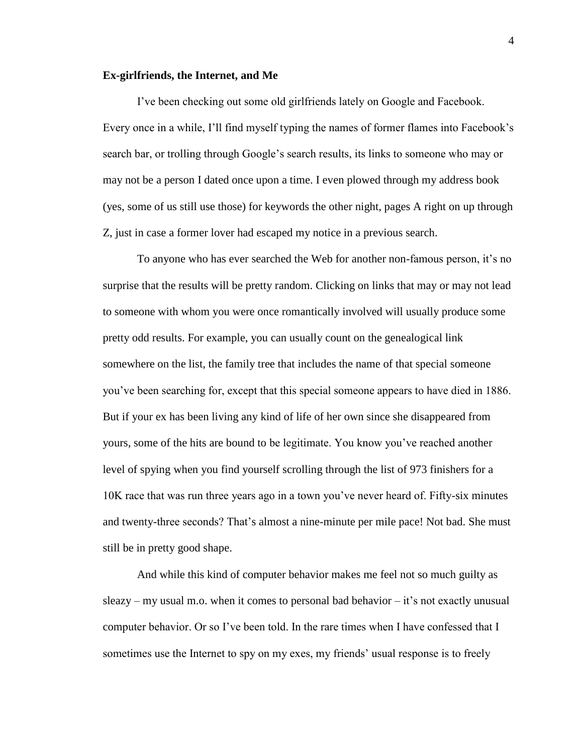**Ex-girlfriends, the Internet, and Me**

I've been checking out some old girlfriends lately on Google and Facebook. Every once in a while, I'll find myself typing the names of former flames into Facebook's search bar, or trolling through Google's search results, its links to someone who may or may not be a person I dated once upon a time. I even plowed through my address book (yes, some of us still use those) for keywords the other night, pages A right on up through Z, just in case a former lover had escaped my notice in a previous search.

To anyone who has ever searched the Web for another non-famous person, it's no surprise that the results will be pretty random. Clicking on links that may or may not lead to someone with whom you were once romantically involved will usually produce some pretty odd results. For example, you can usually count on the genealogical link somewhere on the list, the family tree that includes the name of that special someone you've been searching for, except that this special someone appears to have died in 1886. But if your ex has been living any kind of life of her own since she disappeared from yours, some of the hits are bound to be legitimate. You know you've reached another level of spying when you find yourself scrolling through the list of 973 finishers for a 10K race that was run three years ago in a town you've never heard of. Fifty-six minutes and twenty-three seconds? That's almost a nine-minute per mile pace! Not bad. She must still be in pretty good shape.

And while this kind of computer behavior makes me feel not so much guilty as sleazy – my usual m.o. when it comes to personal bad behavior – it's not exactly unusual computer behavior. Or so I've been told. In the rare times when I have confessed that I sometimes use the Internet to spy on my exes, my friends' usual response is to freely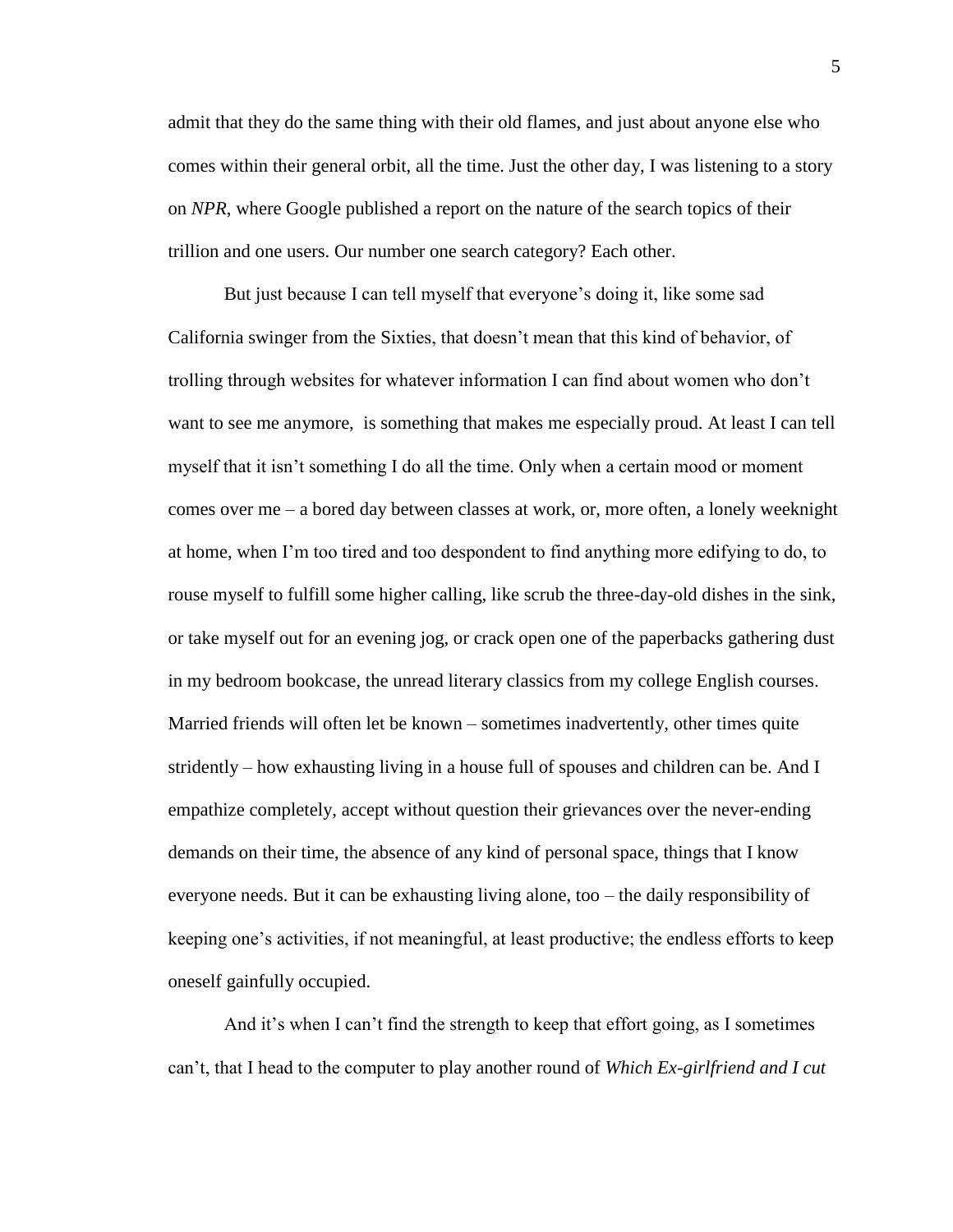admit that they do the same thing with their old flames, and just about anyone else who comes within their general orbit, all the time. Just the other day, I was listening to a story on *NPR*, where Google published a report on the nature of the search topics of their trillion and one users. Our number one search category? Each other.

But just because I can tell myself that everyone's doing it, like some sad California swinger from the Sixties, that doesn't mean that this kind of behavior, of trolling through websites for whatever information I can find about women who don't want to see me anymore, is something that makes me especially proud. At least I can tell myself that it isn't something I do all the time. Only when a certain mood or moment comes over me – a bored day between classes at work, or, more often, a lonely weeknight at home, when I'm too tired and too despondent to find anything more edifying to do, to rouse myself to fulfill some higher calling, like scrub the three-day-old dishes in the sink, or take myself out for an evening jog, or crack open one of the paperbacks gathering dust in my bedroom bookcase, the unread literary classics from my college English courses. Married friends will often let be known – sometimes inadvertently, other times quite stridently – how exhausting living in a house full of spouses and children can be. And I empathize completely, accept without question their grievances over the never-ending demands on their time, the absence of any kind of personal space, things that I know everyone needs. But it can be exhausting living alone, too – the daily responsibility of keeping one's activities, if not meaningful, at least productive; the endless efforts to keep oneself gainfully occupied.

And it's when I can't find the strength to keep that effort going, as I sometimes can't, that I head to the computer to play another round of *Which Ex-girlfriend and I cut*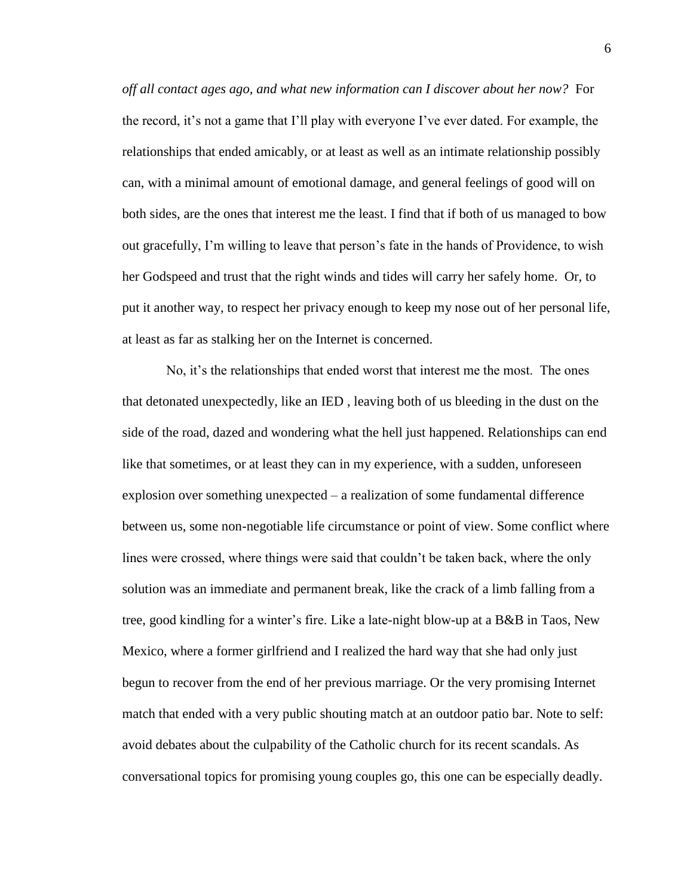*off all contact ages ago, and what new information can I discover about her now?* For the record, it's not a game that I'll play with everyone I've ever dated. For example, the relationships that ended amicably, or at least as well as an intimate relationship possibly can, with a minimal amount of emotional damage, and general feelings of good will on both sides, are the ones that interest me the least. I find that if both of us managed to bow out gracefully, I'm willing to leave that person's fate in the hands of Providence, to wish her Godspeed and trust that the right winds and tides will carry her safely home. Or, to put it another way, to respect her privacy enough to keep my nose out of her personal life, at least as far as stalking her on the Internet is concerned.

No, it's the relationships that ended worst that interest me the most. The ones that detonated unexpectedly, like an IED , leaving both of us bleeding in the dust on the side of the road, dazed and wondering what the hell just happened. Relationships can end like that sometimes, or at least they can in my experience, with a sudden, unforeseen explosion over something unexpected – a realization of some fundamental difference between us, some non-negotiable life circumstance or point of view. Some conflict where lines were crossed, where things were said that couldn't be taken back, where the only solution was an immediate and permanent break, like the crack of a limb falling from a tree, good kindling for a winter's fire. Like a late-night blow-up at a B&B in Taos, New Mexico, where a former girlfriend and I realized the hard way that she had only just begun to recover from the end of her previous marriage. Or the very promising Internet match that ended with a very public shouting match at an outdoor patio bar. Note to self: avoid debates about the culpability of the Catholic church for its recent scandals. As conversational topics for promising young couples go, this one can be especially deadly.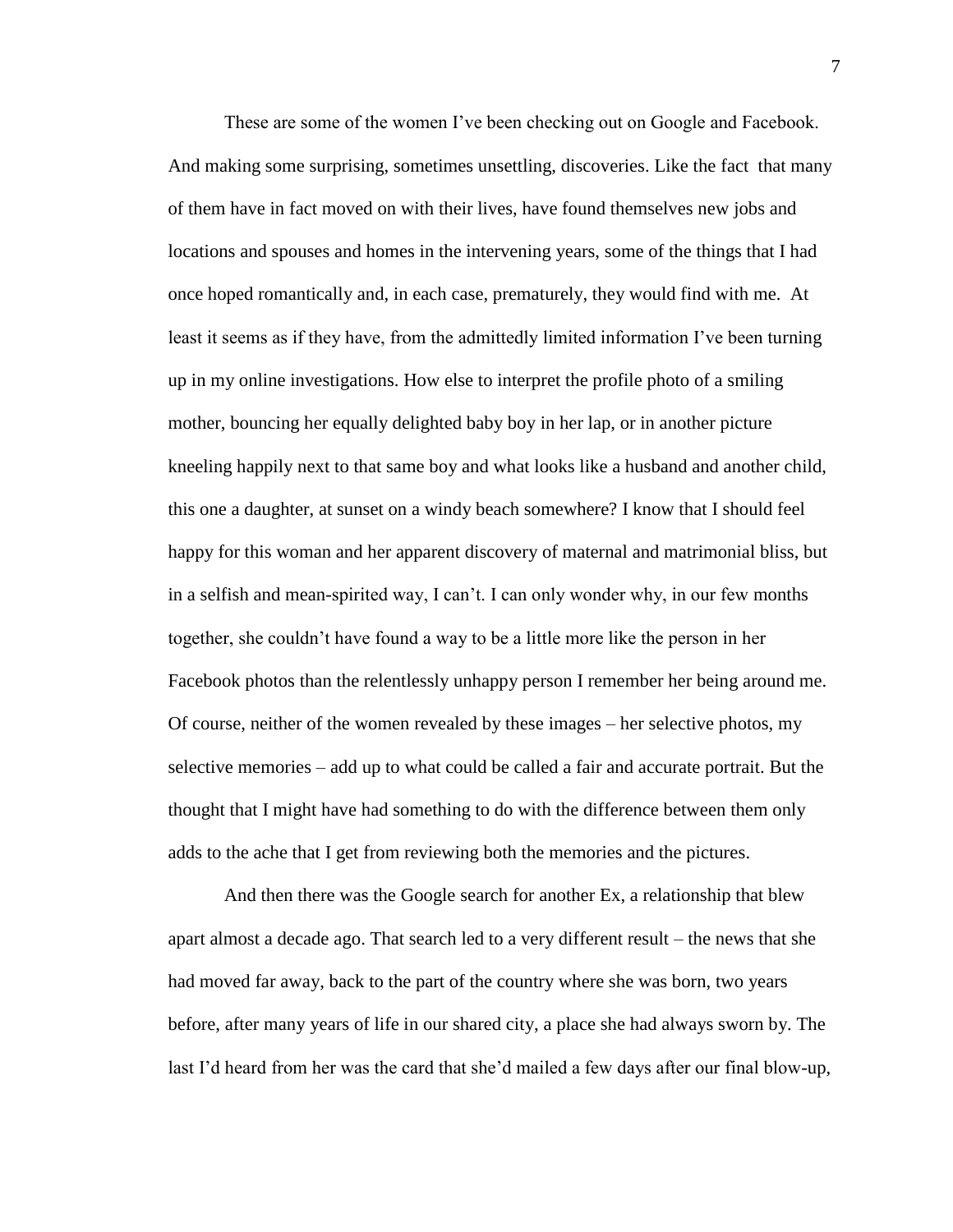These are some of the women I've been checking out on Google and Facebook. And making some surprising, sometimes unsettling, discoveries. Like the fact that many of them have in fact moved on with their lives, have found themselves new jobs and locations and spouses and homes in the intervening years, some of the things that I had once hoped romantically and, in each case, prematurely, they would find with me. At least it seems as if they have, from the admittedly limited information I've been turning up in my online investigations. How else to interpret the profile photo of a smiling mother, bouncing her equally delighted baby boy in her lap, or in another picture kneeling happily next to that same boy and what looks like a husband and another child, this one a daughter, at sunset on a windy beach somewhere? I know that I should feel happy for this woman and her apparent discovery of maternal and matrimonial bliss, but in a selfish and mean-spirited way, I can't. I can only wonder why, in our few months together, she couldn't have found a way to be a little more like the person in her Facebook photos than the relentlessly unhappy person I remember her being around me. Of course, neither of the women revealed by these images – her selective photos, my selective memories – add up to what could be called a fair and accurate portrait. But the thought that I might have had something to do with the difference between them only adds to the ache that I get from reviewing both the memories and the pictures.

And then there was the Google search for another Ex, a relationship that blew apart almost a decade ago. That search led to a very different result – the news that she had moved far away, back to the part of the country where she was born, two years before, after many years of life in our shared city, a place she had always sworn by. The last I'd heard from her was the card that she'd mailed a few days after our final blow-up,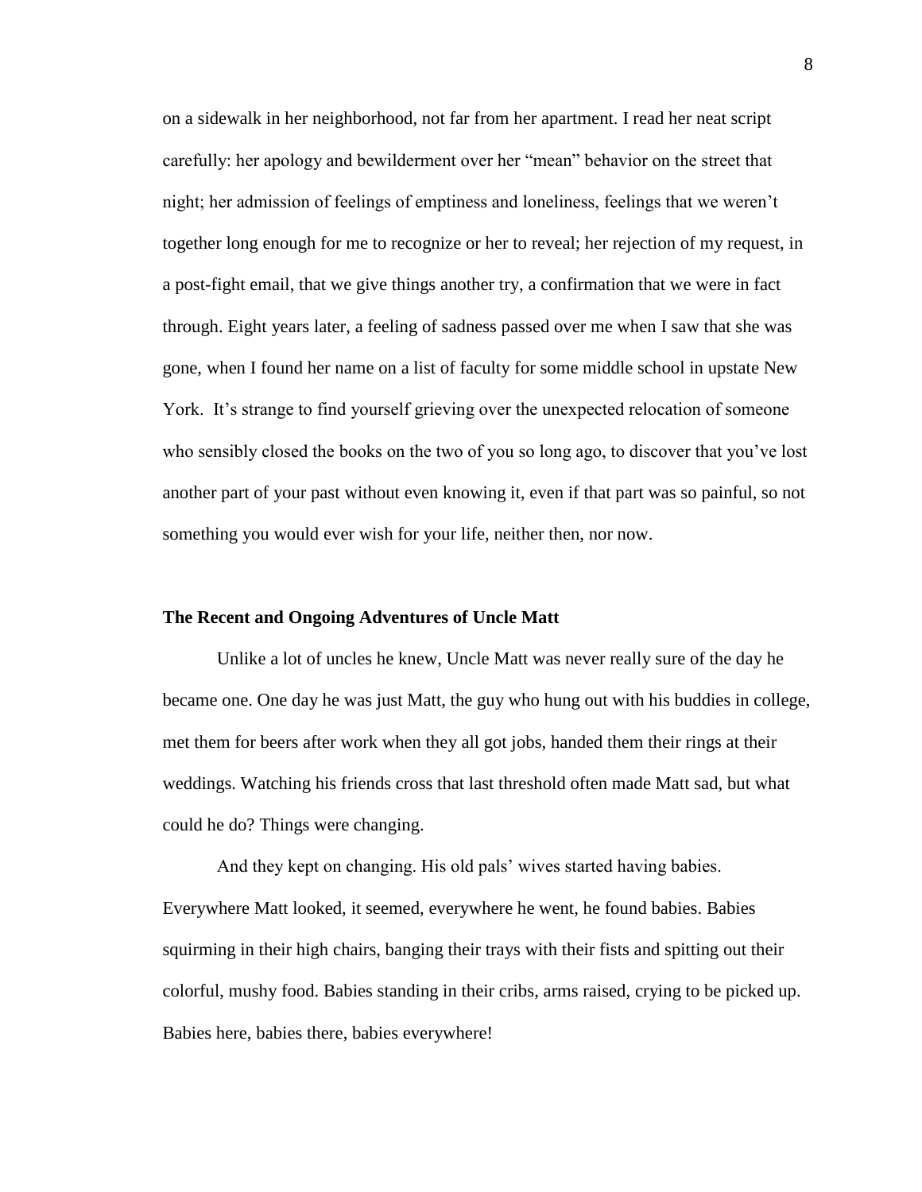on a sidewalk in her neighborhood, not far from her apartment. I read her neat script carefully: her apology and bewilderment over her "mean" behavior on the street that night; her admission of feelings of emptiness and loneliness, feelings that we weren't together long enough for me to recognize or her to reveal; her rejection of my request, in a post-fight email, that we give things another try, a confirmation that we were in fact through. Eight years later, a feeling of sadness passed over me when I saw that she was gone, when I found her name on a list of faculty for some middle school in upstate New York. It's strange to find yourself grieving over the unexpected relocation of someone who sensibly closed the books on the two of you so long ago, to discover that you've lost another part of your past without even knowing it, even if that part was so painful, so not something you would ever wish for your life, neither then, nor now.

**The Recent and Ongoing Adventures of Uncle Matt**

Unlike a lot of uncles he knew, Uncle Matt was never really sure of the day he became one. One day he was just Matt, the guy who hung out with his buddies in college, met them for beers after work when they all got jobs, handed them their rings at their weddings. Watching his friends cross that last threshold often made Matt sad, but what could he do? Things were changing.

And they kept on changing. His old pals' wives started having babies. Everywhere Matt looked, it seemed, everywhere he went, he found babies. Babies squirming in their high chairs, banging their trays with their fists and spitting out their colorful, mushy food. Babies standing in their cribs, arms raised, crying to be picked up. Babies here, babies there, babies everywhere!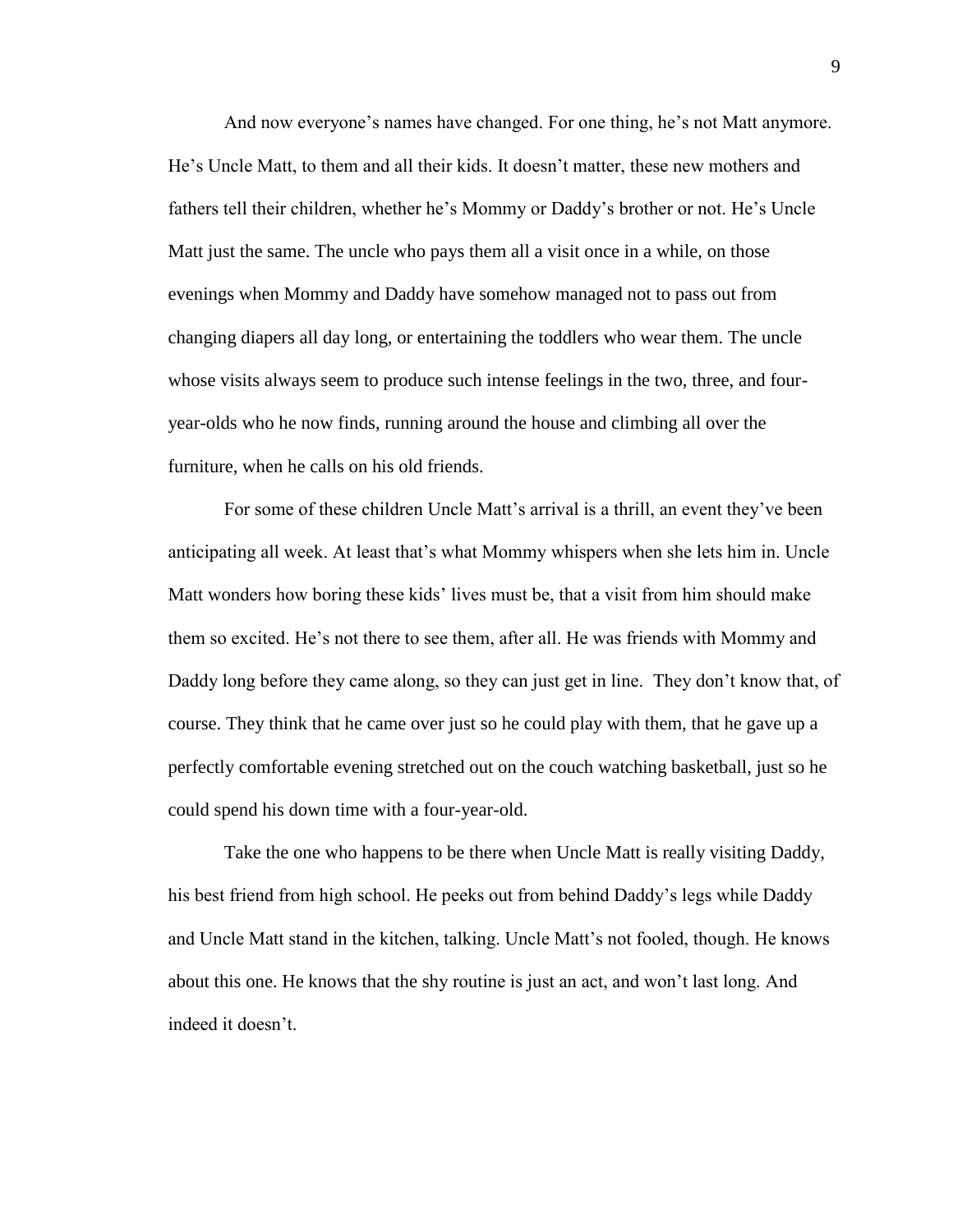And now everyone's names have changed. For one thing, he's not Matt anymore. He's Uncle Matt, to them and all their kids. It doesn't matter, these new mothers and fathers tell their children, whether he's Mommy or Daddy's brother or not. He's Uncle Matt just the same. The uncle who pays them all a visit once in a while, on those evenings when Mommy and Daddy have somehow managed not to pass out from changing diapers all day long, or entertaining the toddlers who wear them. The uncle whose visits always seem to produce such intense feelings in the two, three, and four-year-olds who he now finds, running around the house and climbing all over the furniture, when he calls on his old friends.

For some of these children Uncle Matt's arrival is a thrill, an event they've been anticipating all week. At least that's what Mommy whispers when she lets him in. Uncle Matt wonders how boring these kids' lives must be, that a visit from him should make them so excited. He's not there to see them, after all. He was friends with Mommy and Daddy long before they came along, so they can just get in line. They don't know that, of course. They think that he came over just so he could play with them, that he gave up a perfectly comfortable evening stretched out on the couch watching basketball, just so he could spend his down time with a four-year-old.

Take the one who happens to be there when Uncle Matt is really visiting Daddy, his best friend from high school. He peeks out from behind Daddy's legs while Daddy and Uncle Matt stand in the kitchen, talking. Uncle Matt's not fooled, though. He knows about this one. He knows that the shy routine is just an act, and won't last long. And indeed it doesn't.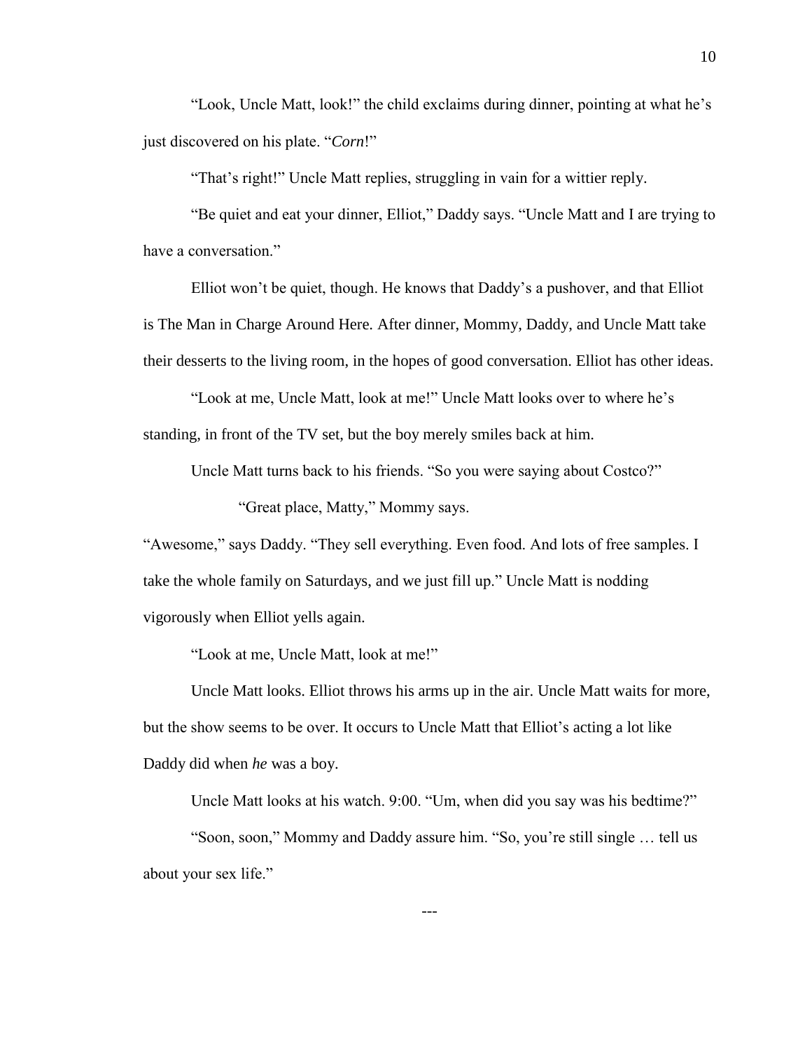"Look, Uncle Matt, look!" the child exclaims during dinner, pointing at what he's just discovered on his plate. "*Corn*!"

"That's right!" Uncle Matt replies, struggling in vain for a wittier reply.

"Be quiet and eat your dinner, Elliot," Daddy says. "Uncle Matt and I are trying to have a conversation."

Elliot won't be quiet, though. He knows that Daddy's a pushover, and that Elliot is The Man in Charge Around Here. After dinner, Mommy, Daddy, and Uncle Matt take their desserts to the living room, in the hopes of good conversation. Elliot has other ideas.

"Look at me, Uncle Matt, look at me!" Uncle Matt looks over to where he's standing, in front of the TV set, but the boy merely smiles back at him.

Uncle Matt turns back to his friends. "So you were saying about Costco?"

"Great place, Matty," Mommy says.

"Awesome," says Daddy. "They sell everything. Even food. And lots of free samples. I take the whole family on Saturdays, and we just fill up." Uncle Matt is nodding vigorously when Elliot yells again.

"Look at me, Uncle Matt, look at me!"

Uncle Matt looks. Elliot throws his arms up in the air. Uncle Matt waits for more, but the show seems to be over. It occurs to Uncle Matt that Elliot's acting a lot like Daddy did when *he* was a boy.

Uncle Matt looks at his watch. 9:00. "Um, when did you say was his bedtime?"

"Soon, soon," Mommy and Daddy assure him. "So, you're still single … tell us about your sex life."

---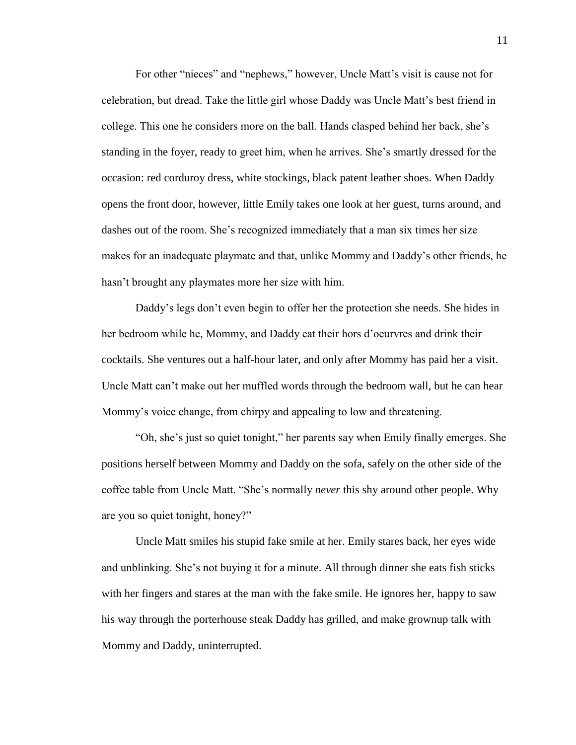For other "nieces" and "nephews," however, Uncle Matt's visit is cause not for celebration, but dread. Take the little girl whose Daddy was Uncle Matt's best friend in college. This one he considers more on the ball. Hands clasped behind her back, she's standing in the foyer, ready to greet him, when he arrives. She's smartly dressed for the occasion: red corduroy dress, white stockings, black patent leather shoes. When Daddy opens the front door, however, little Emily takes one look at her guest, turns around, and dashes out of the room. She's recognized immediately that a man six times her size makes for an inadequate playmate and that, unlike Mommy and Daddy's other friends, he hasn't brought any playmates more her size with him.

Daddy's legs don't even begin to offer her the protection she needs. She hides in her bedroom while he, Mommy, and Daddy eat their hors d'oeurvres and drink their cocktails. She ventures out a half-hour later, and only after Mommy has paid her a visit. Uncle Matt can't make out her muffled words through the bedroom wall, but he can hear Mommy's voice change, from chirpy and appealing to low and threatening.

"Oh, she's just so quiet tonight," her parents say when Emily finally emerges. She positions herself between Mommy and Daddy on the sofa, safely on the other side of the coffee table from Uncle Matt. "She's normally *never* this shy around other people. Why are you so quiet tonight, honey?"

Uncle Matt smiles his stupid fake smile at her. Emily stares back, her eyes wide and unblinking. She's not buying it for a minute. All through dinner she eats fish sticks with her fingers and stares at the man with the fake smile. He ignores her, happy to saw his way through the porterhouse steak Daddy has grilled, and make grownup talk with Mommy and Daddy, uninterrupted.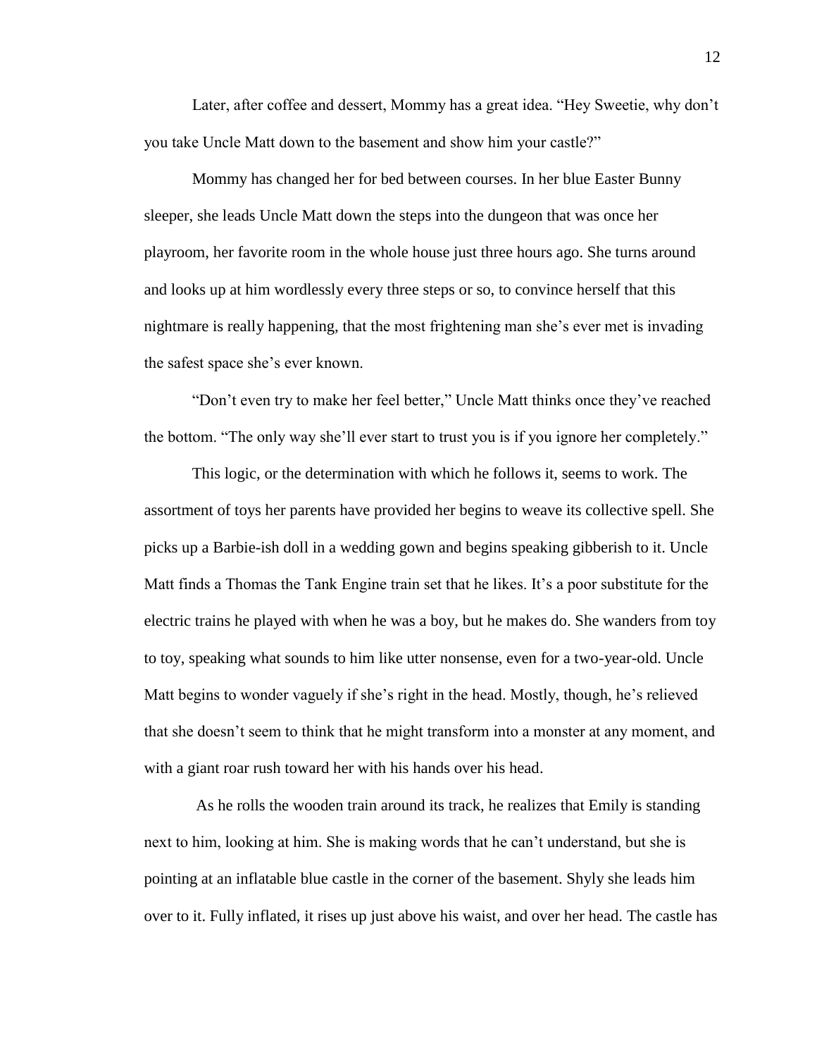Later, after coffee and dessert, Mommy has a great idea. "Hey Sweetie, why don't you take Uncle Matt down to the basement and show him your castle?"

Mommy has changed her for bed between courses. In her blue Easter Bunny sleeper, she leads Uncle Matt down the steps into the dungeon that was once her playroom, her favorite room in the whole house just three hours ago. She turns around and looks up at him wordlessly every three steps or so, to convince herself that this nightmare is really happening, that the most frightening man she's ever met is invading the safest space she's ever known.

"Don't even try to make her feel better," Uncle Matt thinks once they've reached the bottom. "The only way she'll ever start to trust you is if you ignore her completely."

This logic, or the determination with which he follows it, seems to work. The assortment of toys her parents have provided her begins to weave its collective spell. She picks up a Barbie-ish doll in a wedding gown and begins speaking gibberish to it. Uncle Matt finds a Thomas the Tank Engine train set that he likes. It's a poor substitute for the electric trains he played with when he was a boy, but he makes do. She wanders from toy to toy, speaking what sounds to him like utter nonsense, even for a two-year-old. Uncle Matt begins to wonder vaguely if she's right in the head. Mostly, though, he's relieved that she doesn't seem to think that he might transform into a monster at any moment, and with a giant roar rush toward her with his hands over his head.

As he rolls the wooden train around its track, he realizes that Emily is standing next to him, looking at him. She is making words that he can't understand, but she is pointing at an inflatable blue castle in the corner of the basement. Shyly she leads him over to it. Fully inflated, it rises up just above his waist, and over her head. The castle has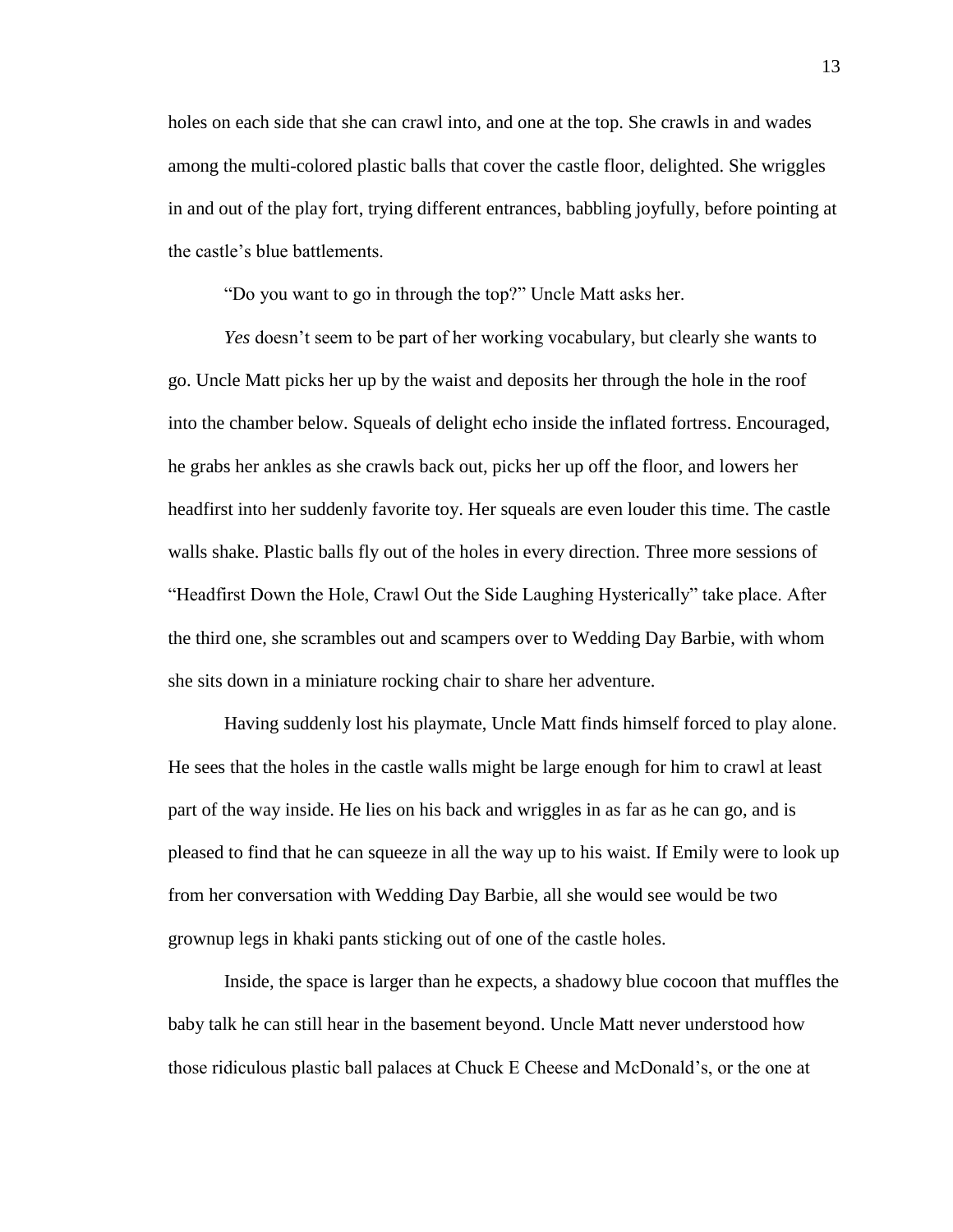holes on each side that she can crawl into, and one at the top. She crawls in and wades among the multi-colored plastic balls that cover the castle floor, delighted. She wriggles in and out of the play fort, trying different entrances, babbling joyfully, before pointing at the castle's blue battlements.

"Do you want to go in through the top?" Uncle Matt asks her.

*Yes* doesn't seem to be part of her working vocabulary, but clearly she wants to go. Uncle Matt picks her up by the waist and deposits her through the hole in the roof into the chamber below. Squeals of delight echo inside the inflated fortress. Encouraged, he grabs her ankles as she crawls back out, picks her up off the floor, and lowers her headfirst into her suddenly favorite toy. Her squeals are even louder this time. The castle walls shake. Plastic balls fly out of the holes in every direction. Three more sessions of "Headfirst Down the Hole, Crawl Out the Side Laughing Hysterically" take place. After the third one, she scrambles out and scampers over to Wedding Day Barbie, with whom she sits down in a miniature rocking chair to share her adventure.

Having suddenly lost his playmate, Uncle Matt finds himself forced to play alone. He sees that the holes in the castle walls might be large enough for him to crawl at least part of the way inside. He lies on his back and wriggles in as far as he can go, and is pleased to find that he can squeeze in all the way up to his waist. If Emily were to look up from her conversation with Wedding Day Barbie, all she would see would be two grownup legs in khaki pants sticking out of one of the castle holes.

Inside, the space is larger than he expects, a shadowy blue cocoon that muffles the baby talk he can still hear in the basement beyond. Uncle Matt never understood how those ridiculous plastic ball palaces at Chuck E Cheese and McDonald's, or the one at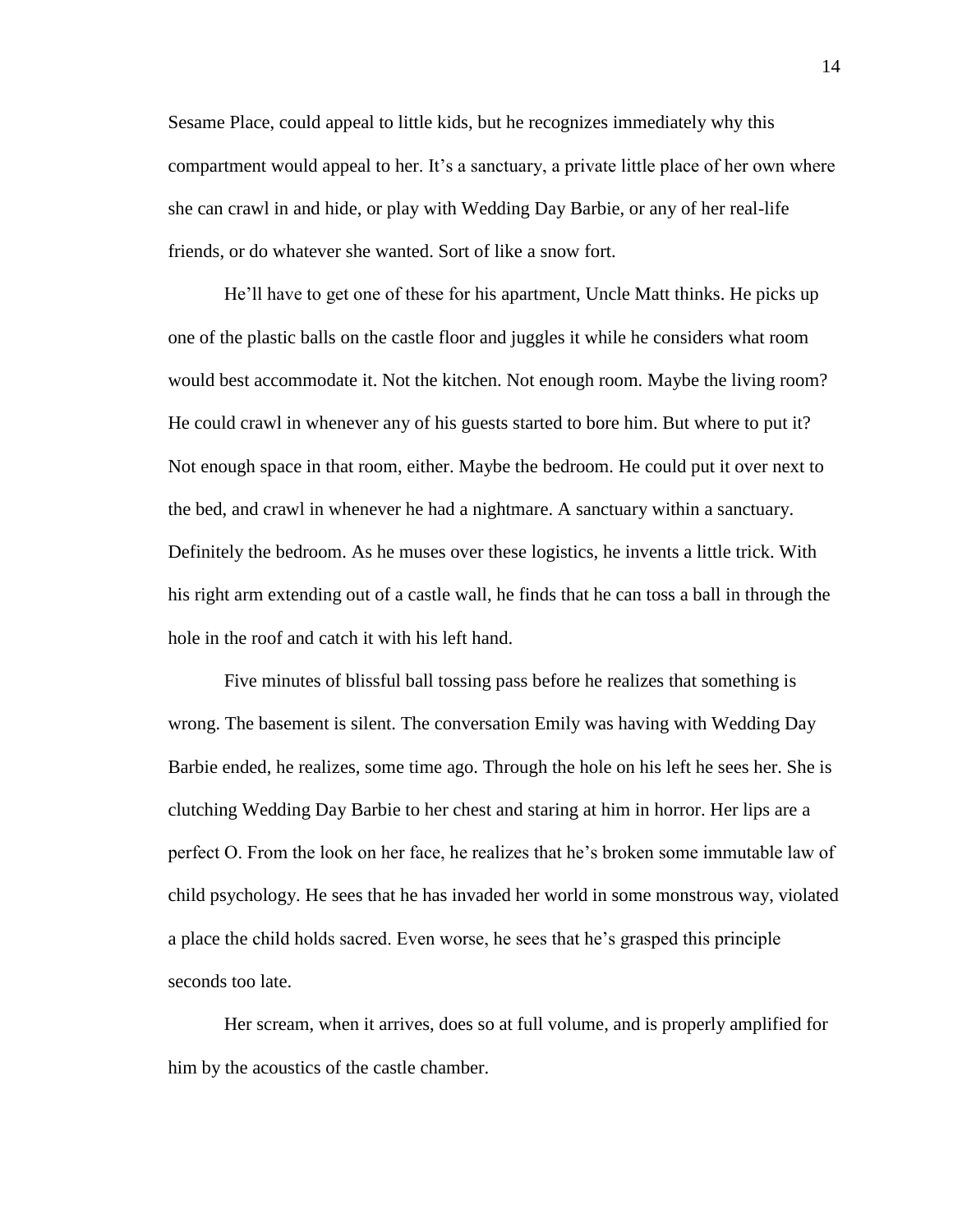Sesame Place, could appeal to little kids, but he recognizes immediately why this compartment would appeal to her. It's a sanctuary, a private little place of her own where she can crawl in and hide, or play with Wedding Day Barbie, or any of her real-life friends, or do whatever she wanted. Sort of like a snow fort.

He'll have to get one of these for his apartment, Uncle Matt thinks. He picks up one of the plastic balls on the castle floor and juggles it while he considers what room would best accommodate it. Not the kitchen. Not enough room. Maybe the living room? He could crawl in whenever any of his guests started to bore him. But where to put it? Not enough space in that room, either. Maybe the bedroom. He could put it over next to the bed, and crawl in whenever he had a nightmare. A sanctuary within a sanctuary. Definitely the bedroom. As he muses over these logistics, he invents a little trick. With his right arm extending out of a castle wall, he finds that he can toss a ball in through the hole in the roof and catch it with his left hand.

Five minutes of blissful ball tossing pass before he realizes that something is wrong. The basement is silent. The conversation Emily was having with Wedding Day Barbie ended, he realizes, some time ago. Through the hole on his left he sees her. She is clutching Wedding Day Barbie to her chest and staring at him in horror. Her lips are a perfect O. From the look on her face, he realizes that he's broken some immutable law of child psychology. He sees that he has invaded her world in some monstrous way, violated a place the child holds sacred. Even worse, he sees that he's grasped this principle seconds too late.

Her scream, when it arrives, does so at full volume, and is properly amplified for him by the acoustics of the castle chamber.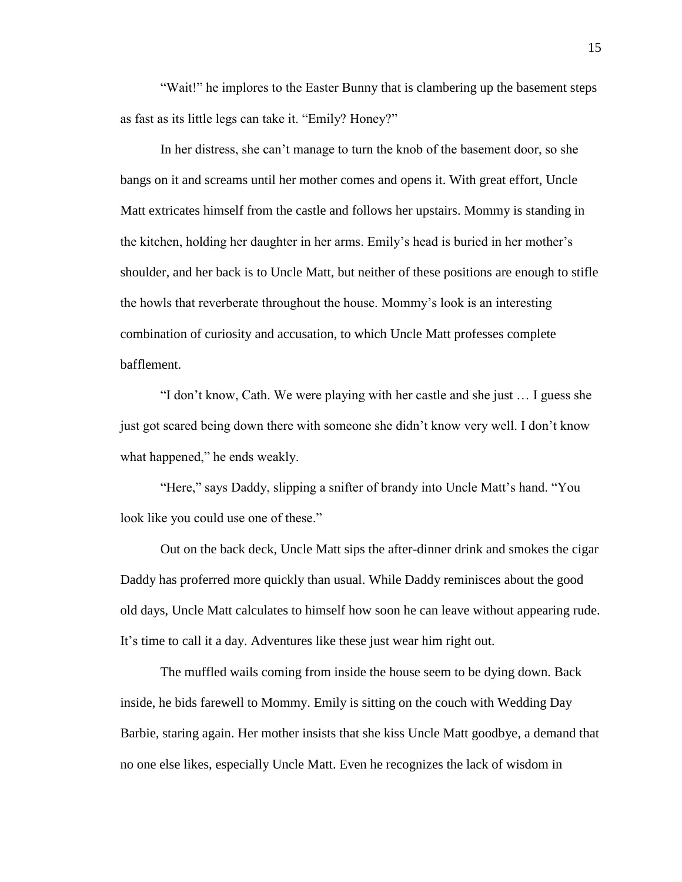"Wait!" he implores to the Easter Bunny that is clambering up the basement steps as fast as its little legs can take it. "Emily? Honey?"

In her distress, she can't manage to turn the knob of the basement door, so she bangs on it and screams until her mother comes and opens it. With great effort, Uncle Matt extricates himself from the castle and follows her upstairs. Mommy is standing in the kitchen, holding her daughter in her arms. Emily's head is buried in her mother's shoulder, and her back is to Uncle Matt, but neither of these positions are enough to stifle the howls that reverberate throughout the house. Mommy's look is an interesting combination of curiosity and accusation, to which Uncle Matt professes complete bafflement.

"I don't know, Cath. We were playing with her castle and she just … I guess she just got scared being down there with someone she didn't know very well. I don't know what happened," he ends weakly.

"Here," says Daddy, slipping a snifter of brandy into Uncle Matt's hand. "You look like you could use one of these."

Out on the back deck, Uncle Matt sips the after-dinner drink and smokes the cigar Daddy has proferred more quickly than usual. While Daddy reminisces about the good old days, Uncle Matt calculates to himself how soon he can leave without appearing rude. It's time to call it a day. Adventures like these just wear him right out.

The muffled wails coming from inside the house seem to be dying down. Back inside, he bids farewell to Mommy. Emily is sitting on the couch with Wedding Day Barbie, staring again. Her mother insists that she kiss Uncle Matt goodbye, a demand that no one else likes, especially Uncle Matt. Even he recognizes the lack of wisdom in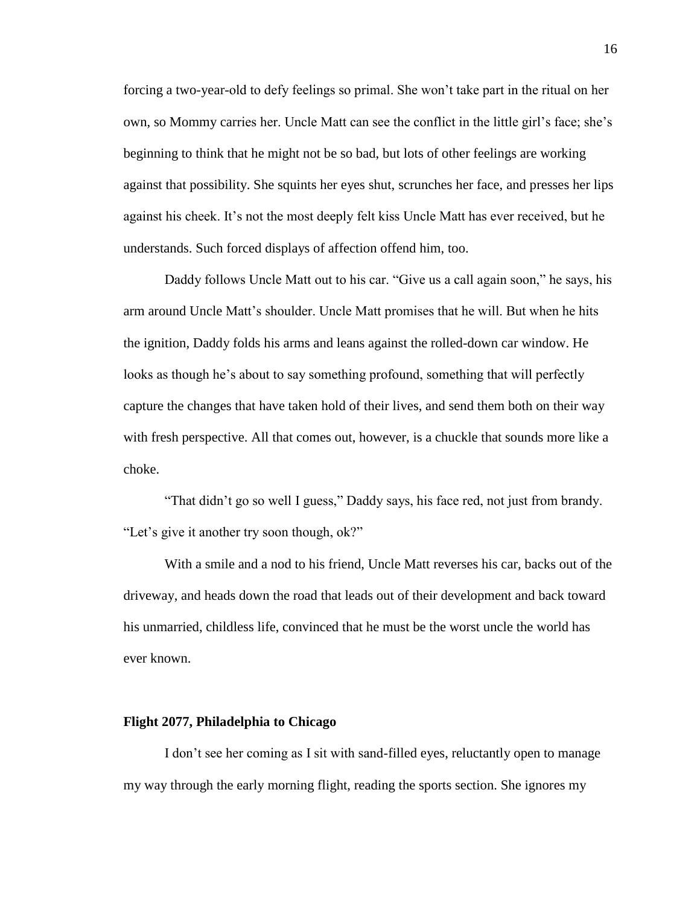forcing a two-year-old to defy feelings so primal. She won't take part in the ritual on her own, so Mommy carries her. Uncle Matt can see the conflict in the little girl's face; she's beginning to think that he might not be so bad, but lots of other feelings are working against that possibility. She squints her eyes shut, scrunches her face, and presses her lips against his cheek. It's not the most deeply felt kiss Uncle Matt has ever received, but he understands. Such forced displays of affection offend him, too.

Daddy follows Uncle Matt out to his car. "Give us a call again soon," he says, his arm around Uncle Matt's shoulder. Uncle Matt promises that he will. But when he hits the ignition, Daddy folds his arms and leans against the rolled-down car window. He looks as though he's about to say something profound, something that will perfectly capture the changes that have taken hold of their lives, and send them both on their way with fresh perspective. All that comes out, however, is a chuckle that sounds more like a choke.

"That didn't go so well I guess," Daddy says, his face red, not just from brandy. "Let's give it another try soon though, ok?"

With a smile and a nod to his friend, Uncle Matt reverses his car, backs out of the driveway, and heads down the road that leads out of their development and back toward his unmarried, childless life, convinced that he must be the worst uncle the world has ever known.

### Flight 2077, Philadelphia to Chicago

I don't see her coming as I sit with sand-filled eyes, reluctantly open to manage my way through the early morning flight, reading the sports section. She ignores my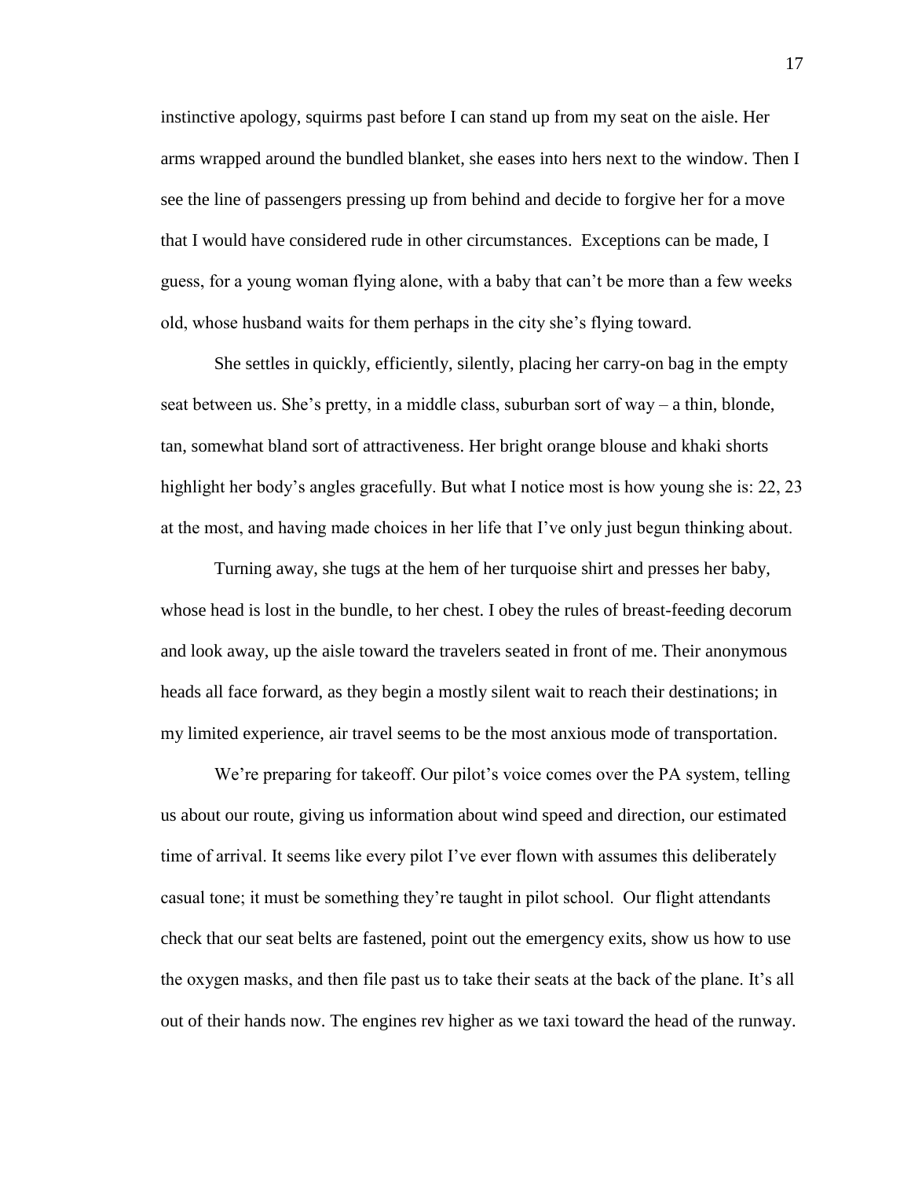instinctive apology, squirms past before I can stand up from my seat on the aisle. Her arms wrapped around the bundled blanket, she eases into hers next to the window. Then I see the line of passengers pressing up from behind and decide to forgive her for a move that I would have considered rude in other circumstances. Exceptions can be made, I guess, for a young woman flying alone, with a baby that can't be more than a few weeks old, whose husband waits for them perhaps in the city she's flying toward.

She settles in quickly, efficiently, silently, placing her carry-on bag in the empty seat between us. She's pretty, in a middle class, suburban sort of way – a thin, blonde, tan, somewhat bland sort of attractiveness. Her bright orange blouse and khaki shorts highlight her body's angles gracefully. But what I notice most is how young she is: 22, 23 at the most, and having made choices in her life that I've only just begun thinking about.

Turning away, she tugs at the hem of her turquoise shirt and presses her baby, whose head is lost in the bundle, to her chest. I obey the rules of breast-feeding decorum and look away, up the aisle toward the travelers seated in front of me. Their anonymous heads all face forward, as they begin a mostly silent wait to reach their destinations; in my limited experience, air travel seems to be the most anxious mode of transportation.

We're preparing for takeoff. Our pilot's voice comes over the PA system, telling us about our route, giving us information about wind speed and direction, our estimated time of arrival. It seems like every pilot I've ever flown with assumes this deliberately casual tone; it must be something they're taught in pilot school. Our flight attendants check that our seat belts are fastened, point out the emergency exits, show us how to use the oxygen masks, and then file past us to take their seats at the back of the plane. It's all out of their hands now. The engines rev higher as we taxi toward the head of the runway.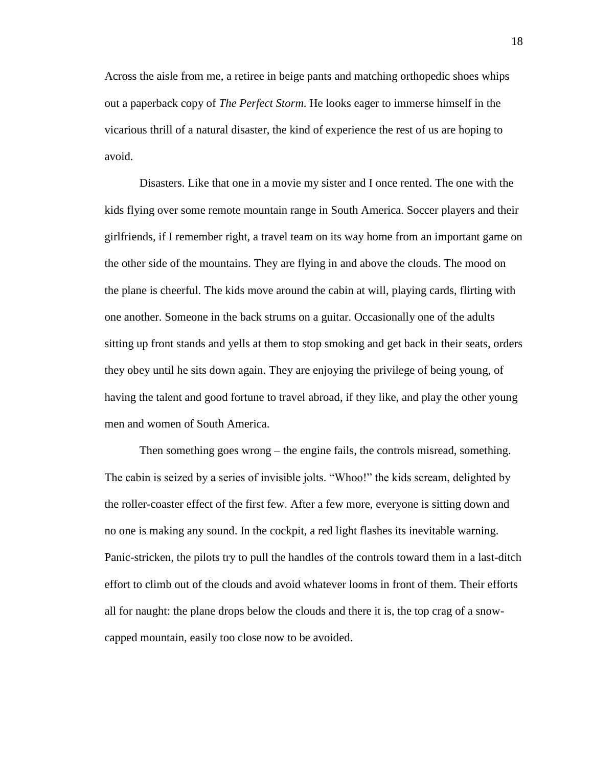Across the aisle from me, a retiree in beige pants and matching orthopedic shoes whips out a paperback copy of *The Perfect Storm*. He looks eager to immerse himself in the vicarious thrill of a natural disaster, the kind of experience the rest of us are hoping to avoid.

Disasters. Like that one in a movie my sister and I once rented. The one with the kids flying over some remote mountain range in South America. Soccer players and their girlfriends, if I remember right, a travel team on its way home from an important game on the other side of the mountains. They are flying in and above the clouds. The mood on the plane is cheerful. The kids move around the cabin at will, playing cards, flirting with one another. Someone in the back strums on a guitar. Occasionally one of the adults sitting up front stands and yells at them to stop smoking and get back in their seats, orders they obey until he sits down again. They are enjoying the privilege of being young, of having the talent and good fortune to travel abroad, if they like, and play the other young men and women of South America.

Then something goes wrong – the engine fails, the controls misread, something. The cabin is seized by a series of invisible jolts. "Whoo!" the kids scream, delighted by the roller-coaster effect of the first few. After a few more, everyone is sitting down and no one is making any sound. In the cockpit, a red light flashes its inevitable warning. Panic-stricken, the pilots try to pull the handles of the controls toward them in a last-ditch effort to climb out of the clouds and avoid whatever looms in front of them. Their efforts all for naught: the plane drops below the clouds and there it is, the top crag of a snow-capped mountain, easily too close now to be avoided.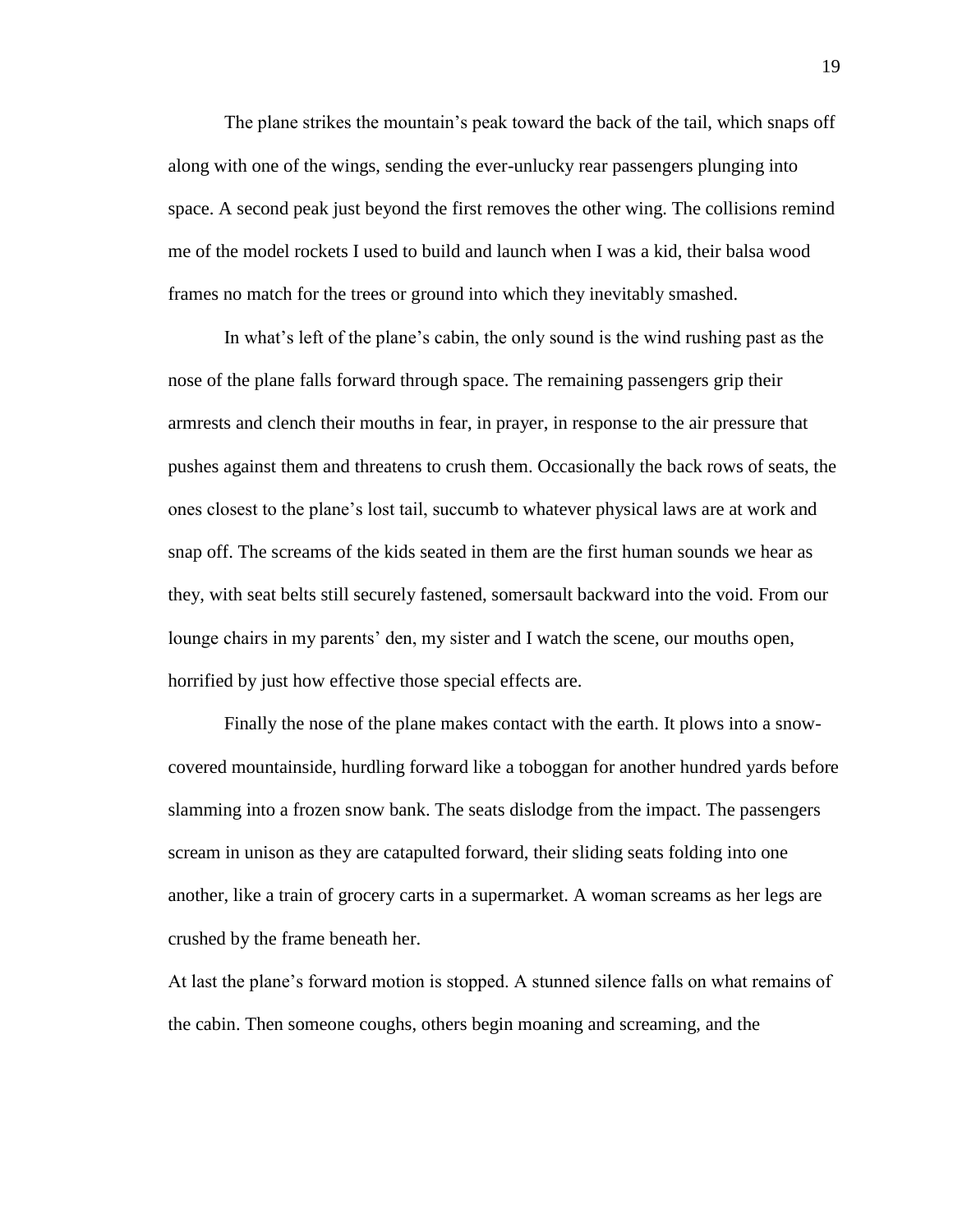The plane strikes the mountain's peak toward the back of the tail, which snaps off along with one of the wings, sending the ever-unlucky rear passengers plunging into space. A second peak just beyond the first removes the other wing. The collisions remind me of the model rockets I used to build and launch when I was a kid, their balsa wood frames no match for the trees or ground into which they inevitably smashed.

In what's left of the plane's cabin, the only sound is the wind rushing past as the nose of the plane falls forward through space. The remaining passengers grip their armrests and clench their mouths in fear, in prayer, in response to the air pressure that pushes against them and threatens to crush them. Occasionally the back rows of seats, the ones closest to the plane's lost tail, succumb to whatever physical laws are at work and snap off. The screams of the kids seated in them are the first human sounds we hear as they, with seat belts still securely fastened, somersault backward into the void. From our lounge chairs in my parents' den, my sister and I watch the scene, our mouths open, horrified by just how effective those special effects are.

Finally the nose of the plane makes contact with the earth. It plows into a snow-covered mountainside, hurdling forward like a toboggan for another hundred yards before slamming into a frozen snow bank. The seats dislodge from the impact. The passengers scream in unison as they are catapulted forward, their sliding seats folding into one another, like a train of grocery carts in a supermarket. A woman screams as her legs are crushed by the frame beneath her.

At last the plane's forward motion is stopped. A stunned silence falls on what remains of the cabin. Then someone coughs, others begin moaning and screaming, and the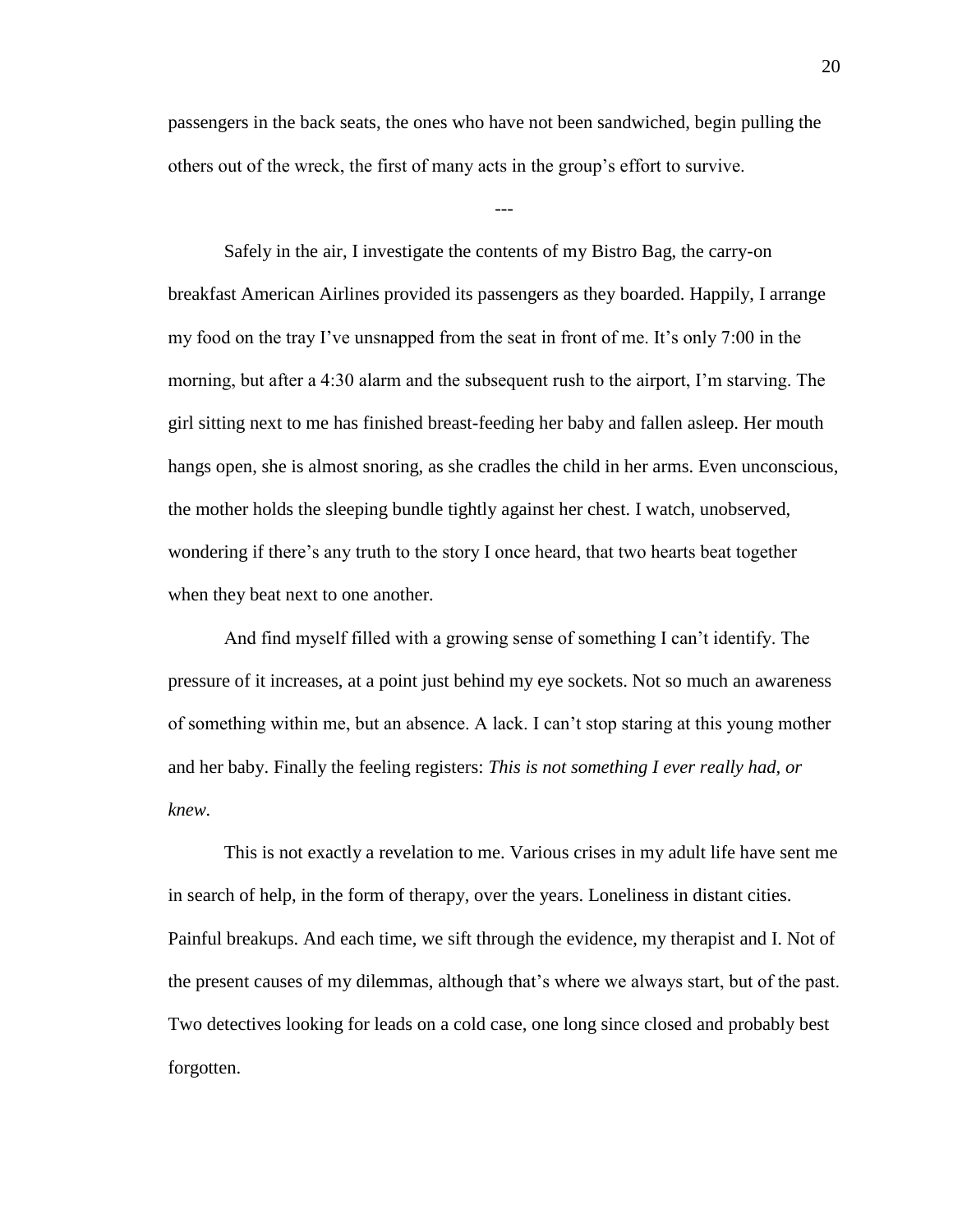passengers in the back seats, the ones who have not been sandwiched, begin pulling the others out of the wreck, the first of many acts in the group's effort to survive.

---

Safely in the air, I investigate the contents of my Bistro Bag, the carry-on breakfast American Airlines provided its passengers as they boarded. Happily, I arrange my food on the tray I've unsnapped from the seat in front of me. It's only 7:00 in the morning, but after a 4:30 alarm and the subsequent rush to the airport, I'm starving. The girl sitting next to me has finished breast-feeding her baby and fallen asleep. Her mouth hangs open, she is almost snoring, as she cradles the child in her arms. Even unconscious, the mother holds the sleeping bundle tightly against her chest. I watch, unobserved, wondering if there's any truth to the story I once heard, that two hearts beat together when they beat next to one another.

And find myself filled with a growing sense of something I can't identify. The pressure of it increases, at a point just behind my eye sockets. Not so much an awareness of something within me, but an absence. A lack. I can't stop staring at this young mother and her baby. Finally the feeling registers: *This is not something I ever really had, or knew.*

This is not exactly a revelation to me. Various crises in my adult life have sent me in search of help, in the form of therapy, over the years. Loneliness in distant cities. Painful breakups. And each time, we sift through the evidence, my therapist and I. Not of the present causes of my dilemmas, although that's where we always start, but of the past. Two detectives looking for leads on a cold case, one long since closed and probably best forgotten.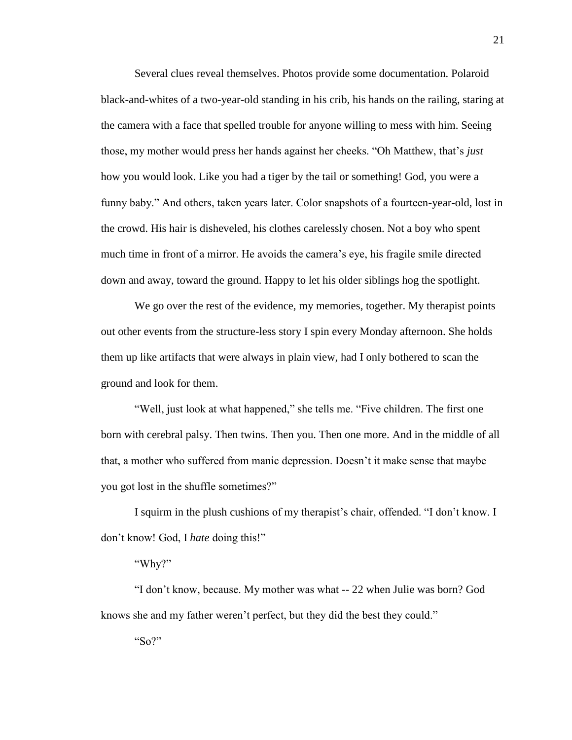Several clues reveal themselves. Photos provide some documentation. Polaroid black-and-whites of a two-year-old standing in his crib, his hands on the railing, staring at the camera with a face that spelled trouble for anyone willing to mess with him. Seeing those, my mother would press her hands against her cheeks. "Oh Matthew, that's *just* how you would look. Like you had a tiger by the tail or something! God, you were a funny baby." And others, taken years later. Color snapshots of a fourteen-year-old, lost in the crowd. His hair is disheveled, his clothes carelessly chosen. Not a boy who spent much time in front of a mirror. He avoids the camera's eye, his fragile smile directed down and away, toward the ground. Happy to let his older siblings hog the spotlight.

We go over the rest of the evidence, my memories, together. My therapist points out other events from the structure-less story I spin every Monday afternoon. She holds them up like artifacts that were always in plain view, had I only bothered to scan the ground and look for them.

"Well, just look at what happened," she tells me. "Five children. The first one born with cerebral palsy. Then twins. Then you. Then one more. And in the middle of all that, a mother who suffered from manic depression. Doesn't it make sense that maybe you got lost in the shuffle sometimes?"

I squirm in the plush cushions of my therapist's chair, offended. "I don't know. I don't know! God, I *hate* doing this!"

"Why?"

"I don't know, because. My mother was what -- 22 when Julie was born? God knows she and my father weren't perfect, but they did the best they could."

"So?"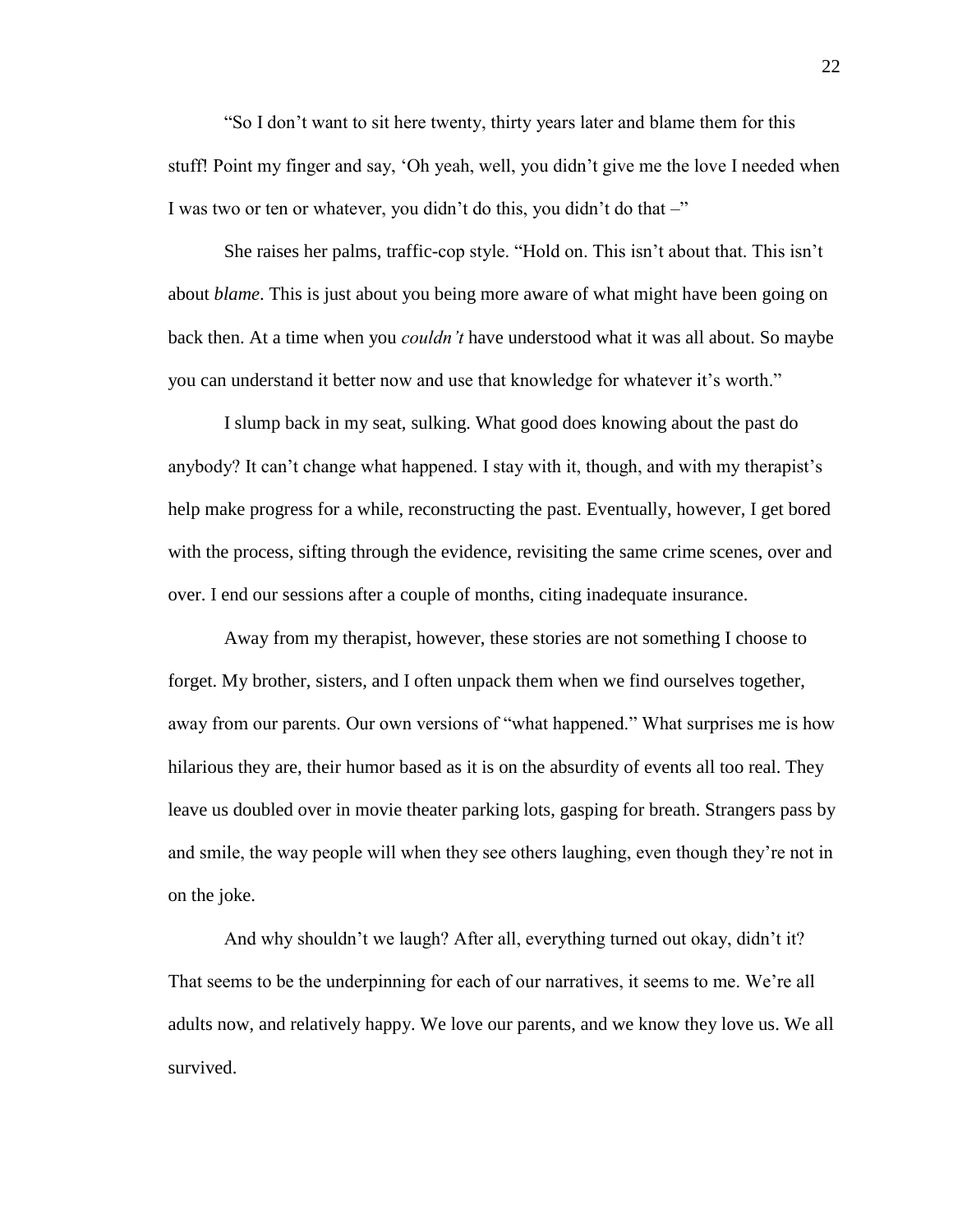"So I don't want to sit here twenty, thirty years later and blame them for this stuff! Point my finger and say, 'Oh yeah, well, you didn't give me the love I needed when I was two or ten or whatever, you didn't do this, you didn't do that –"

She raises her palms, traffic-cop style. "Hold on. This isn't about that. This isn't about *blame*. This is just about you being more aware of what might have been going on back then. At a time when you *couldn't* have understood what it was all about. So maybe you can understand it better now and use that knowledge for whatever it's worth."

I slump back in my seat, sulking. What good does knowing about the past do anybody? It can't change what happened. I stay with it, though, and with my therapist's help make progress for a while, reconstructing the past. Eventually, however, I get bored with the process, sifting through the evidence, revisiting the same crime scenes, over and over. I end our sessions after a couple of months, citing inadequate insurance.

Away from my therapist, however, these stories are not something I choose to forget. My brother, sisters, and I often unpack them when we find ourselves together, away from our parents. Our own versions of "what happened." What surprises me is how hilarious they are, their humor based as it is on the absurdity of events all too real. They leave us doubled over in movie theater parking lots, gasping for breath. Strangers pass by and smile, the way people will when they see others laughing, even though they're not in on the joke.

And why shouldn't we laugh? After all, everything turned out okay, didn't it? That seems to be the underpinning for each of our narratives, it seems to me. We're all adults now, and relatively happy. We love our parents, and we know they love us. We all survived.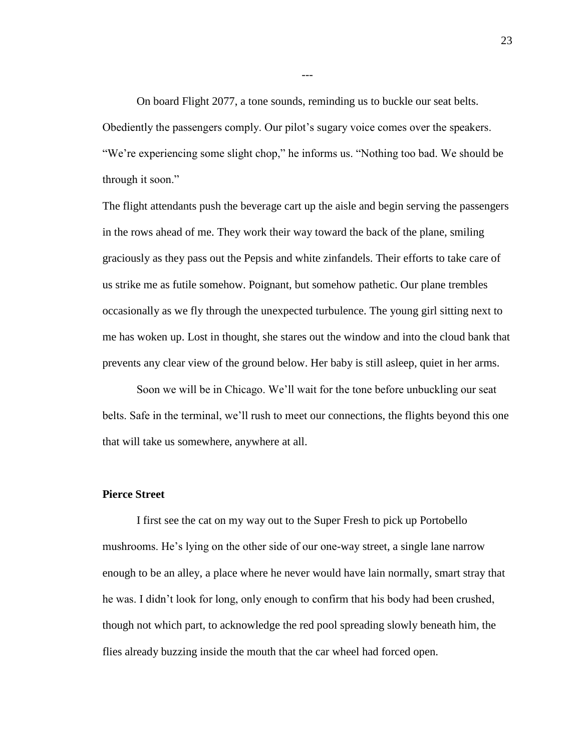---

On board Flight 2077, a tone sounds, reminding us to buckle our seat belts. Obediently the passengers comply. Our pilot's sugary voice comes over the speakers. "We're experiencing some slight chop," he informs us. "Nothing too bad. We should be through it soon."

The flight attendants push the beverage cart up the aisle and begin serving the passengers in the rows ahead of me. They work their way toward the back of the plane, smiling graciously as they pass out the Pepsis and white zinfandels. Their efforts to take care of us strike me as futile somehow. Poignant, but somehow pathetic. Our plane trembles occasionally as we fly through the unexpected turbulence. The young girl sitting next to me has woken up. Lost in thought, she stares out the window and into the cloud bank that prevents any clear view of the ground below. Her baby is still asleep, quiet in her arms.

Soon we will be in Chicago. We'll wait for the tone before unbuckling our seat belts. Safe in the terminal, we'll rush to meet our connections, the flights beyond this one that will take us somewhere, anywhere at all.

**Pierce Street**

I first see the cat on my way out to the Super Fresh to pick up Portobello mushrooms. He's lying on the other side of our one-way street, a single lane narrow enough to be an alley, a place where he never would have lain normally, smart stray that he was. I didn't look for long, only enough to confirm that his body had been crushed, though not which part, to acknowledge the red pool spreading slowly beneath him, the flies already buzzing inside the mouth that the car wheel had forced open.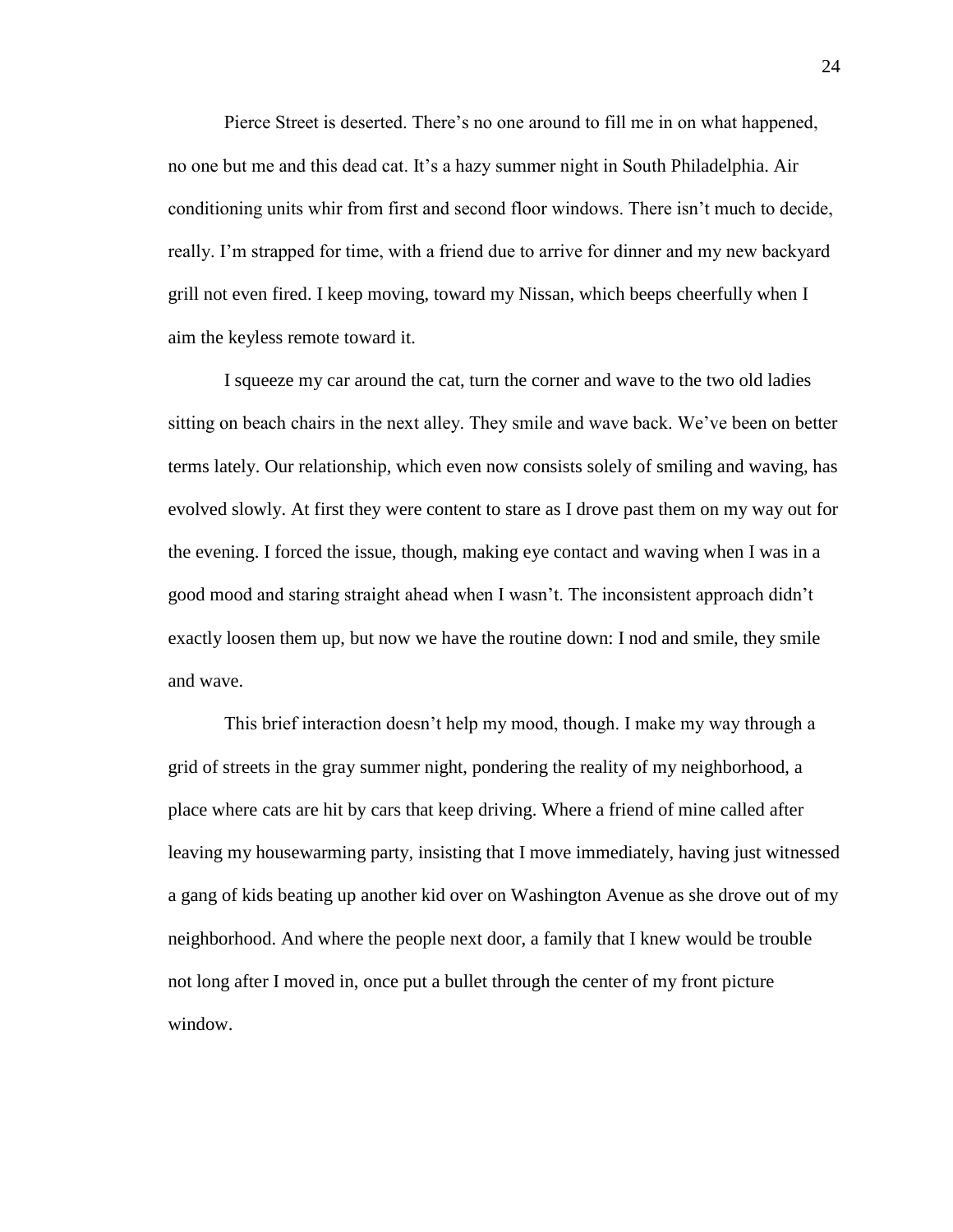Pierce Street is deserted. There's no one around to fill me in on what happened, no one but me and this dead cat. It's a hazy summer night in South Philadelphia. Air conditioning units whir from first and second floor windows. There isn't much to decide, really. I'm strapped for time, with a friend due to arrive for dinner and my new backyard grill not even fired. I keep moving, toward my Nissan, which beeps cheerfully when I aim the keyless remote toward it.

I squeeze my car around the cat, turn the corner and wave to the two old ladies sitting on beach chairs in the next alley. They smile and wave back. We've been on better terms lately. Our relationship, which even now consists solely of smiling and waving, has evolved slowly. At first they were content to stare as I drove past them on my way out for the evening. I forced the issue, though, making eye contact and waving when I was in a good mood and staring straight ahead when I wasn't. The inconsistent approach didn't exactly loosen them up, but now we have the routine down: I nod and smile, they smile and wave.

This brief interaction doesn't help my mood, though. I make my way through a grid of streets in the gray summer night, pondering the reality of my neighborhood, a place where cats are hit by cars that keep driving. Where a friend of mine called after leaving my housewarming party, insisting that I move immediately, having just witnessed a gang of kids beating up another kid over on Washington Avenue as she drove out of my neighborhood. And where the people next door, a family that I knew would be trouble not long after I moved in, once put a bullet through the center of my front picture window.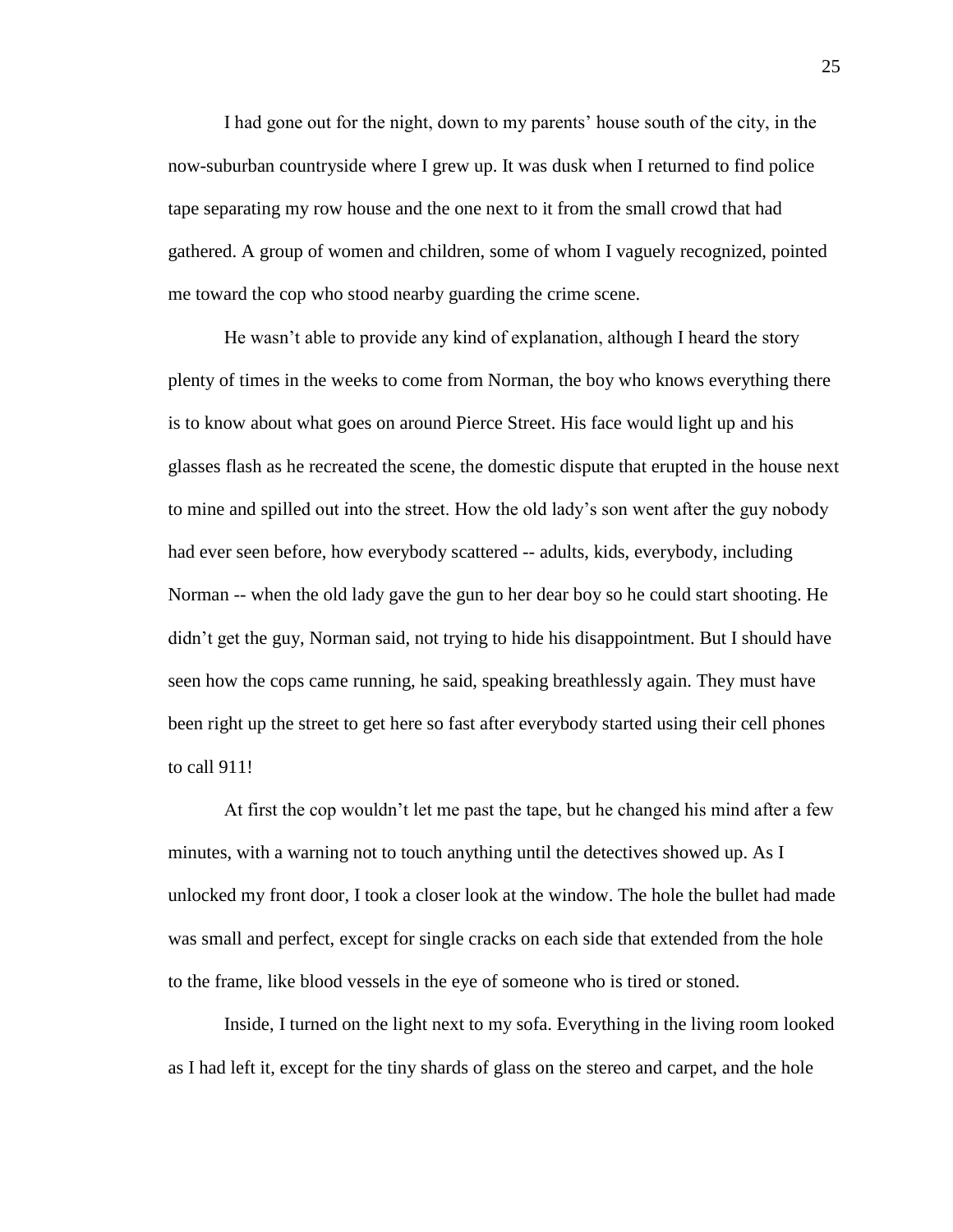I had gone out for the night, down to my parents' house south of the city, in the now-suburban countryside where I grew up. It was dusk when I returned to find police tape separating my row house and the one next to it from the small crowd that had gathered. A group of women and children, some of whom I vaguely recognized, pointed me toward the cop who stood nearby guarding the crime scene.

He wasn't able to provide any kind of explanation, although I heard the story plenty of times in the weeks to come from Norman, the boy who knows everything there is to know about what goes on around Pierce Street. His face would light up and his glasses flash as he recreated the scene, the domestic dispute that erupted in the house next to mine and spilled out into the street. How the old lady's son went after the guy nobody had ever seen before, how everybody scattered -- adults, kids, everybody, including Norman -- when the old lady gave the gun to her dear boy so he could start shooting. He didn't get the guy, Norman said, not trying to hide his disappointment. But I should have seen how the cops came running, he said, speaking breathlessly again. They must have been right up the street to get here so fast after everybody started using their cell phones to call 911!

At first the cop wouldn't let me past the tape, but he changed his mind after a few minutes, with a warning not to touch anything until the detectives showed up. As I unlocked my front door, I took a closer look at the window. The hole the bullet had made was small and perfect, except for single cracks on each side that extended from the hole to the frame, like blood vessels in the eye of someone who is tired or stoned.

Inside, I turned on the light next to my sofa. Everything in the living room looked as I had left it, except for the tiny shards of glass on the stereo and carpet, and the hole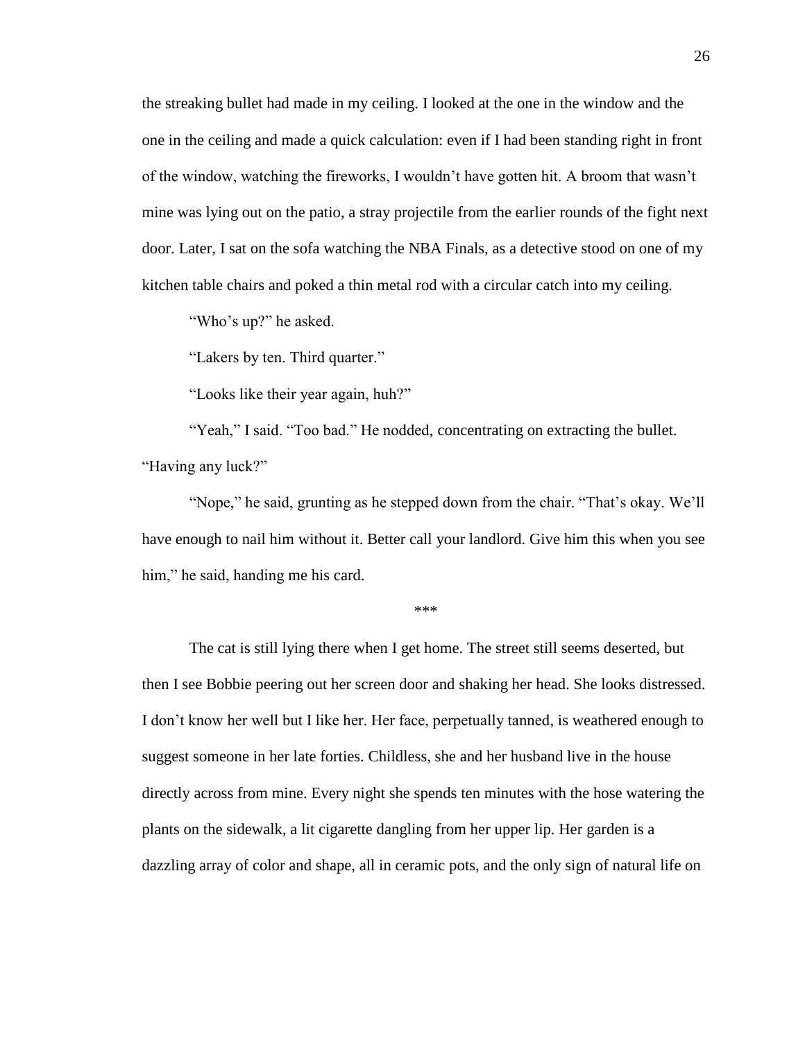the streaking bullet had made in my ceiling. I looked at the one in the window and the one in the ceiling and made a quick calculation: even if I had been standing right in front of the window, watching the fireworks, I wouldn't have gotten hit. A broom that wasn't mine was lying out on the patio, a stray projectile from the earlier rounds of the fight next door. Later, I sat on the sofa watching the NBA Finals, as a detective stood on one of my kitchen table chairs and poked a thin metal rod with a circular catch into my ceiling.

"Who's up?" he asked.

"Lakers by ten. Third quarter."

"Looks like their year again, huh?"

"Yeah," I said. "Too bad." He nodded, concentrating on extracting the bullet. "Having any luck?"

"Nope," he said, grunting as he stepped down from the chair. "That's okay. We'll have enough to nail him without it. Better call your landlord. Give him this when you see him," he said, handing me his card.

***

The cat is still lying there when I get home. The street still seems deserted, but then I see Bobbie peering out her screen door and shaking her head. She looks distressed. I don't know her well but I like her. Her face, perpetually tanned, is weathered enough to suggest someone in her late forties. Childless, she and her husband live in the house directly across from mine. Every night she spends ten minutes with the hose watering the plants on the sidewalk, a lit cigarette dangling from her upper lip. Her garden is a dazzling array of color and shape, all in ceramic pots, and the only sign of natural life on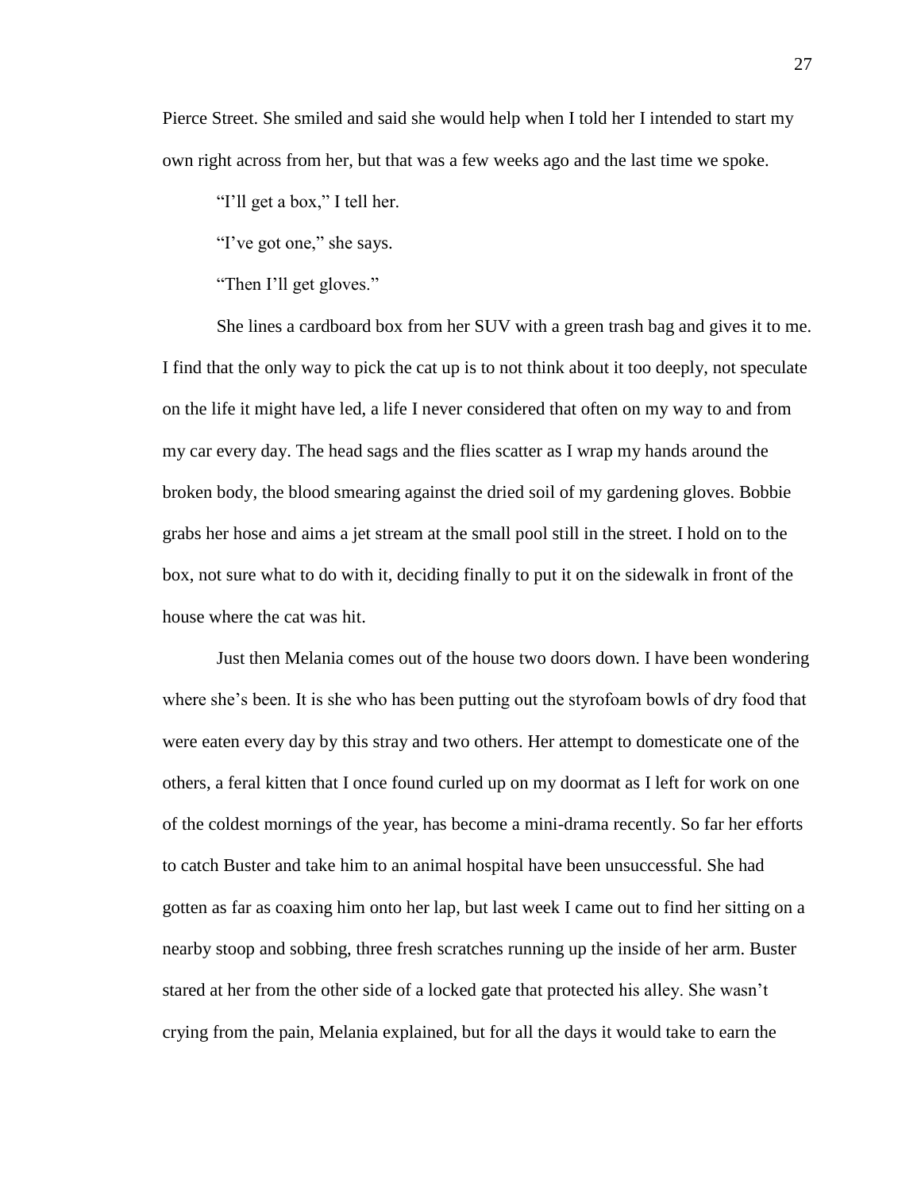Pierce Street. She smiled and said she would help when I told her I intended to start my own right across from her, but that was a few weeks ago and the last time we spoke.

"I'll get a box," I tell her.

"I've got one," she says.

"Then I'll get gloves."

She lines a cardboard box from her SUV with a green trash bag and gives it to me. I find that the only way to pick the cat up is to not think about it too deeply, not speculate on the life it might have led, a life I never considered that often on my way to and from my car every day. The head sags and the flies scatter as I wrap my hands around the broken body, the blood smearing against the dried soil of my gardening gloves. Bobbie grabs her hose and aims a jet stream at the small pool still in the street. I hold on to the box, not sure what to do with it, deciding finally to put it on the sidewalk in front of the house where the cat was hit.

Just then Melania comes out of the house two doors down. I have been wondering where she's been. It is she who has been putting out the styrofoam bowls of dry food that were eaten every day by this stray and two others. Her attempt to domesticate one of the others, a feral kitten that I once found curled up on my doormat as I left for work on one of the coldest mornings of the year, has become a mini-drama recently. So far her efforts to catch Buster and take him to an animal hospital have been unsuccessful. She had gotten as far as coaxing him onto her lap, but last week I came out to find her sitting on a nearby stoop and sobbing, three fresh scratches running up the inside of her arm. Buster stared at her from the other side of a locked gate that protected his alley. She wasn't crying from the pain, Melania explained, but for all the days it would take to earn the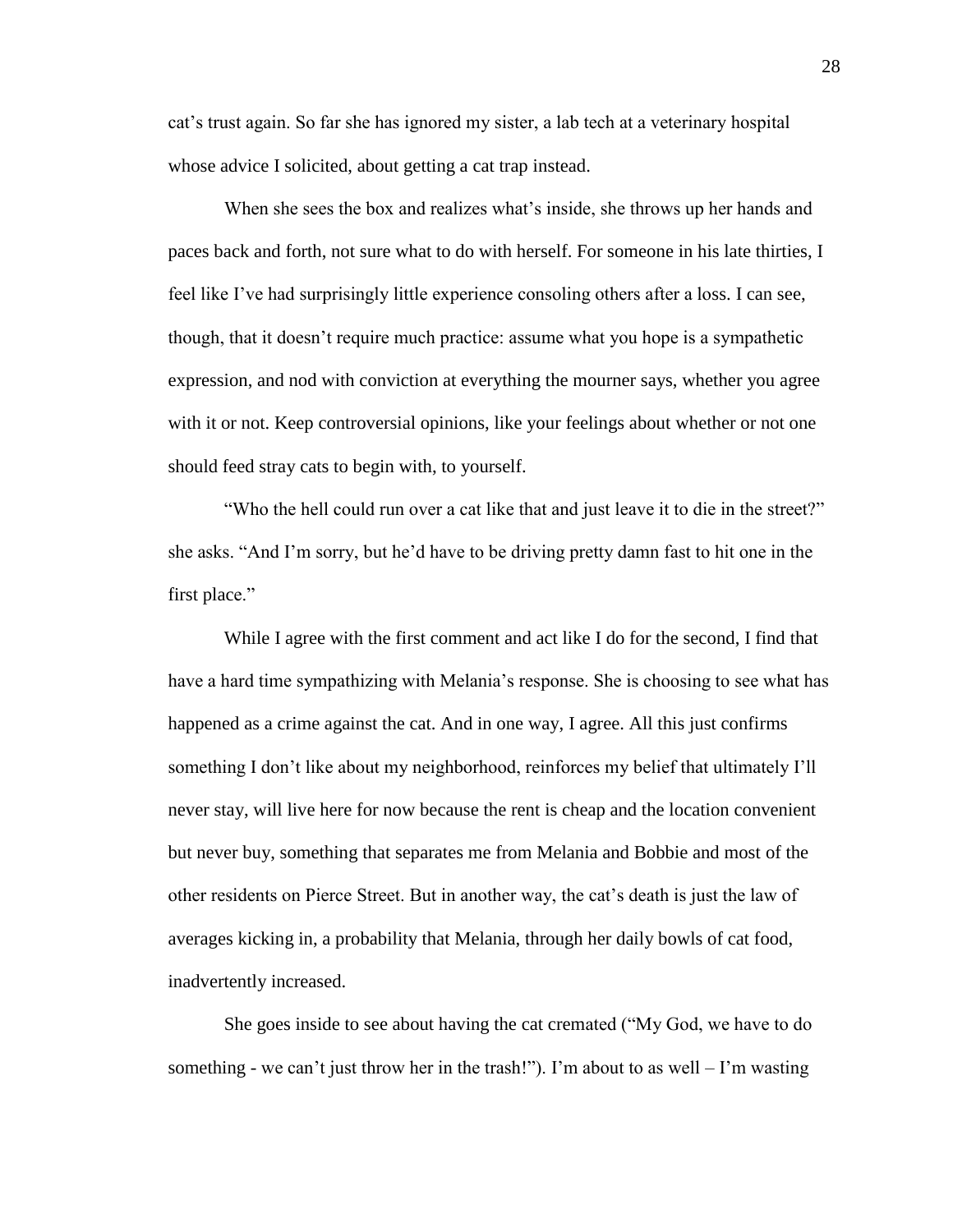cat's trust again. So far she has ignored my sister, a lab tech at a veterinary hospital whose advice I solicited, about getting a cat trap instead.

When she sees the box and realizes what's inside, she throws up her hands and paces back and forth, not sure what to do with herself. For someone in his late thirties, I feel like I've had surprisingly little experience consoling others after a loss. I can see, though, that it doesn't require much practice: assume what you hope is a sympathetic expression, and nod with conviction at everything the mourner says, whether you agree with it or not. Keep controversial opinions, like your feelings about whether or not one should feed stray cats to begin with, to yourself.

"Who the hell could run over a cat like that and just leave it to die in the street?" she asks. "And I'm sorry, but he'd have to be driving pretty damn fast to hit one in the first place."

While I agree with the first comment and act like I do for the second, I find that have a hard time sympathizing with Melania's response. She is choosing to see what has happened as a crime against the cat. And in one way, I agree. All this just confirms something I don't like about my neighborhood, reinforces my belief that ultimately I'll never stay, will live here for now because the rent is cheap and the location convenient but never buy, something that separates me from Melania and Bobbie and most of the other residents on Pierce Street. But in another way, the cat's death is just the law of averages kicking in, a probability that Melania, through her daily bowls of cat food, inadvertently increased.

She goes inside to see about having the cat cremated ("My God, we have to do something - we can't just throw her in the trash!"). I'm about to as well – I'm wasting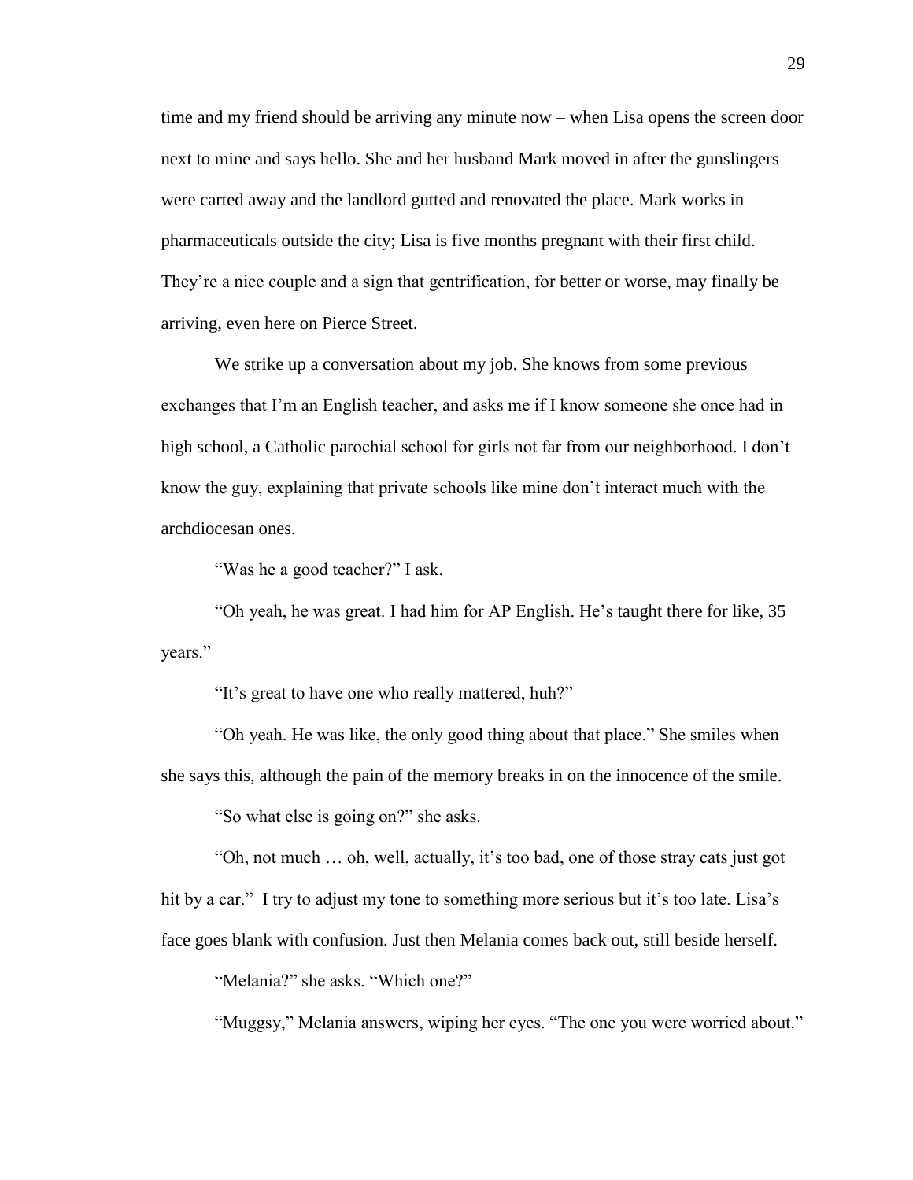time and my friend should be arriving any minute now – when Lisa opens the screen door next to mine and says hello. She and her husband Mark moved in after the gunslingers were carted away and the landlord gutted and renovated the place. Mark works in pharmaceuticals outside the city; Lisa is five months pregnant with their first child. They're a nice couple and a sign that gentrification, for better or worse, may finally be arriving, even here on Pierce Street.

We strike up a conversation about my job. She knows from some previous exchanges that I'm an English teacher, and asks me if I know someone she once had in high school, a Catholic parochial school for girls not far from our neighborhood. I don't know the guy, explaining that private schools like mine don't interact much with the archdiocesan ones.

"Was he a good teacher?" I ask.

"Oh yeah, he was great. I had him for AP English. He's taught there for like, 35 years."

"It's great to have one who really mattered, huh?"

"Oh yeah. He was like, the only good thing about that place." She smiles when she says this, although the pain of the memory breaks in on the innocence of the smile.

"So what else is going on?" she asks.

"Oh, not much … oh, well, actually, it's too bad, one of those stray cats just got hit by a car." I try to adjust my tone to something more serious but it's too late. Lisa's face goes blank with confusion. Just then Melania comes back out, still beside herself.

"Melania?" she asks. "Which one?"

"Muggsy," Melania answers, wiping her eyes. "The one you were worried about."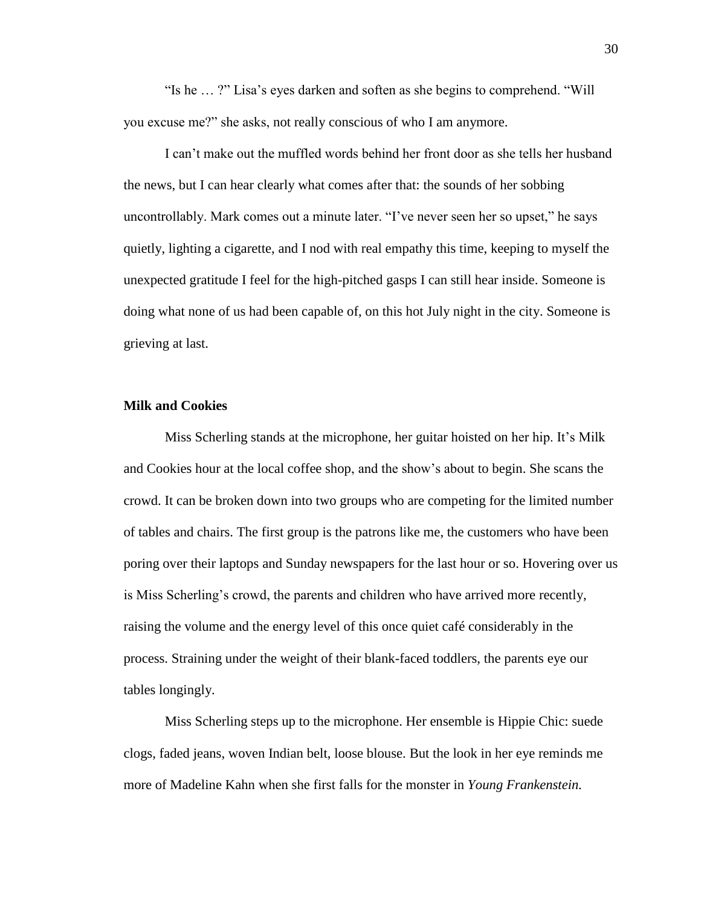"Is he … ?" Lisa's eyes darken and soften as she begins to comprehend. "Will you excuse me?" she asks, not really conscious of who I am anymore.

I can't make out the muffled words behind her front door as she tells her husband the news, but I can hear clearly what comes after that: the sounds of her sobbing uncontrollably. Mark comes out a minute later. "I've never seen her so upset," he says quietly, lighting a cigarette, and I nod with real empathy this time, keeping to myself the unexpected gratitude I feel for the high-pitched gasps I can still hear inside. Someone is doing what none of us had been capable of, on this hot July night in the city. Someone is grieving at last.

**Milk and Cookies**

Miss Scherling stands at the microphone, her guitar hoisted on her hip. It's Milk and Cookies hour at the local coffee shop, and the show's about to begin. She scans the crowd. It can be broken down into two groups who are competing for the limited number of tables and chairs. The first group is the patrons like me, the customers who have been poring over their laptops and Sunday newspapers for the last hour or so. Hovering over us is Miss Scherling's crowd, the parents and children who have arrived more recently, raising the volume and the energy level of this once quiet café considerably in the process. Straining under the weight of their blank-faced toddlers, the parents eye our tables longingly.

Miss Scherling steps up to the microphone. Her ensemble is Hippie Chic: suede clogs, faded jeans, woven Indian belt, loose blouse. But the look in her eye reminds me more of Madeline Kahn when she first falls for the monster in *Young Frankenstein.*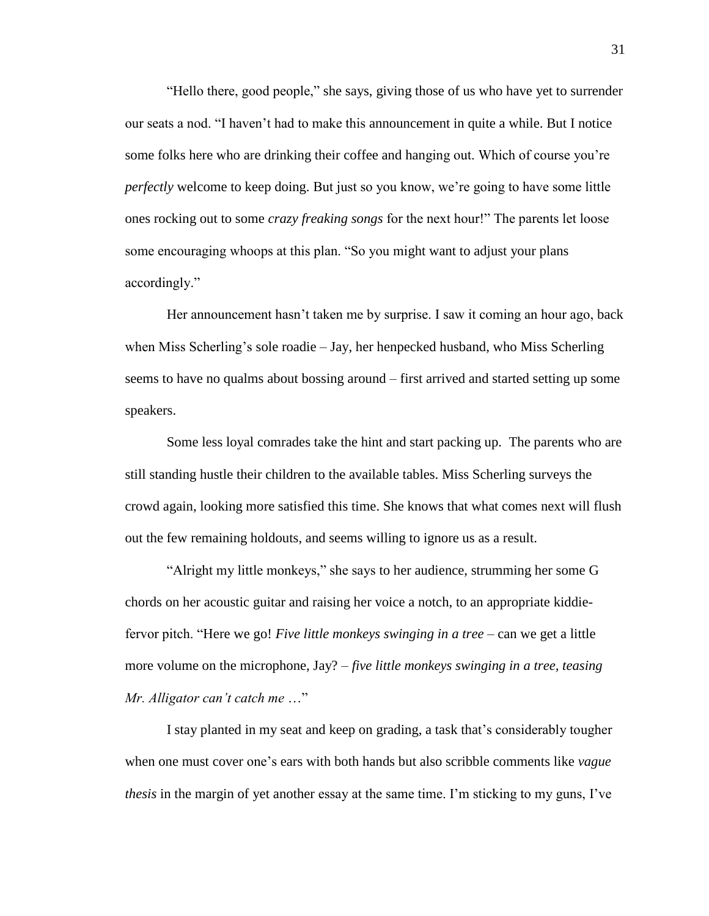"Hello there, good people," she says, giving those of us who have yet to surrender our seats a nod. "I haven't had to make this announcement in quite a while. But I notice some folks here who are drinking their coffee and hanging out. Which of course you're *perfectly* welcome to keep doing. But just so you know, we're going to have some little ones rocking out to some *crazy freaking songs* for the next hour!" The parents let loose some encouraging whoops at this plan. "So you might want to adjust your plans accordingly."

Her announcement hasn't taken me by surprise. I saw it coming an hour ago, back when Miss Scherling's sole roadie – Jay, her henpecked husband, who Miss Scherling seems to have no qualms about bossing around – first arrived and started setting up some speakers.

Some less loyal comrades take the hint and start packing up.  The parents who are still standing hustle their children to the available tables. Miss Scherling surveys the crowd again, looking more satisfied this time. She knows that what comes next will flush out the few remaining holdouts, and seems willing to ignore us as a result.

"Alright my little monkeys," she says to her audience, strumming her some G chords on her acoustic guitar and raising her voice a notch, to an appropriate kiddie-fervor pitch. "Here we go! *Five little monkeys swinging in a tree* – can we get a little more volume on the microphone, Jay? – *five little monkeys swinging in a tree, teasing Mr. Alligator can't catch me* …"

I stay planted in my seat and keep on grading, a task that's considerably tougher when one must cover one's ears with both hands but also scribble comments like *vague thesis* in the margin of yet another essay at the same time. I'm sticking to my guns, I've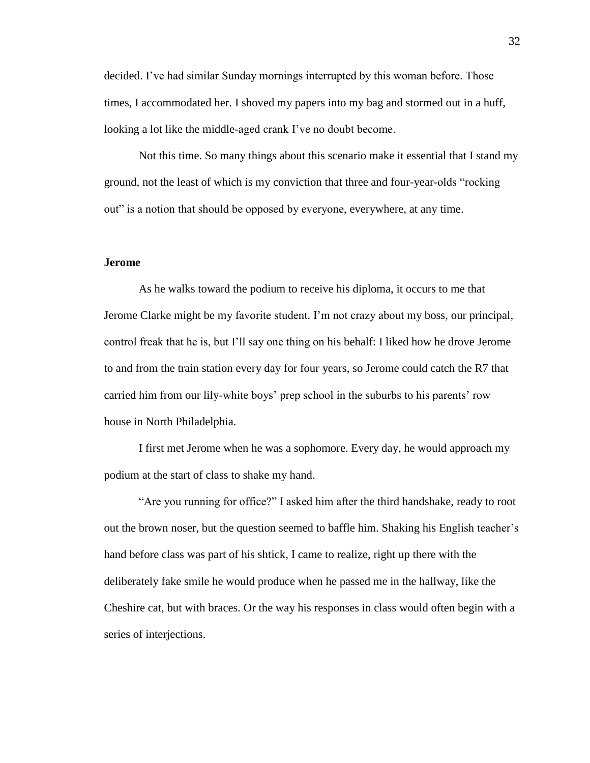decided. I've had similar Sunday mornings interrupted by this woman before. Those times, I accommodated her. I shoved my papers into my bag and stormed out in a huff, looking a lot like the middle-aged crank I've no doubt become.

Not this time. So many things about this scenario make it essential that I stand my ground, not the least of which is my conviction that three and four-year-olds "rocking out" is a notion that should be opposed by everyone, everywhere, at any time.

**Jerome**

As he walks toward the podium to receive his diploma, it occurs to me that Jerome Clarke might be my favorite student. I'm not crazy about my boss, our principal, control freak that he is, but I'll say one thing on his behalf: I liked how he drove Jerome to and from the train station every day for four years, so Jerome could catch the R7 that carried him from our lily-white boys' prep school in the suburbs to his parents' row house in North Philadelphia.

I first met Jerome when he was a sophomore. Every day, he would approach my podium at the start of class to shake my hand.

"Are you running for office?" I asked him after the third handshake, ready to root out the brown noser, but the question seemed to baffle him. Shaking his English teacher's hand before class was part of his shtick, I came to realize, right up there with the deliberately fake smile he would produce when he passed me in the hallway, like the Cheshire cat, but with braces. Or the way his responses in class would often begin with a series of interjections.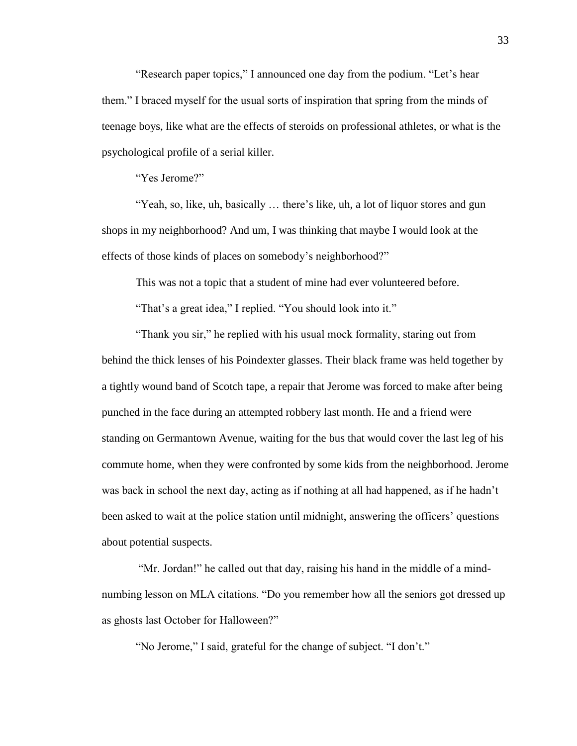"Research paper topics," I announced one day from the podium. "Let's hear them." I braced myself for the usual sorts of inspiration that spring from the minds of teenage boys, like what are the effects of steroids on professional athletes, or what is the psychological profile of a serial killer.

"Yes Jerome?"

"Yeah, so, like, uh, basically … there's like, uh, a lot of liquor stores and gun shops in my neighborhood? And um, I was thinking that maybe I would look at the effects of those kinds of places on somebody's neighborhood?"

This was not a topic that a student of mine had ever volunteered before.

"That's a great idea," I replied. "You should look into it."

"Thank you sir," he replied with his usual mock formality, staring out from behind the thick lenses of his Poindexter glasses. Their black frame was held together by a tightly wound band of Scotch tape, a repair that Jerome was forced to make after being punched in the face during an attempted robbery last month. He and a friend were standing on Germantown Avenue, waiting for the bus that would cover the last leg of his commute home, when they were confronted by some kids from the neighborhood. Jerome was back in school the next day, acting as if nothing at all had happened, as if he hadn't been asked to wait at the police station until midnight, answering the officers' questions about potential suspects.

"Mr. Jordan!" he called out that day, raising his hand in the middle of a mind-numbing lesson on MLA citations. "Do you remember how all the seniors got dressed up as ghosts last October for Halloween?"

"No Jerome," I said, grateful for the change of subject. "I don't."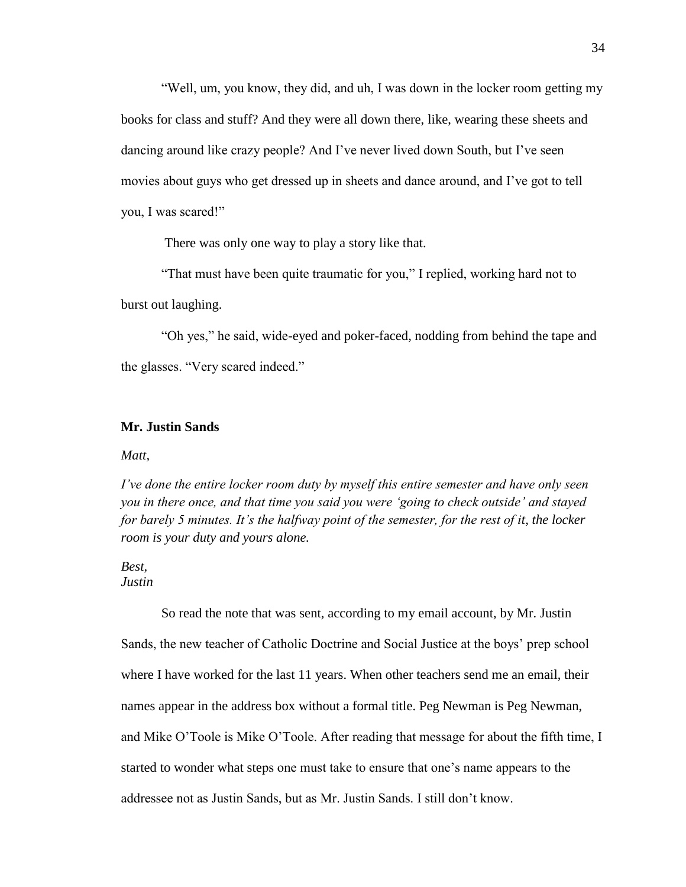"Well, um, you know, they did, and uh, I was down in the locker room getting my books for class and stuff? And they were all down there, like, wearing these sheets and dancing around like crazy people? And I've never lived down South, but I've seen movies about guys who get dressed up in sheets and dance around, and I've got to tell you, I was scared!"

There was only one way to play a story like that.

"That must have been quite traumatic for you," I replied, working hard not to burst out laughing.

"Oh yes," he said, wide-eyed and poker-faced, nodding from behind the tape and the glasses. "Very scared indeed."

**Mr. Justin Sands**

*Matt,*

*I've done the entire locker room duty by myself this entire semester and have only seen you in there once, and that time you said you were 'going to check outside' and stayed for barely 5 minutes. It's the halfway point of the semester, for the rest of it, the locker room is your duty and yours alone.*

*Best,*
*Justin*

So read the note that was sent, according to my email account, by Mr. Justin Sands, the new teacher of Catholic Doctrine and Social Justice at the boys' prep school where I have worked for the last 11 years. When other teachers send me an email, their names appear in the address box without a formal title. Peg Newman is Peg Newman, and Mike O'Toole is Mike O'Toole. After reading that message for about the fifth time, I started to wonder what steps one must take to ensure that one's name appears to the addressee not as Justin Sands, but as Mr. Justin Sands. I still don't know.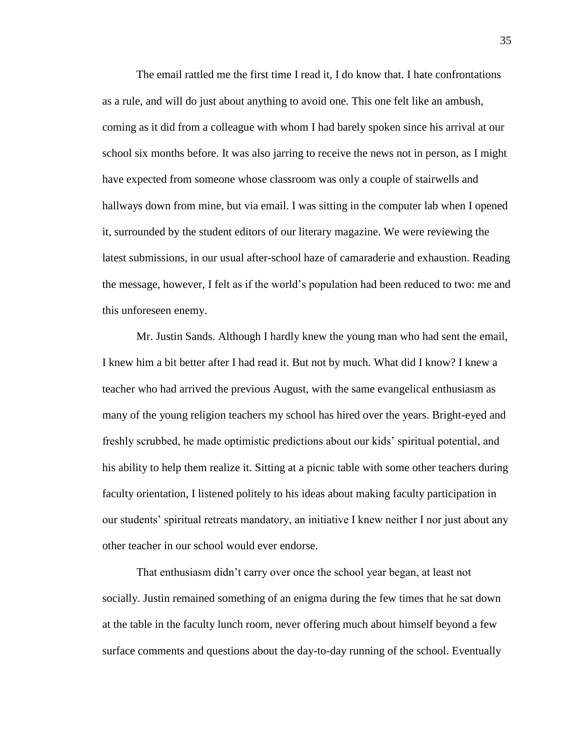The email rattled me the first time I read it, I do know that. I hate confrontations as a rule, and will do just about anything to avoid one. This one felt like an ambush, coming as it did from a colleague with whom I had barely spoken since his arrival at our school six months before. It was also jarring to receive the news not in person, as I might have expected from someone whose classroom was only a couple of stairwells and hallways down from mine, but via email. I was sitting in the computer lab when I opened it, surrounded by the student editors of our literary magazine. We were reviewing the latest submissions, in our usual after-school haze of camaraderie and exhaustion. Reading the message, however, I felt as if the world's population had been reduced to two: me and this unforeseen enemy.

Mr. Justin Sands. Although I hardly knew the young man who had sent the email, I knew him a bit better after I had read it. But not by much. What did I know? I knew a teacher who had arrived the previous August, with the same evangelical enthusiasm as many of the young religion teachers my school has hired over the years. Bright-eyed and freshly scrubbed, he made optimistic predictions about our kids' spiritual potential, and his ability to help them realize it. Sitting at a picnic table with some other teachers during faculty orientation, I listened politely to his ideas about making faculty participation in our students' spiritual retreats mandatory, an initiative I knew neither I nor just about any other teacher in our school would ever endorse.

That enthusiasm didn't carry over once the school year began, at least not socially. Justin remained something of an enigma during the few times that he sat down at the table in the faculty lunch room, never offering much about himself beyond a few surface comments and questions about the day-to-day running of the school. Eventually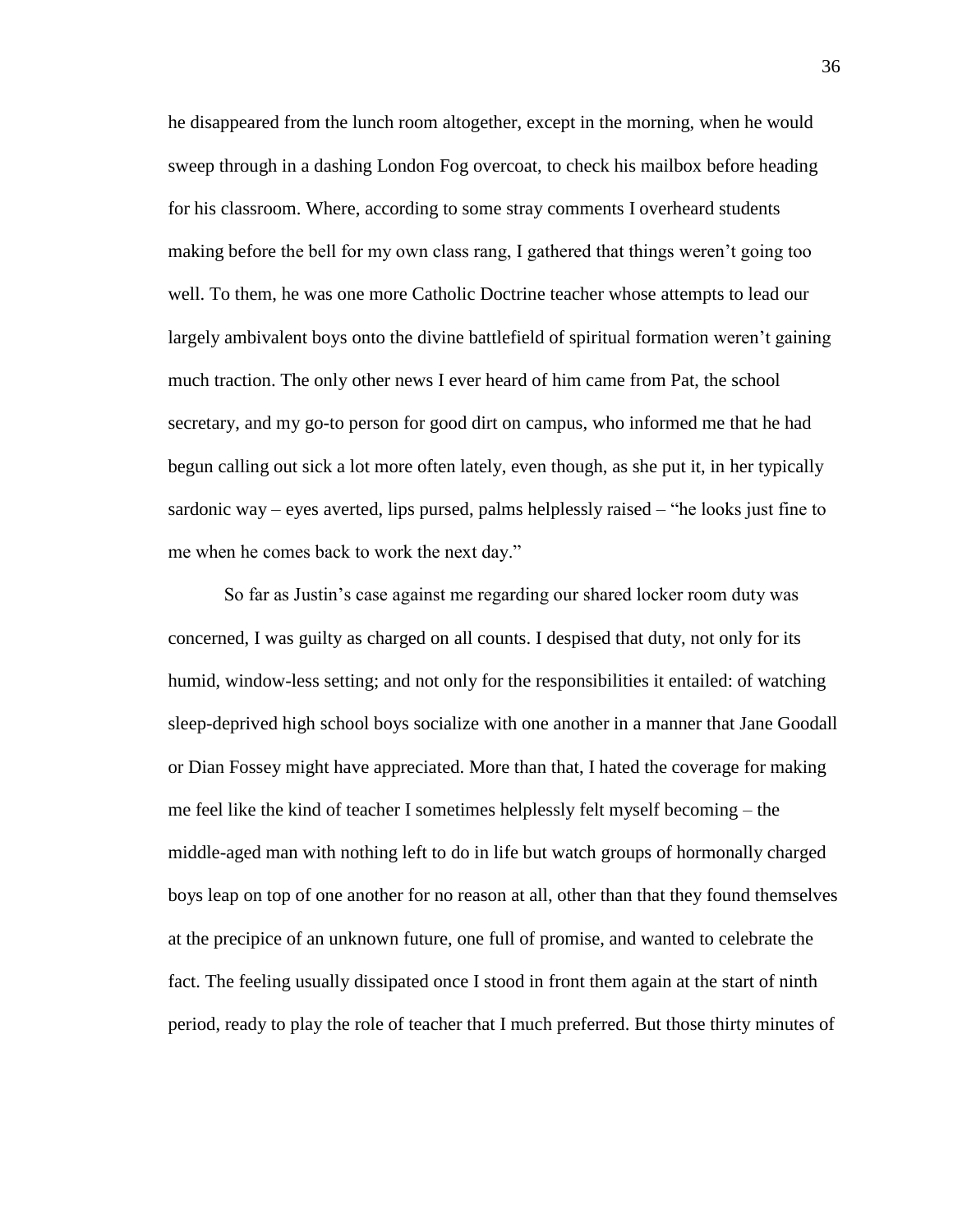he disappeared from the lunch room altogether, except in the morning, when he would sweep through in a dashing London Fog overcoat, to check his mailbox before heading for his classroom. Where, according to some stray comments I overheard students making before the bell for my own class rang, I gathered that things weren't going too well. To them, he was one more Catholic Doctrine teacher whose attempts to lead our largely ambivalent boys onto the divine battlefield of spiritual formation weren't gaining much traction. The only other news I ever heard of him came from Pat, the school secretary, and my go-to person for good dirt on campus, who informed me that he had begun calling out sick a lot more often lately, even though, as she put it, in her typically sardonic way – eyes averted, lips pursed, palms helplessly raised – "he looks just fine to me when he comes back to work the next day."

So far as Justin's case against me regarding our shared locker room duty was concerned, I was guilty as charged on all counts. I despised that duty, not only for its humid, window-less setting; and not only for the responsibilities it entailed: of watching sleep-deprived high school boys socialize with one another in a manner that Jane Goodall or Dian Fossey might have appreciated. More than that, I hated the coverage for making me feel like the kind of teacher I sometimes helplessly felt myself becoming – the middle-aged man with nothing left to do in life but watch groups of hormonally charged boys leap on top of one another for no reason at all, other than that they found themselves at the precipice of an unknown future, one full of promise, and wanted to celebrate the fact. The feeling usually dissipated once I stood in front them again at the start of ninth period, ready to play the role of teacher that I much preferred. But those thirty minutes of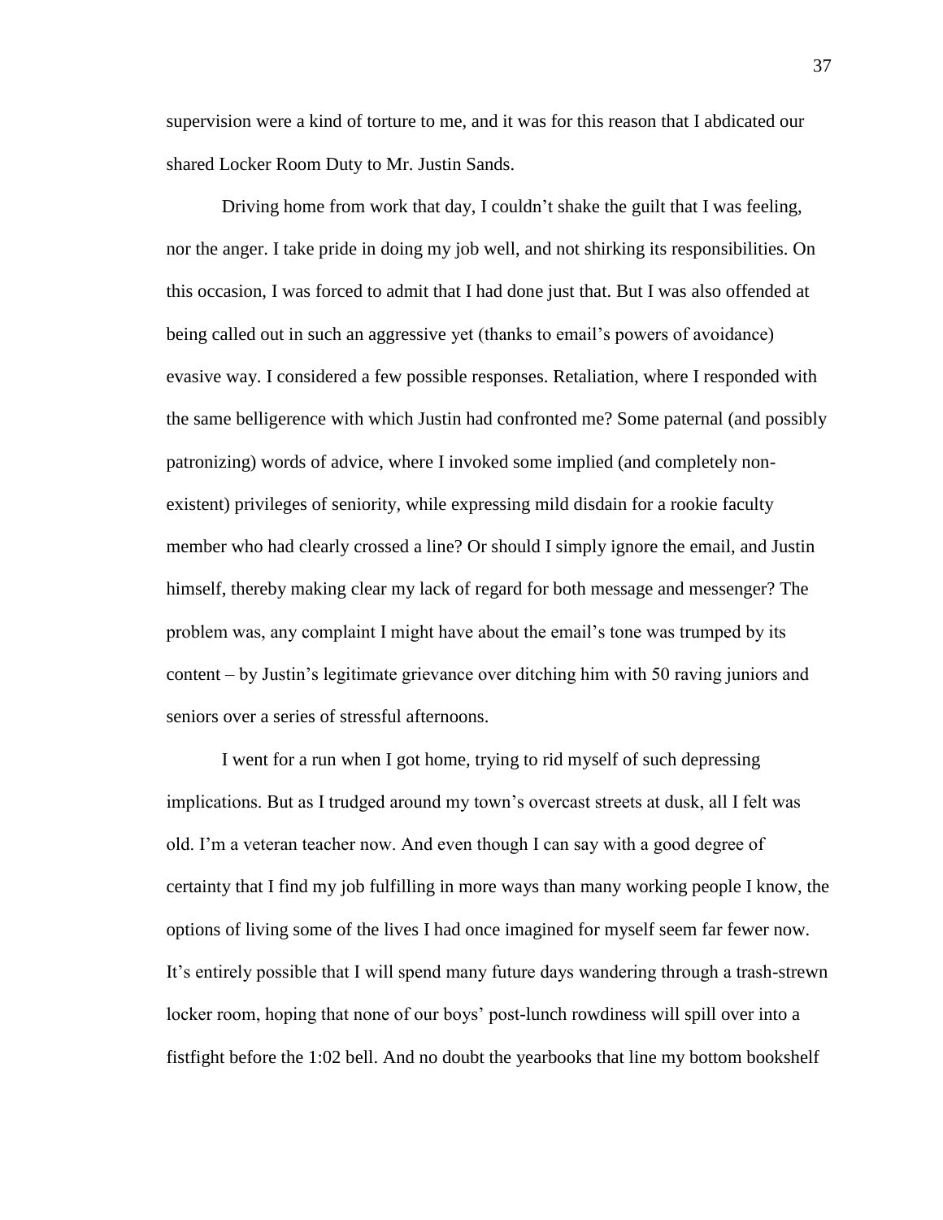supervision were a kind of torture to me, and it was for this reason that I abdicated our shared Locker Room Duty to Mr. Justin Sands.

Driving home from work that day, I couldn't shake the guilt that I was feeling, nor the anger. I take pride in doing my job well, and not shirking its responsibilities. On this occasion, I was forced to admit that I had done just that. But I was also offended at being called out in such an aggressive yet (thanks to email's powers of avoidance) evasive way. I considered a few possible responses. Retaliation, where I responded with the same belligerence with which Justin had confronted me? Some paternal (and possibly patronizing) words of advice, where I invoked some implied (and completely non-existent) privileges of seniority, while expressing mild disdain for a rookie faculty member who had clearly crossed a line? Or should I simply ignore the email, and Justin himself, thereby making clear my lack of regard for both message and messenger? The problem was, any complaint I might have about the email's tone was trumped by its content – by Justin's legitimate grievance over ditching him with 50 raving juniors and seniors over a series of stressful afternoons.

I went for a run when I got home, trying to rid myself of such depressing implications. But as I trudged around my town's overcast streets at dusk, all I felt was old. I'm a veteran teacher now. And even though I can say with a good degree of certainty that I find my job fulfilling in more ways than many working people I know, the options of living some of the lives I had once imagined for myself seem far fewer now. It's entirely possible that I will spend many future days wandering through a trash-strewn locker room, hoping that none of our boys' post-lunch rowdiness will spill over into a fistfight before the 1:02 bell. And no doubt the yearbooks that line my bottom bookshelf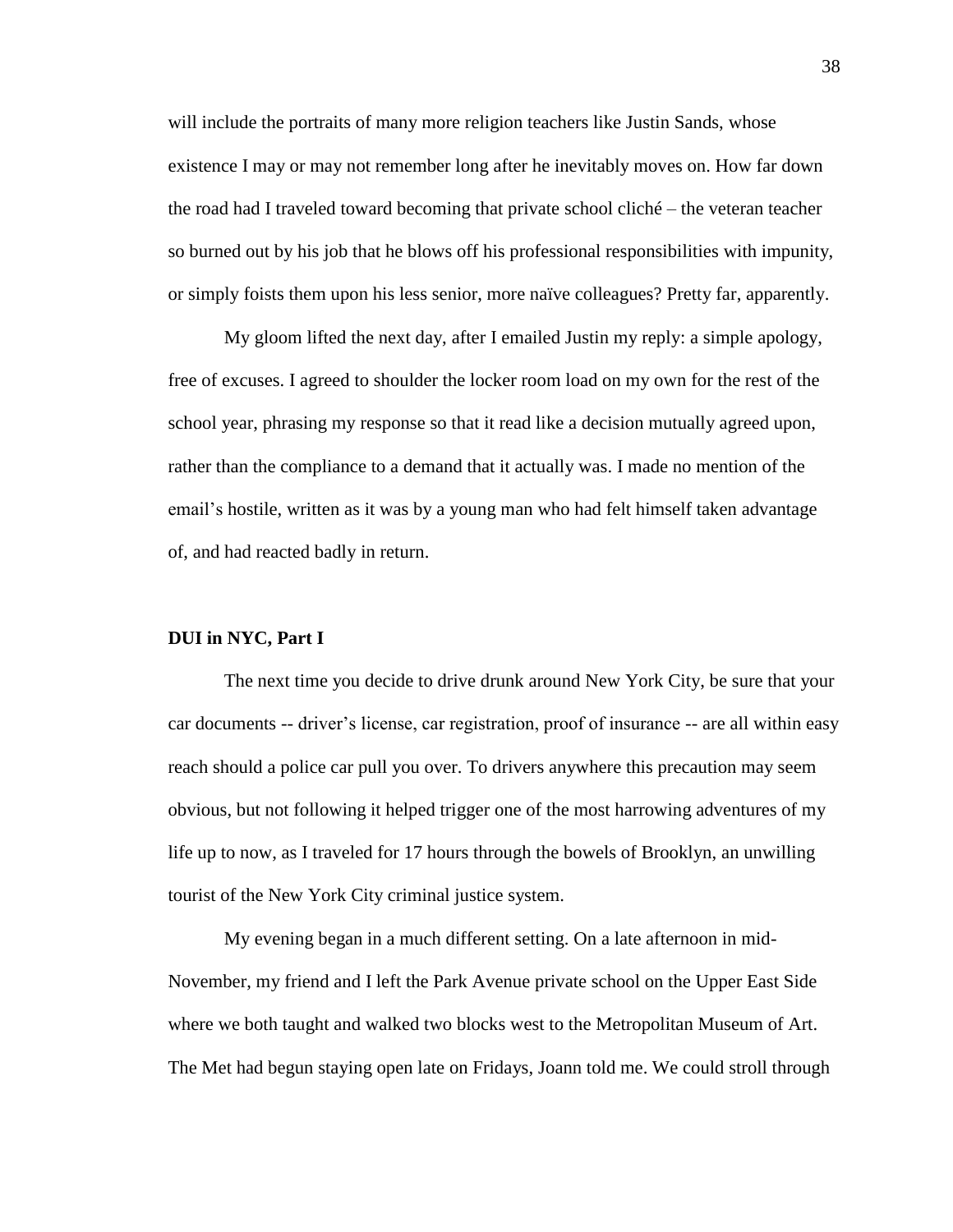will include the portraits of many more religion teachers like Justin Sands, whose existence I may or may not remember long after he inevitably moves on. How far down the road had I traveled toward becoming that private school cliché – the veteran teacher so burned out by his job that he blows off his professional responsibilities with impunity, or simply foists them upon his less senior, more naïve colleagues? Pretty far, apparently.

My gloom lifted the next day, after I emailed Justin my reply: a simple apology, free of excuses. I agreed to shoulder the locker room load on my own for the rest of the school year, phrasing my response so that it read like a decision mutually agreed upon, rather than the compliance to a demand that it actually was. I made no mention of the email's hostile, written as it was by a young man who had felt himself taken advantage of, and had reacted badly in return.

**DUI in NYC, Part I**

The next time you decide to drive drunk around New York City, be sure that your car documents -- driver's license, car registration, proof of insurance -- are all within easy reach should a police car pull you over. To drivers anywhere this precaution may seem obvious, but not following it helped trigger one of the most harrowing adventures of my life up to now, as I traveled for 17 hours through the bowels of Brooklyn, an unwilling tourist of the New York City criminal justice system.

My evening began in a much different setting. On a late afternoon in mid-November, my friend and I left the Park Avenue private school on the Upper East Side where we both taught and walked two blocks west to the Metropolitan Museum of Art. The Met had begun staying open late on Fridays, Joann told me. We could stroll through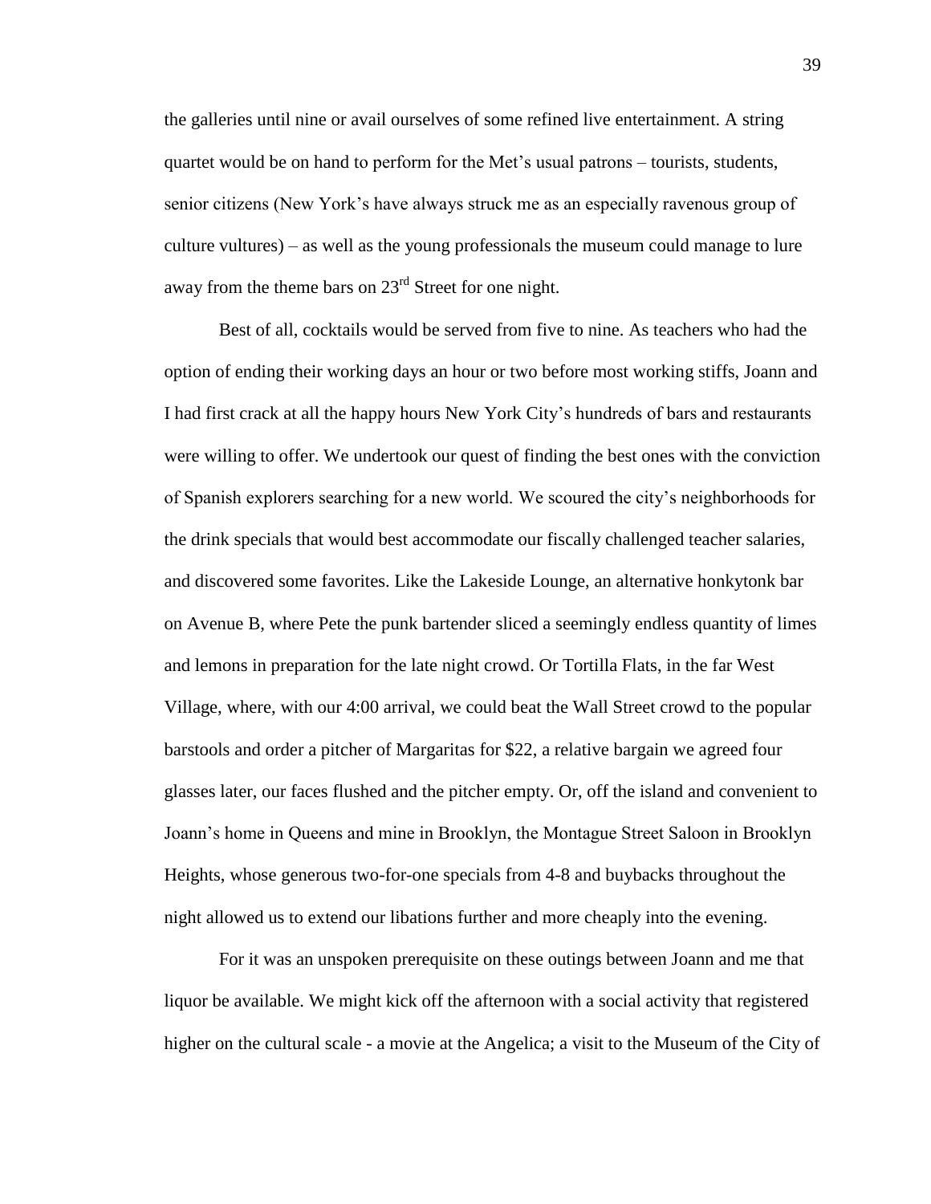the galleries until nine or avail ourselves of some refined live entertainment. A string quartet would be on hand to perform for the Met's usual patrons – tourists, students, senior citizens (New York's have always struck me as an especially ravenous group of culture vultures) – as well as the young professionals the museum could manage to lure away from the theme bars on 23rd Street for one night.

Best of all, cocktails would be served from five to nine. As teachers who had the option of ending their working days an hour or two before most working stiffs, Joann and I had first crack at all the happy hours New York City's hundreds of bars and restaurants were willing to offer. We undertook our quest of finding the best ones with the conviction of Spanish explorers searching for a new world. We scoured the city's neighborhoods for the drink specials that would best accommodate our fiscally challenged teacher salaries, and discovered some favorites. Like the Lakeside Lounge, an alternative honkytonk bar on Avenue B, where Pete the punk bartender sliced a seemingly endless quantity of limes and lemons in preparation for the late night crowd. Or Tortilla Flats, in the far West Village, where, with our 4:00 arrival, we could beat the Wall Street crowd to the popular barstools and order a pitcher of Margaritas for $22, a relative bargain we agreed four glasses later, our faces flushed and the pitcher empty. Or, off the island and convenient to Joann's home in Queens and mine in Brooklyn, the Montague Street Saloon in Brooklyn Heights, whose generous two-for-one specials from 4-8 and buybacks throughout the night allowed us to extend our libations further and more cheaply into the evening.

For it was an unspoken prerequisite on these outings between Joann and me that liquor be available. We might kick off the afternoon with a social activity that registered higher on the cultural scale - a movie at the Angelica; a visit to the Museum of the City of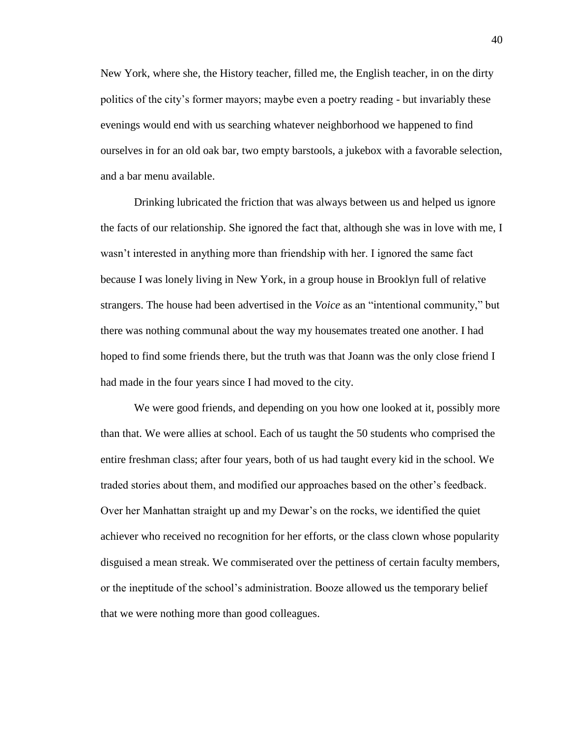New York, where she, the History teacher, filled me, the English teacher, in on the dirty politics of the city's former mayors; maybe even a poetry reading - but invariably these evenings would end with us searching whatever neighborhood we happened to find ourselves in for an old oak bar, two empty barstools, a jukebox with a favorable selection, and a bar menu available.

Drinking lubricated the friction that was always between us and helped us ignore the facts of our relationship. She ignored the fact that, although she was in love with me, I wasn't interested in anything more than friendship with her. I ignored the same fact because I was lonely living in New York, in a group house in Brooklyn full of relative strangers. The house had been advertised in the *Voice* as an "intentional community," but there was nothing communal about the way my housemates treated one another. I had hoped to find some friends there, but the truth was that Joann was the only close friend I had made in the four years since I had moved to the city.

We were good friends, and depending on you how one looked at it, possibly more than that. We were allies at school. Each of us taught the 50 students who comprised the entire freshman class; after four years, both of us had taught every kid in the school. We traded stories about them, and modified our approaches based on the other's feedback. Over her Manhattan straight up and my Dewar's on the rocks, we identified the quiet achiever who received no recognition for her efforts, or the class clown whose popularity disguised a mean streak. We commiserated over the pettiness of certain faculty members, or the ineptitude of the school's administration. Booze allowed us the temporary belief that we were nothing more than good colleagues.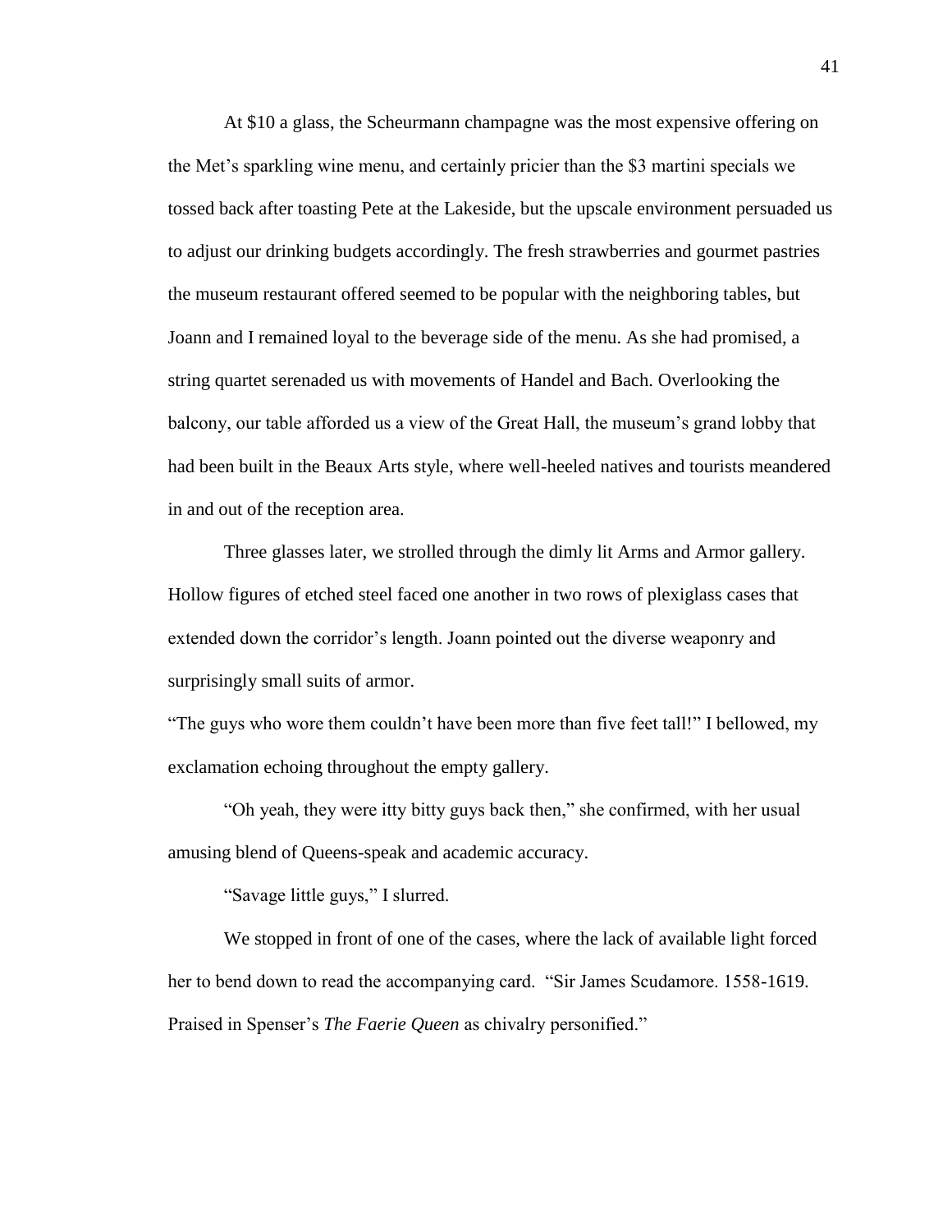At $10 a glass, the Scheurmann champagne was the most expensive offering on the Met's sparkling wine menu, and certainly pricier than the $3 martini specials we tossed back after toasting Pete at the Lakeside, but the upscale environment persuaded us to adjust our drinking budgets accordingly. The fresh strawberries and gourmet pastries the museum restaurant offered seemed to be popular with the neighboring tables, but Joann and I remained loyal to the beverage side of the menu. As she had promised, a string quartet serenaded us with movements of Handel and Bach. Overlooking the balcony, our table afforded us a view of the Great Hall, the museum's grand lobby that had been built in the Beaux Arts style, where well-heeled natives and tourists meandered in and out of the reception area.

Three glasses later, we strolled through the dimly lit Arms and Armor gallery. Hollow figures of etched steel faced one another in two rows of plexiglass cases that extended down the corridor's length. Joann pointed out the diverse weaponry and surprisingly small suits of armor.

"The guys who wore them couldn't have been more than five feet tall!" I bellowed, my exclamation echoing throughout the empty gallery.

"Oh yeah, they were itty bitty guys back then," she confirmed, with her usual amusing blend of Queens-speak and academic accuracy.

"Savage little guys," I slurred.

We stopped in front of one of the cases, where the lack of available light forced her to bend down to read the accompanying card. "Sir James Scudamore. 1558-1619. Praised in Spenser's *The Faerie Queen* as chivalry personified."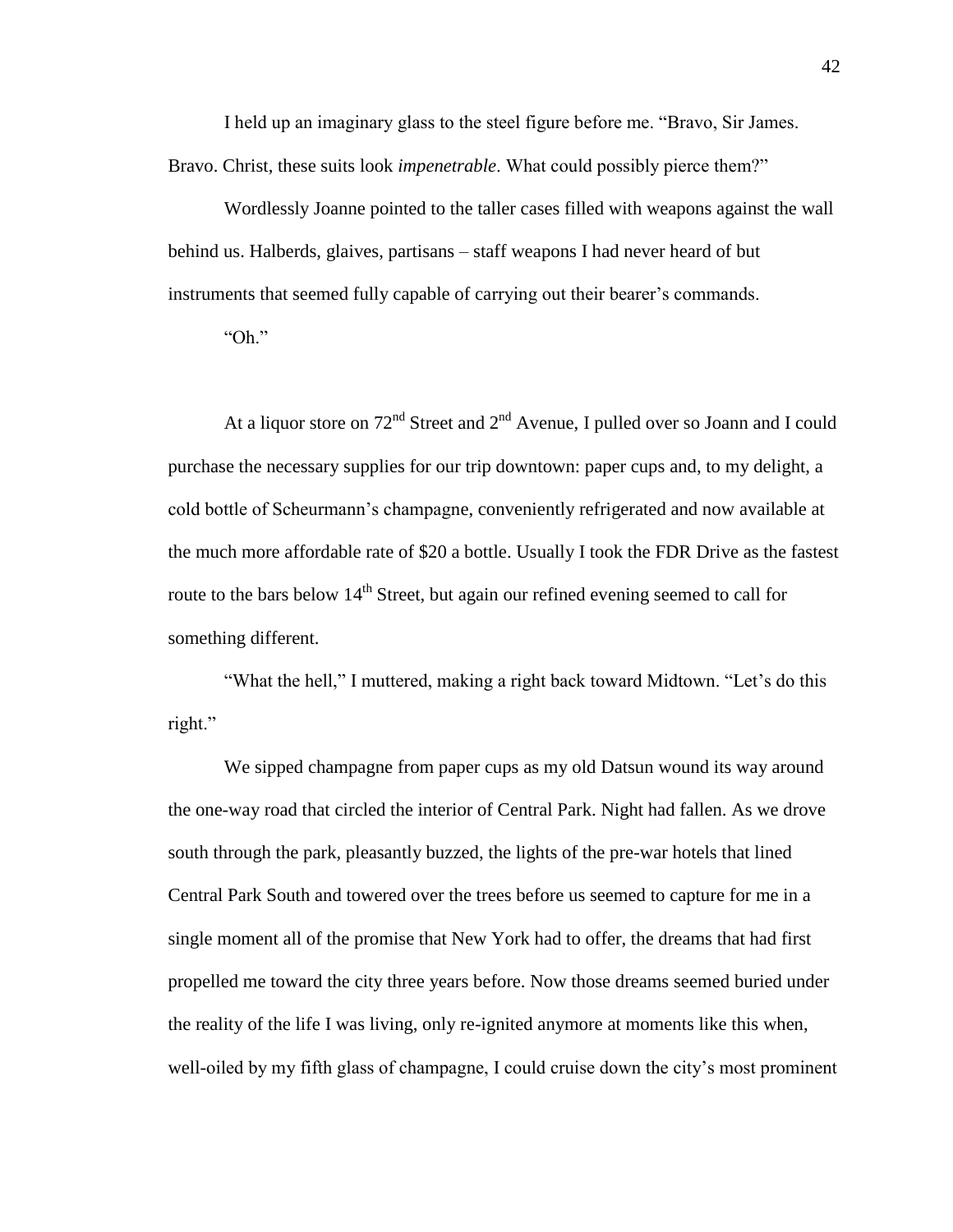I held up an imaginary glass to the steel figure before me. "Bravo, Sir James. Bravo. Christ, these suits look *impenetrable*. What could possibly pierce them?"

Wordlessly Joanne pointed to the taller cases filled with weapons against the wall behind us. Halberds, glaives, partisans – staff weapons I had never heard of but instruments that seemed fully capable of carrying out their bearer's commands.

"Oh."

At a liquor store on 72nd Street and 2nd Avenue, I pulled over so Joann and I could purchase the necessary supplies for our trip downtown: paper cups and, to my delight, a cold bottle of Scheurmann's champagne, conveniently refrigerated and now available at the much more affordable rate of $20 a bottle. Usually I took the FDR Drive as the fastest route to the bars below 14th Street, but again our refined evening seemed to call for something different.

"What the hell," I muttered, making a right back toward Midtown. "Let's do this right."

We sipped champagne from paper cups as my old Datsun wound its way around the one-way road that circled the interior of Central Park. Night had fallen. As we drove south through the park, pleasantly buzzed, the lights of the pre-war hotels that lined Central Park South and towered over the trees before us seemed to capture for me in a single moment all of the promise that New York had to offer, the dreams that had first propelled me toward the city three years before. Now those dreams seemed buried under the reality of the life I was living, only re-ignited anymore at moments like this when, well-oiled by my fifth glass of champagne, I could cruise down the city's most prominent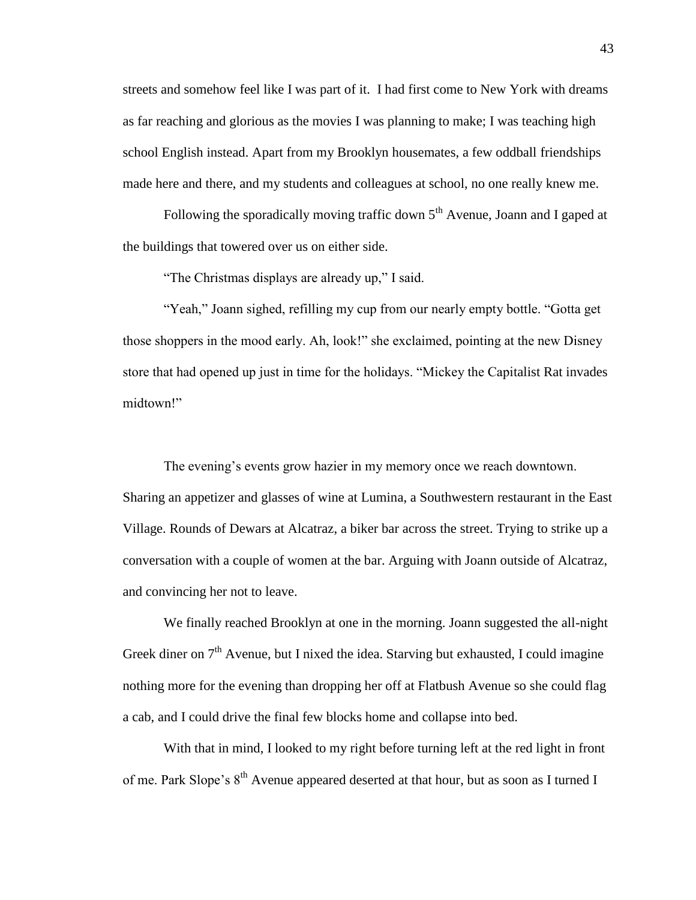streets and somehow feel like I was part of it. I had first come to New York with dreams as far reaching and glorious as the movies I was planning to make; I was teaching high school English instead. Apart from my Brooklyn housemates, a few oddball friendships made here and there, and my students and colleagues at school, no one really knew me.

Following the sporadically moving traffic down 5th Avenue, Joann and I gaped at the buildings that towered over us on either side.

"The Christmas displays are already up," I said.

"Yeah," Joann sighed, refilling my cup from our nearly empty bottle. "Gotta get those shoppers in the mood early. Ah, look!" she exclaimed, pointing at the new Disney store that had opened up just in time for the holidays. "Mickey the Capitalist Rat invades midtown!"

The evening's events grow hazier in my memory once we reach downtown. Sharing an appetizer and glasses of wine at Lumina, a Southwestern restaurant in the East Village. Rounds of Dewars at Alcatraz, a biker bar across the street. Trying to strike up a conversation with a couple of women at the bar. Arguing with Joann outside of Alcatraz, and convincing her not to leave.

We finally reached Brooklyn at one in the morning. Joann suggested the all-night Greek diner on 7th Avenue, but I nixed the idea. Starving but exhausted, I could imagine nothing more for the evening than dropping her off at Flatbush Avenue so she could flag a cab, and I could drive the final few blocks home and collapse into bed.

With that in mind, I looked to my right before turning left at the red light in front of me. Park Slope's 8th Avenue appeared deserted at that hour, but as soon as I turned I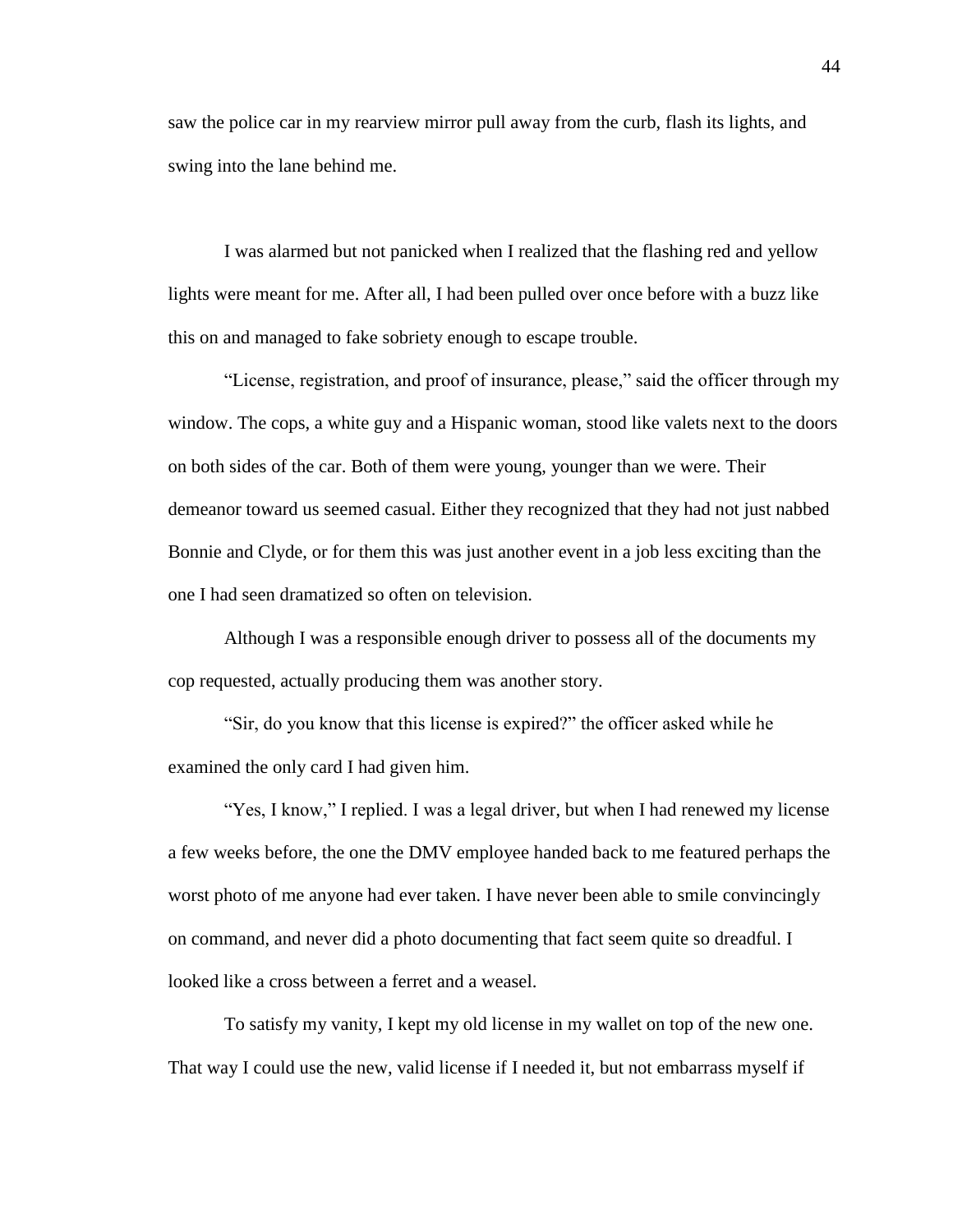saw the police car in my rearview mirror pull away from the curb, flash its lights, and swing into the lane behind me.

I was alarmed but not panicked when I realized that the flashing red and yellow lights were meant for me. After all, I had been pulled over once before with a buzz like this on and managed to fake sobriety enough to escape trouble.

"License, registration, and proof of insurance, please," said the officer through my window. The cops, a white guy and a Hispanic woman, stood like valets next to the doors on both sides of the car. Both of them were young, younger than we were. Their demeanor toward us seemed casual. Either they recognized that they had not just nabbed Bonnie and Clyde, or for them this was just another event in a job less exciting than the one I had seen dramatized so often on television.

Although I was a responsible enough driver to possess all of the documents my cop requested, actually producing them was another story.

"Sir, do you know that this license is expired?" the officer asked while he examined the only card I had given him.

"Yes, I know," I replied. I was a legal driver, but when I had renewed my license a few weeks before, the one the DMV employee handed back to me featured perhaps the worst photo of me anyone had ever taken. I have never been able to smile convincingly on command, and never did a photo documenting that fact seem quite so dreadful. I looked like a cross between a ferret and a weasel.

To satisfy my vanity, I kept my old license in my wallet on top of the new one. That way I could use the new, valid license if I needed it, but not embarrass myself if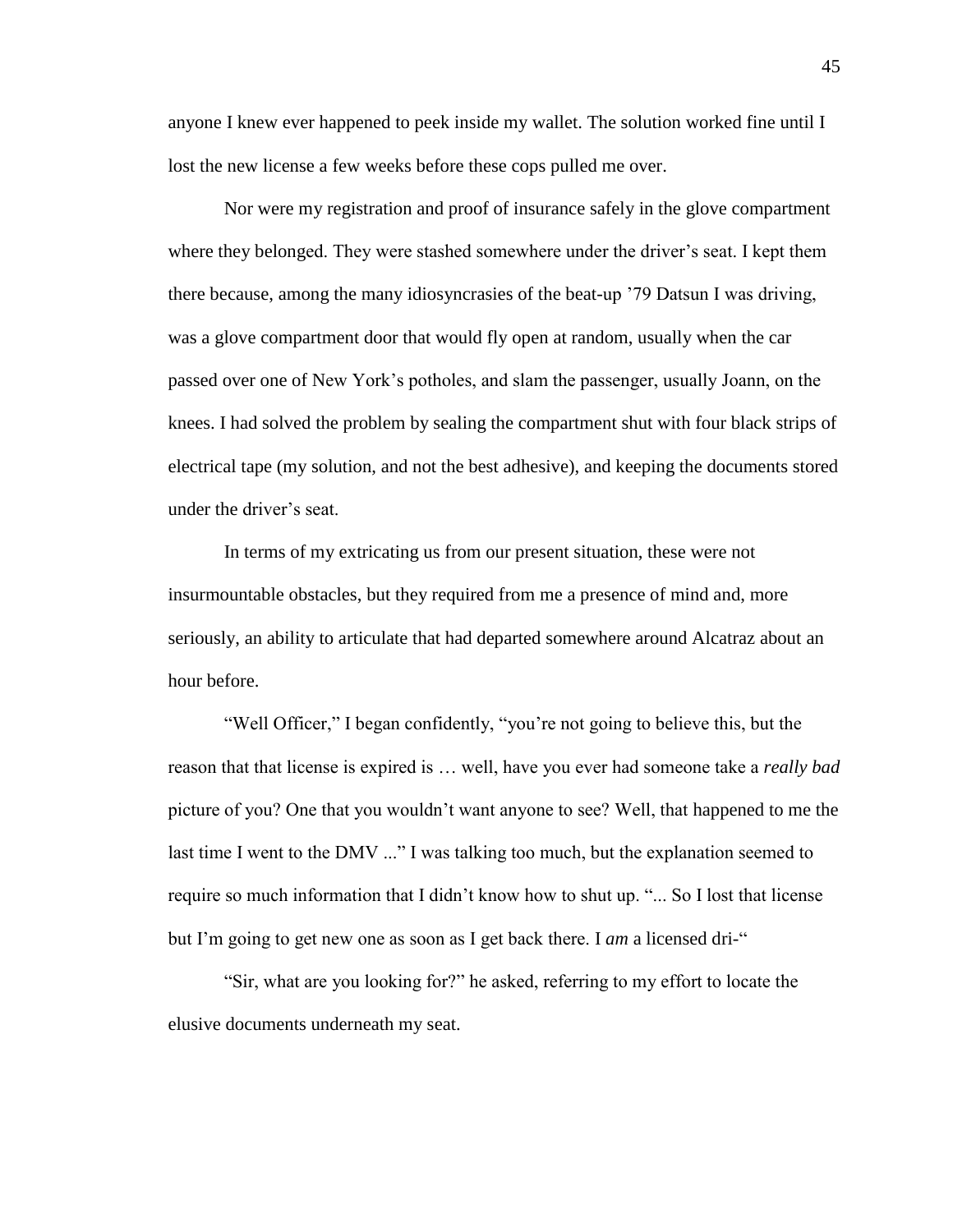anyone I knew ever happened to peek inside my wallet. The solution worked fine until I lost the new license a few weeks before these cops pulled me over.

Nor were my registration and proof of insurance safely in the glove compartment where they belonged. They were stashed somewhere under the driver's seat. I kept them there because, among the many idiosyncrasies of the beat-up '79 Datsun I was driving, was a glove compartment door that would fly open at random, usually when the car passed over one of New York's potholes, and slam the passenger, usually Joann, on the knees. I had solved the problem by sealing the compartment shut with four black strips of electrical tape (my solution, and not the best adhesive), and keeping the documents stored under the driver's seat.

In terms of my extricating us from our present situation, these were not insurmountable obstacles, but they required from me a presence of mind and, more seriously, an ability to articulate that had departed somewhere around Alcatraz about an hour before.

"Well Officer," I began confidently, "you're not going to believe this, but the reason that that license is expired is … well, have you ever had someone take a *really bad* picture of you? One that you wouldn't want anyone to see? Well, that happened to me the last time I went to the DMV ..." I was talking too much, but the explanation seemed to require so much information that I didn't know how to shut up. "... So I lost that license but I'm going to get new one as soon as I get back there. I *am* a licensed dri-"

"Sir, what are you looking for?" he asked, referring to my effort to locate the elusive documents underneath my seat.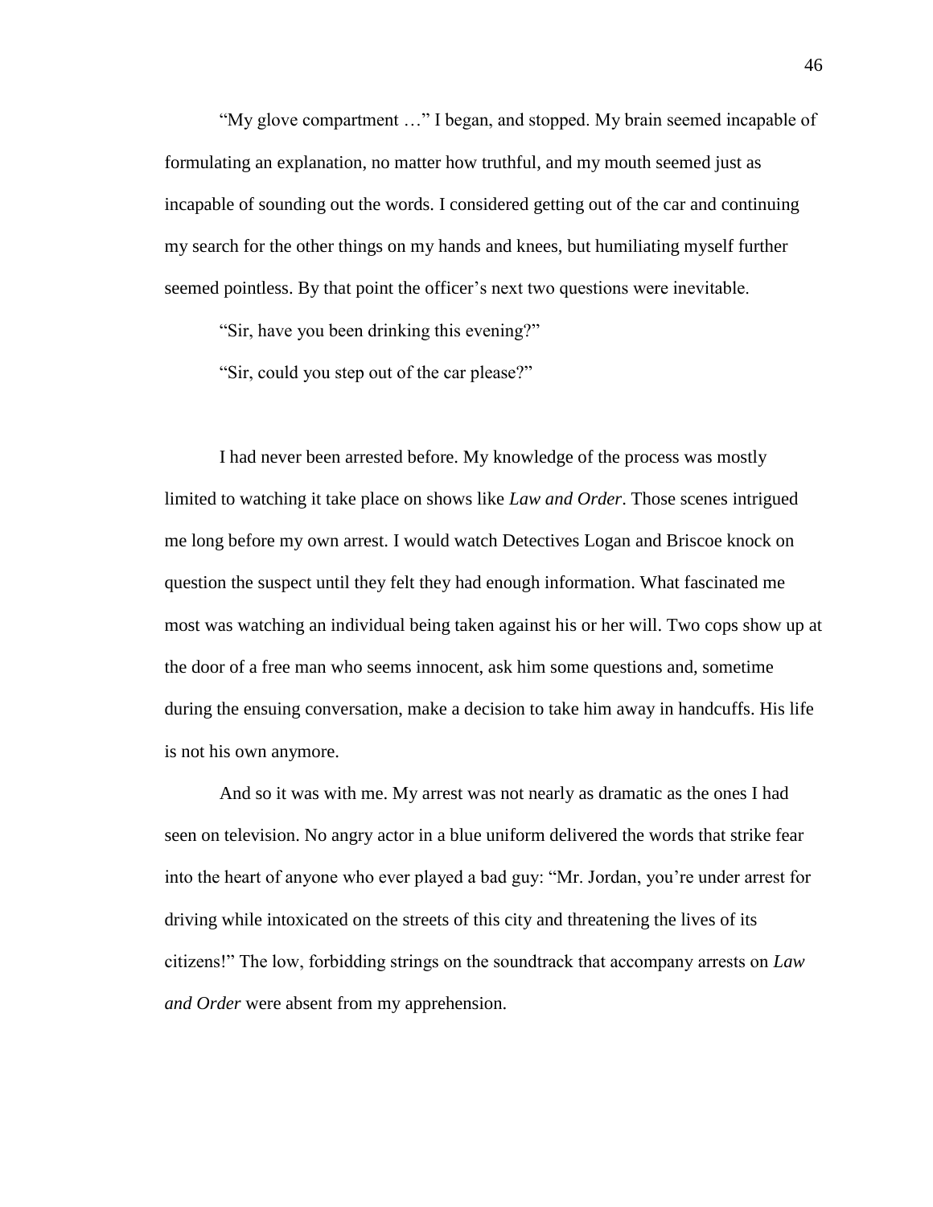"My glove compartment …" I began, and stopped. My brain seemed incapable of formulating an explanation, no matter how truthful, and my mouth seemed just as incapable of sounding out the words. I considered getting out of the car and continuing my search for the other things on my hands and knees, but humiliating myself further seemed pointless. By that point the officer's next two questions were inevitable.

"Sir, have you been drinking this evening?"

"Sir, could you step out of the car please?"

I had never been arrested before. My knowledge of the process was mostly limited to watching it take place on shows like *Law and Order*. Those scenes intrigued me long before my own arrest. I would watch Detectives Logan and Briscoe knock on question the suspect until they felt they had enough information. What fascinated me most was watching an individual being taken against his or her will. Two cops show up at the door of a free man who seems innocent, ask him some questions and, sometime during the ensuing conversation, make a decision to take him away in handcuffs. His life is not his own anymore.

And so it was with me. My arrest was not nearly as dramatic as the ones I had seen on television. No angry actor in a blue uniform delivered the words that strike fear into the heart of anyone who ever played a bad guy: "Mr. Jordan, you're under arrest for driving while intoxicated on the streets of this city and threatening the lives of its citizens!" The low, forbidding strings on the soundtrack that accompany arrests on *Law and Order* were absent from my apprehension.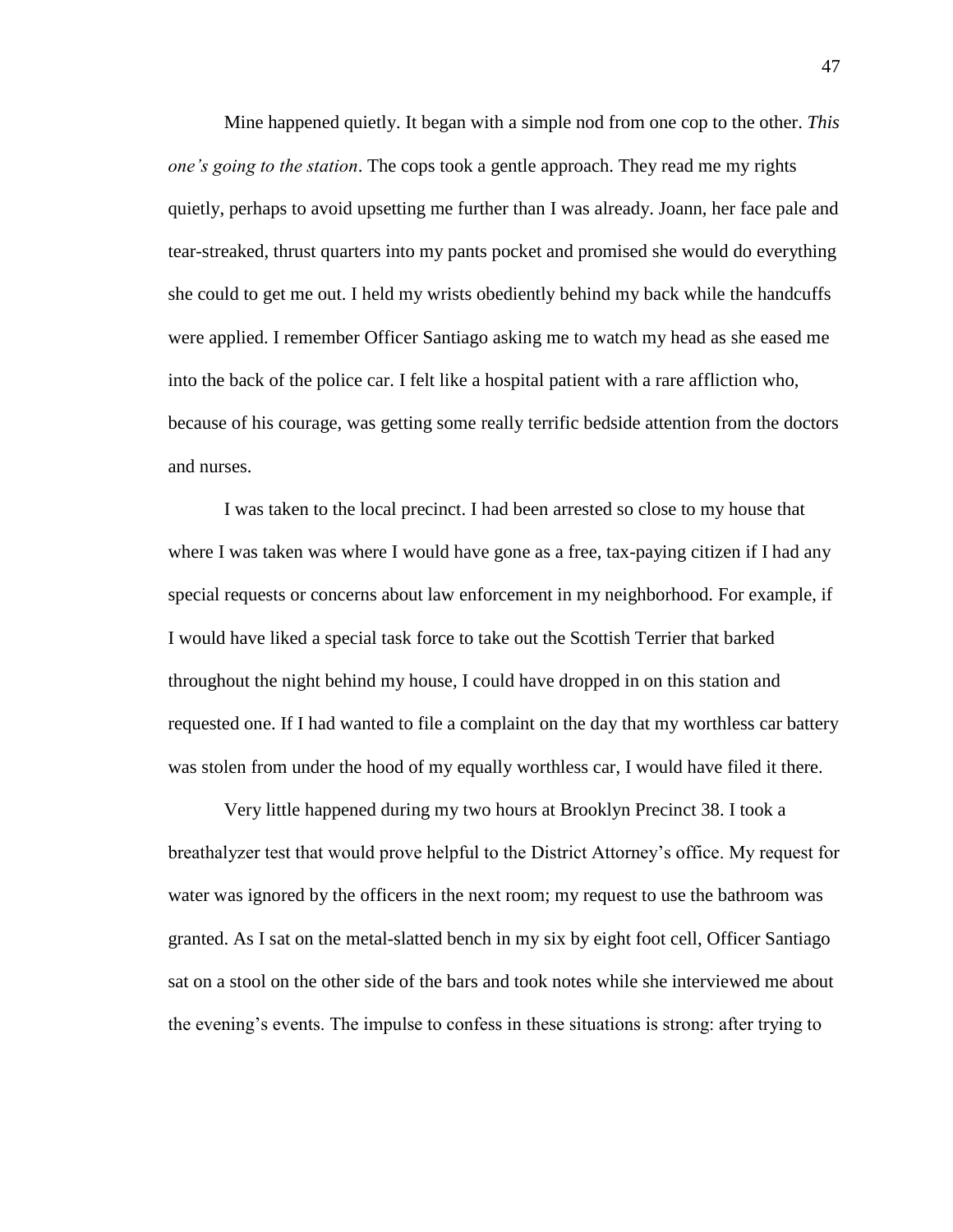Mine happened quietly. It began with a simple nod from one cop to the other. *This one's going to the station*. The cops took a gentle approach. They read me my rights quietly, perhaps to avoid upsetting me further than I was already. Joann, her face pale and tear-streaked, thrust quarters into my pants pocket and promised she would do everything she could to get me out. I held my wrists obediently behind my back while the handcuffs were applied. I remember Officer Santiago asking me to watch my head as she eased me into the back of the police car. I felt like a hospital patient with a rare affliction who, because of his courage, was getting some really terrific bedside attention from the doctors and nurses.

I was taken to the local precinct. I had been arrested so close to my house that where I was taken was where I would have gone as a free, tax-paying citizen if I had any special requests or concerns about law enforcement in my neighborhood. For example, if I would have liked a special task force to take out the Scottish Terrier that barked throughout the night behind my house, I could have dropped in on this station and requested one. If I had wanted to file a complaint on the day that my worthless car battery was stolen from under the hood of my equally worthless car, I would have filed it there.

Very little happened during my two hours at Brooklyn Precinct 38. I took a breathalyzer test that would prove helpful to the District Attorney's office. My request for water was ignored by the officers in the next room; my request to use the bathroom was granted. As I sat on the metal-slatted bench in my six by eight foot cell, Officer Santiago sat on a stool on the other side of the bars and took notes while she interviewed me about the evening's events. The impulse to confess in these situations is strong: after trying to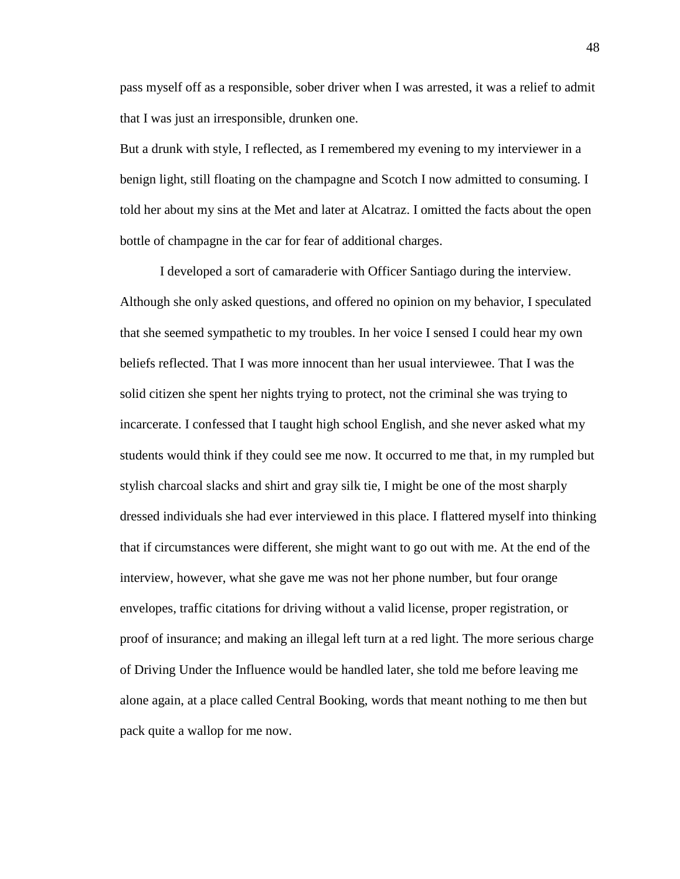pass myself off as a responsible, sober driver when I was arrested, it was a relief to admit that I was just an irresponsible, drunken one.

But a drunk with style, I reflected, as I remembered my evening to my interviewer in a benign light, still floating on the champagne and Scotch I now admitted to consuming. I told her about my sins at the Met and later at Alcatraz. I omitted the facts about the open bottle of champagne in the car for fear of additional charges.

I developed a sort of camaraderie with Officer Santiago during the interview. Although she only asked questions, and offered no opinion on my behavior, I speculated that she seemed sympathetic to my troubles. In her voice I sensed I could hear my own beliefs reflected. That I was more innocent than her usual interviewee. That I was the solid citizen she spent her nights trying to protect, not the criminal she was trying to incarcerate. I confessed that I taught high school English, and she never asked what my students would think if they could see me now. It occurred to me that, in my rumpled but stylish charcoal slacks and shirt and gray silk tie, I might be one of the most sharply dressed individuals she had ever interviewed in this place. I flattered myself into thinking that if circumstances were different, she might want to go out with me. At the end of the interview, however, what she gave me was not her phone number, but four orange envelopes, traffic citations for driving without a valid license, proper registration, or proof of insurance; and making an illegal left turn at a red light. The more serious charge of Driving Under the Influence would be handled later, she told me before leaving me alone again, at a place called Central Booking, words that meant nothing to me then but pack quite a wallop for me now.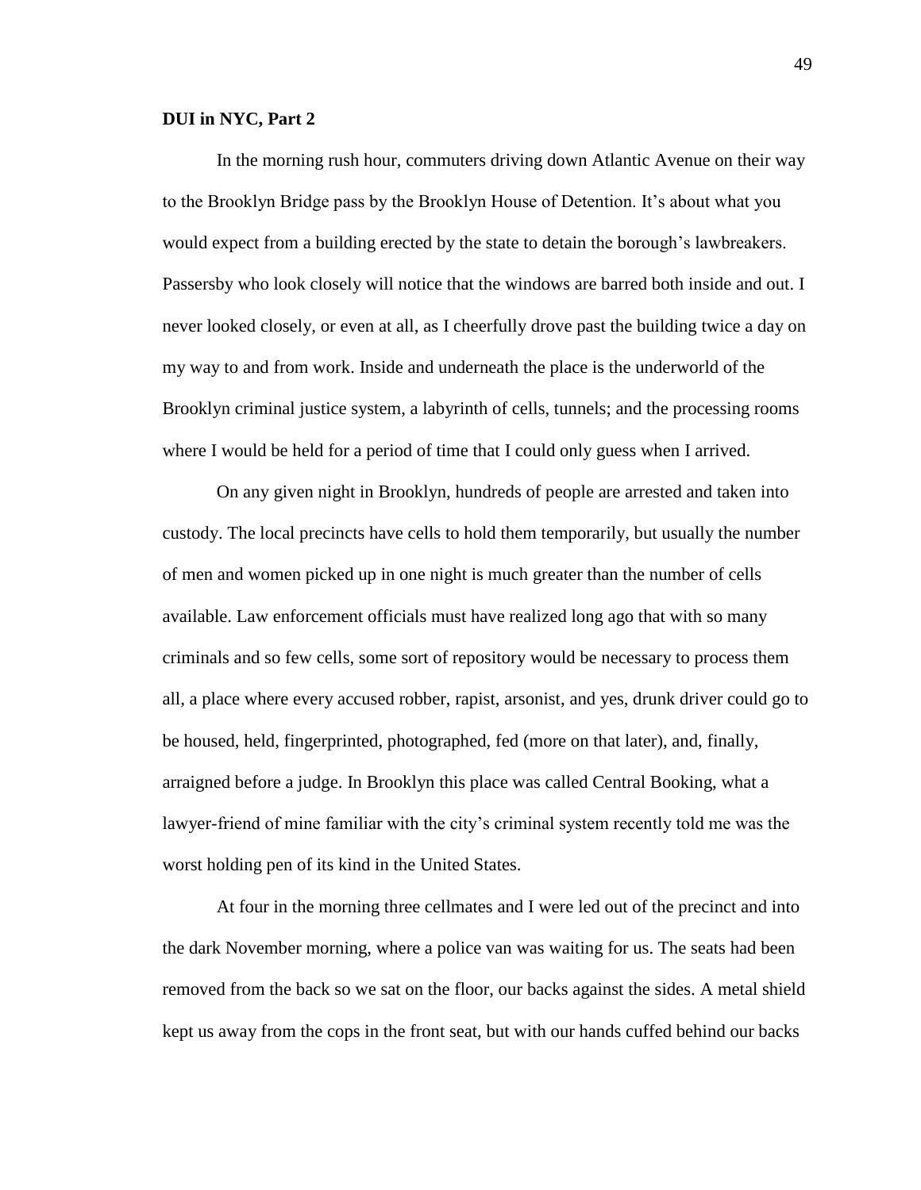**DUI in NYC, Part 2**

In the morning rush hour, commuters driving down Atlantic Avenue on their way to the Brooklyn Bridge pass by the Brooklyn House of Detention. It's about what you would expect from a building erected by the state to detain the borough's lawbreakers. Passersby who look closely will notice that the windows are barred both inside and out. I never looked closely, or even at all, as I cheerfully drove past the building twice a day on my way to and from work. Inside and underneath the place is the underworld of the Brooklyn criminal justice system, a labyrinth of cells, tunnels; and the processing rooms where I would be held for a period of time that I could only guess when I arrived.

On any given night in Brooklyn, hundreds of people are arrested and taken into custody. The local precincts have cells to hold them temporarily, but usually the number of men and women picked up in one night is much greater than the number of cells available. Law enforcement officials must have realized long ago that with so many criminals and so few cells, some sort of repository would be necessary to process them all, a place where every accused robber, rapist, arsonist, and yes, drunk driver could go to be housed, held, fingerprinted, photographed, fed (more on that later), and, finally, arraigned before a judge. In Brooklyn this place was called Central Booking, what a lawyer-friend of mine familiar with the city's criminal system recently told me was the worst holding pen of its kind in the United States.

At four in the morning three cellmates and I were led out of the precinct and into the dark November morning, where a police van was waiting for us. The seats had been removed from the back so we sat on the floor, our backs against the sides. A metal shield kept us away from the cops in the front seat, but with our hands cuffed behind our backs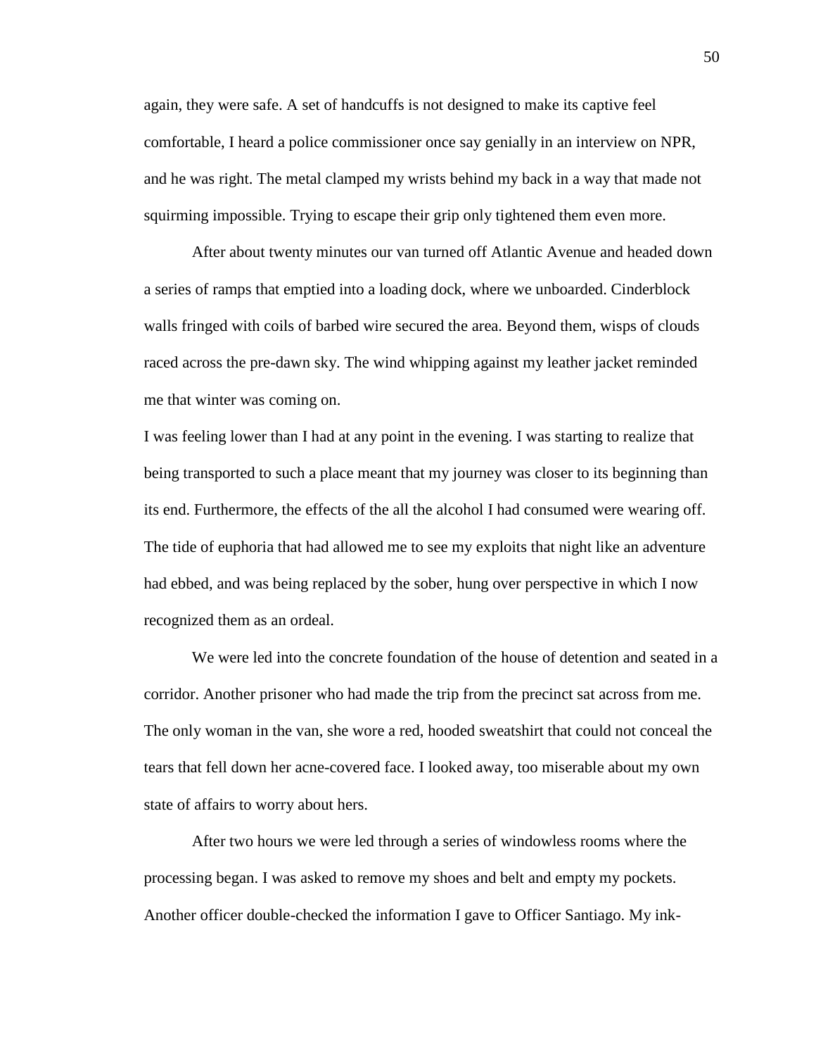again, they were safe. A set of handcuffs is not designed to make its captive feel comfortable, I heard a police commissioner once say genially in an interview on NPR, and he was right. The metal clamped my wrists behind my back in a way that made not squirming impossible. Trying to escape their grip only tightened them even more.

After about twenty minutes our van turned off Atlantic Avenue and headed down a series of ramps that emptied into a loading dock, where we unboarded. Cinderblock walls fringed with coils of barbed wire secured the area. Beyond them, wisps of clouds raced across the pre-dawn sky. The wind whipping against my leather jacket reminded me that winter was coming on.

I was feeling lower than I had at any point in the evening. I was starting to realize that being transported to such a place meant that my journey was closer to its beginning than its end. Furthermore, the effects of the all the alcohol I had consumed were wearing off. The tide of euphoria that had allowed me to see my exploits that night like an adventure had ebbed, and was being replaced by the sober, hung over perspective in which I now recognized them as an ordeal.

We were led into the concrete foundation of the house of detention and seated in a corridor. Another prisoner who had made the trip from the precinct sat across from me. The only woman in the van, she wore a red, hooded sweatshirt that could not conceal the tears that fell down her acne-covered face. I looked away, too miserable about my own state of affairs to worry about hers.

After two hours we were led through a series of windowless rooms where the processing began. I was asked to remove my shoes and belt and empty my pockets. Another officer double-checked the information I gave to Officer Santiago. My ink-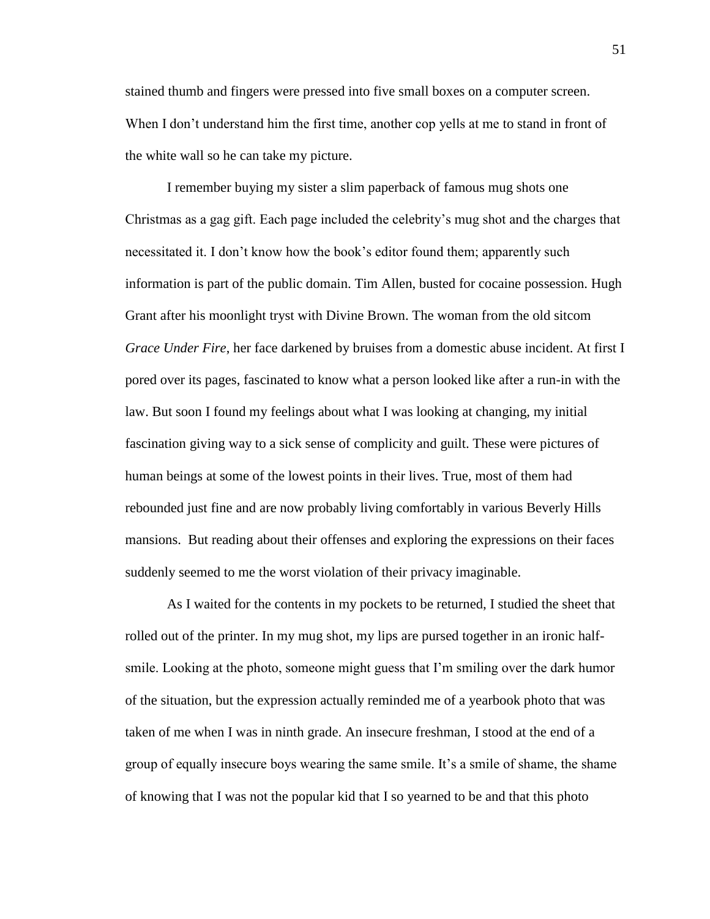stained thumb and fingers were pressed into five small boxes on a computer screen. When I don't understand him the first time, another cop yells at me to stand in front of the white wall so he can take my picture.

I remember buying my sister a slim paperback of famous mug shots one Christmas as a gag gift. Each page included the celebrity's mug shot and the charges that necessitated it. I don't know how the book's editor found them; apparently such information is part of the public domain. Tim Allen, busted for cocaine possession. Hugh Grant after his moonlight tryst with Divine Brown. The woman from the old sitcom *Grace Under Fire*, her face darkened by bruises from a domestic abuse incident. At first I pored over its pages, fascinated to know what a person looked like after a run-in with the law. But soon I found my feelings about what I was looking at changing, my initial fascination giving way to a sick sense of complicity and guilt. These were pictures of human beings at some of the lowest points in their lives. True, most of them had rebounded just fine and are now probably living comfortably in various Beverly Hills mansions. But reading about their offenses and exploring the expressions on their faces suddenly seemed to me the worst violation of their privacy imaginable.

As I waited for the contents in my pockets to be returned, I studied the sheet that rolled out of the printer. In my mug shot, my lips are pursed together in an ironic half-smile. Looking at the photo, someone might guess that I'm smiling over the dark humor of the situation, but the expression actually reminded me of a yearbook photo that was taken of me when I was in ninth grade. An insecure freshman, I stood at the end of a group of equally insecure boys wearing the same smile. It's a smile of shame, the shame of knowing that I was not the popular kid that I so yearned to be and that this photo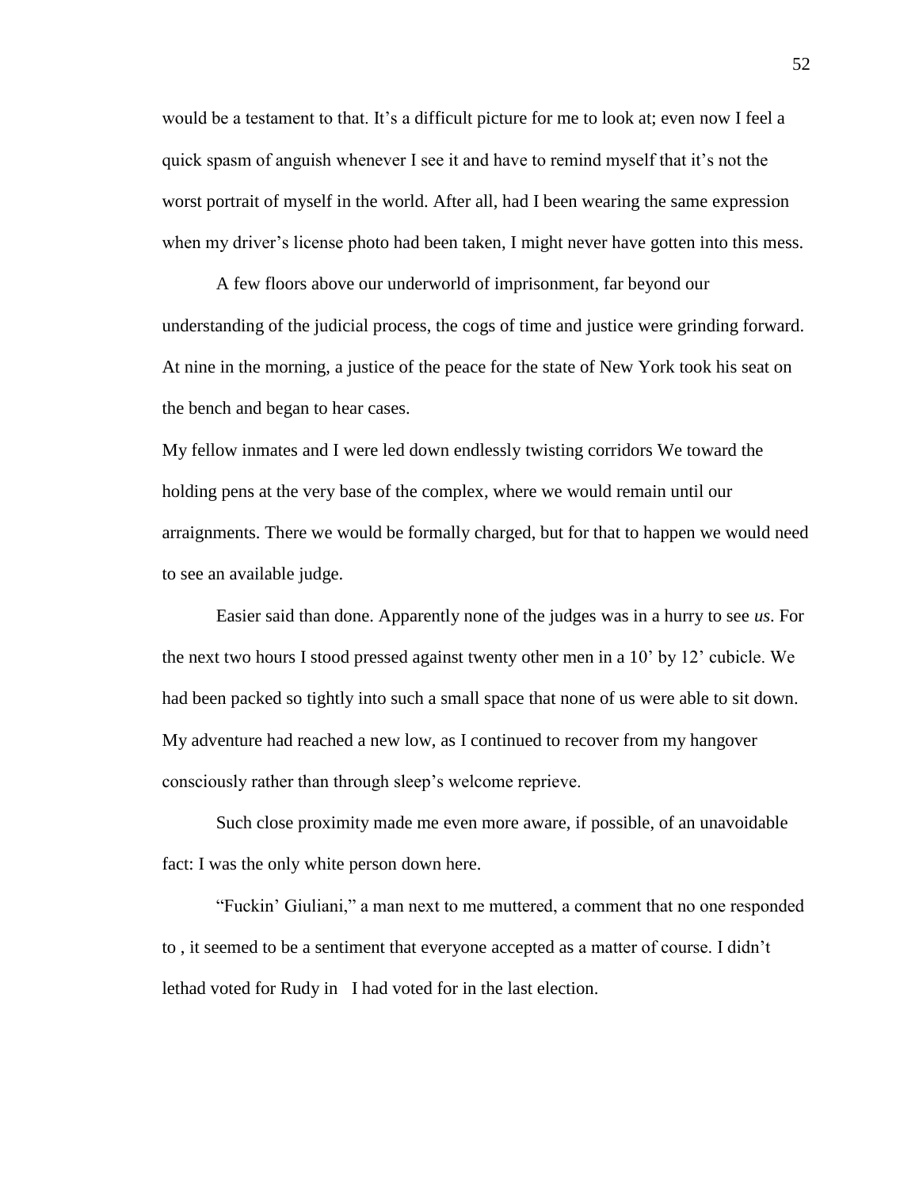would be a testament to that. It's a difficult picture for me to look at; even now I feel a quick spasm of anguish whenever I see it and have to remind myself that it's not the worst portrait of myself in the world. After all, had I been wearing the same expression when my driver's license photo had been taken, I might never have gotten into this mess.

A few floors above our underworld of imprisonment, far beyond our understanding of the judicial process, the cogs of time and justice were grinding forward. At nine in the morning, a justice of the peace for the state of New York took his seat on the bench and began to hear cases.

My fellow inmates and I were led down endlessly twisting corridors We toward the holding pens at the very base of the complex, where we would remain until our arraignments. There we would be formally charged, but for that to happen we would need to see an available judge.

Easier said than done. Apparently none of the judges was in a hurry to see *us*. For the next two hours I stood pressed against twenty other men in a 10' by 12' cubicle. We had been packed so tightly into such a small space that none of us were able to sit down. My adventure had reached a new low, as I continued to recover from my hangover consciously rather than through sleep's welcome reprieve.

Such close proximity made me even more aware, if possible, of an unavoidable fact: I was the only white person down here.

"Fuckin' Giuliani," a man next to me muttered, a comment that no one responded to , it seemed to be a sentiment that everyone accepted as a matter of course. I didn't lethad voted for Rudy in I had voted for in the last election.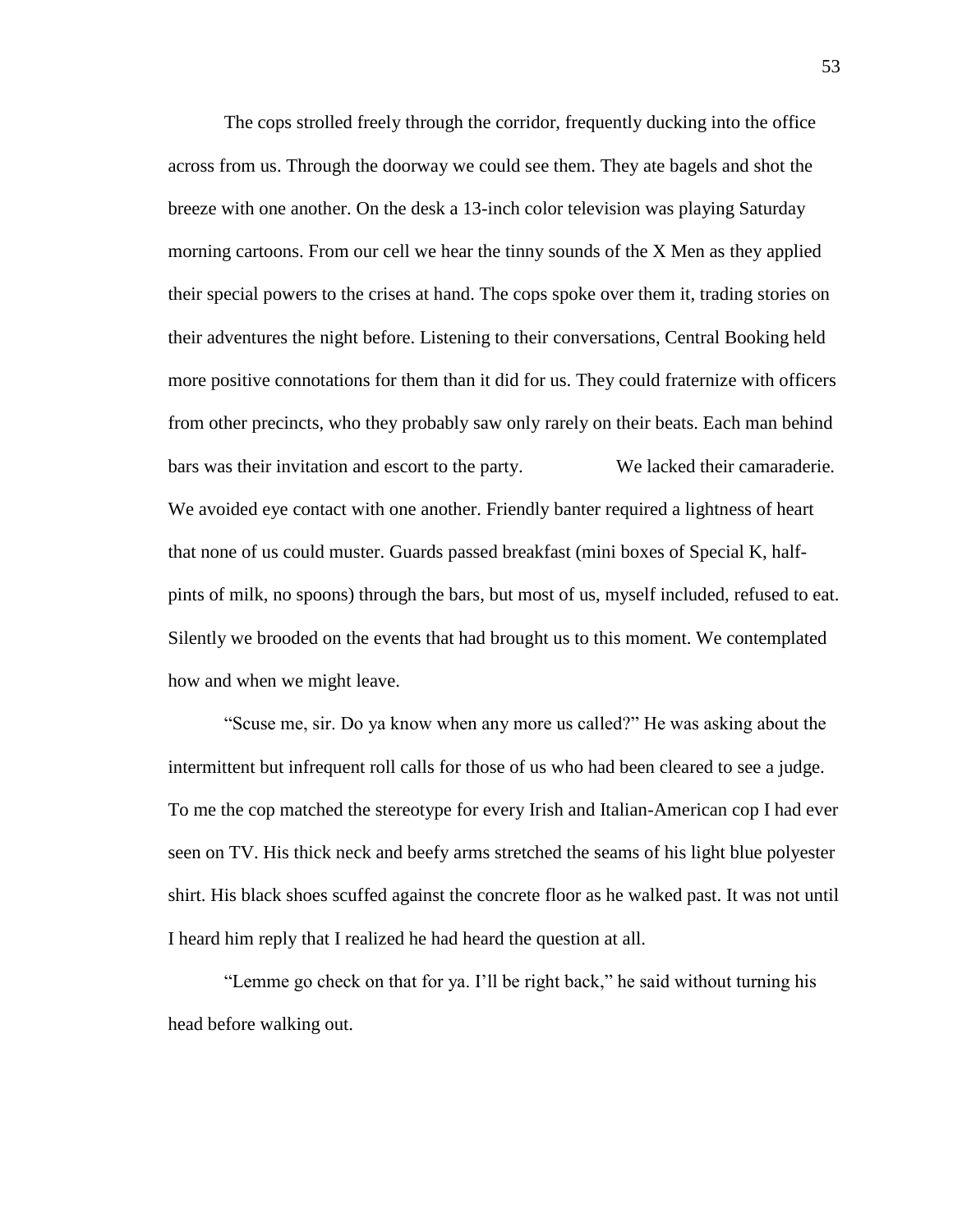The cops strolled freely through the corridor, frequently ducking into the office across from us. Through the doorway we could see them. They ate bagels and shot the breeze with one another. On the desk a 13-inch color television was playing Saturday morning cartoons. From our cell we hear the tinny sounds of the X Men as they applied their special powers to the crises at hand. The cops spoke over them it, trading stories on their adventures the night before. Listening to their conversations, Central Booking held more positive connotations for them than it did for us. They could fraternize with officers from other precincts, who they probably saw only rarely on their beats. Each man behind bars was their invitation and escort to the party. We lacked their camaraderie. We avoided eye contact with one another. Friendly banter required a lightness of heart that none of us could muster. Guards passed breakfast (mini boxes of Special K, half-pints of milk, no spoons) through the bars, but most of us, myself included, refused to eat. Silently we brooded on the events that had brought us to this moment. We contemplated how and when we might leave.

"Scuse me, sir. Do ya know when any more us called?" He was asking about the intermittent but infrequent roll calls for those of us who had been cleared to see a judge. To me the cop matched the stereotype for every Irish and Italian-American cop I had ever seen on TV. His thick neck and beefy arms stretched the seams of his light blue polyester shirt. His black shoes scuffed against the concrete floor as he walked past. It was not until I heard him reply that I realized he had heard the question at all.

"Lemme go check on that for ya. I'll be right back," he said without turning his head before walking out.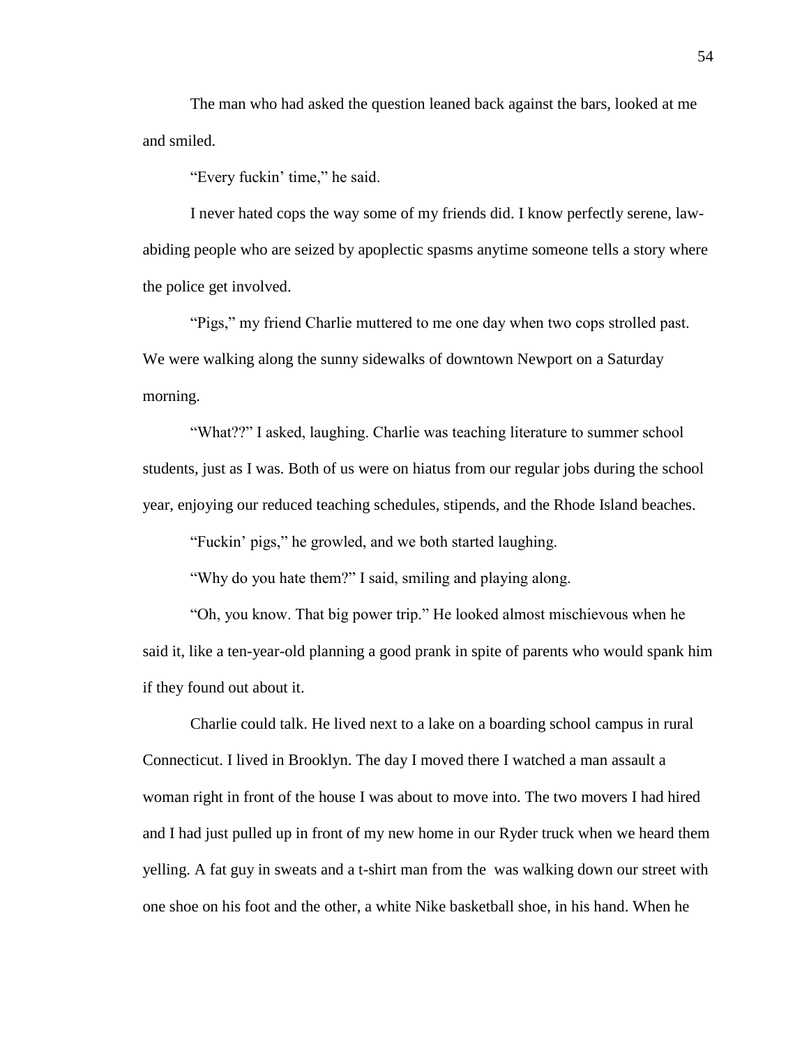The man who had asked the question leaned back against the bars, looked at me and smiled.

"Every fuckin' time," he said.

I never hated cops the way some of my friends did. I know perfectly serene, law-abiding people who are seized by apoplectic spasms anytime someone tells a story where the police get involved.

"Pigs," my friend Charlie muttered to me one day when two cops strolled past. We were walking along the sunny sidewalks of downtown Newport on a Saturday morning.

"What??" I asked, laughing. Charlie was teaching literature to summer school students, just as I was. Both of us were on hiatus from our regular jobs during the school year, enjoying our reduced teaching schedules, stipends, and the Rhode Island beaches.

"Fuckin' pigs," he growled, and we both started laughing.

"Why do you hate them?" I said, smiling and playing along.

"Oh, you know. That big power trip." He looked almost mischievous when he said it, like a ten-year-old planning a good prank in spite of parents who would spank him if they found out about it.

Charlie could talk. He lived next to a lake on a boarding school campus in rural Connecticut. I lived in Brooklyn. The day I moved there I watched a man assault a woman right in front of the house I was about to move into. The two movers I had hired and I had just pulled up in front of my new home in our Ryder truck when we heard them yelling. A fat guy in sweats and a t-shirt man from the  was walking down our street with one shoe on his foot and the other, a white Nike basketball shoe, in his hand. When he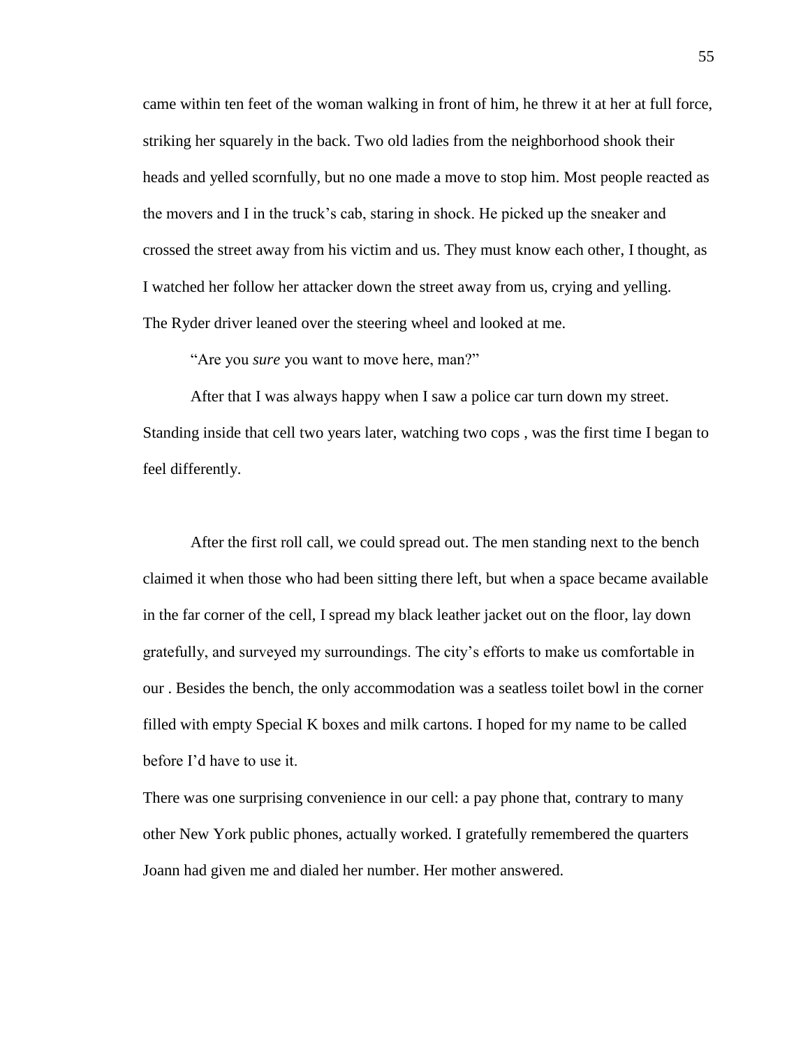came within ten feet of the woman walking in front of him, he threw it at her at full force, striking her squarely in the back. Two old ladies from the neighborhood shook their heads and yelled scornfully, but no one made a move to stop him. Most people reacted as the movers and I in the truck's cab, staring in shock. He picked up the sneaker and crossed the street away from his victim and us. They must know each other, I thought, as I watched her follow her attacker down the street away from us, crying and yelling.
The Ryder driver leaned over the steering wheel and looked at me.

"Are you *sure* you want to move here, man?"

After that I was always happy when I saw a police car turn down my street. Standing inside that cell two years later, watching two cops , was the first time I began to feel differently.

After the first roll call, we could spread out. The men standing next to the bench claimed it when those who had been sitting there left, but when a space became available in the far corner of the cell, I spread my black leather jacket out on the floor, lay down gratefully, and surveyed my surroundings. The city's efforts to make us comfortable in our . Besides the bench, the only accommodation was a seatless toilet bowl in the corner filled with empty Special K boxes and milk cartons. I hoped for my name to be called before I'd have to use it.
There was one surprising convenience in our cell: a pay phone that, contrary to many other New York public phones, actually worked. I gratefully remembered the quarters Joann had given me and dialed her number. Her mother answered.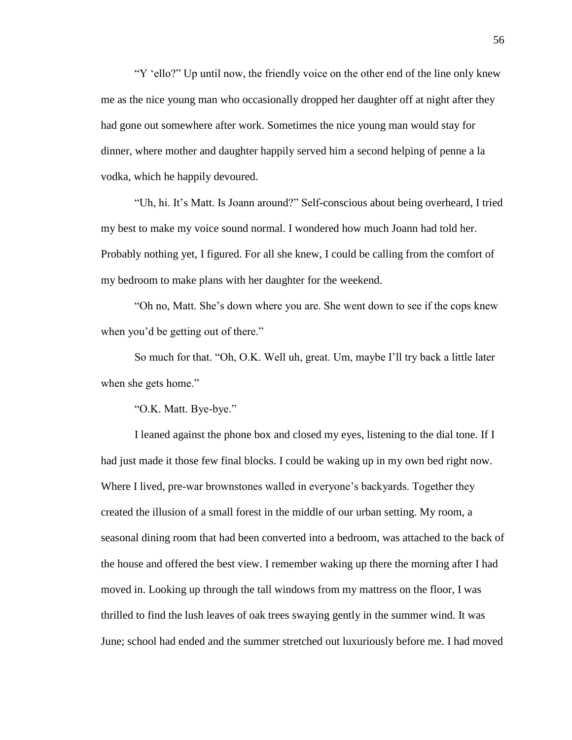"Y 'ello?" Up until now, the friendly voice on the other end of the line only knew me as the nice young man who occasionally dropped her daughter off at night after they had gone out somewhere after work. Sometimes the nice young man would stay for dinner, where mother and daughter happily served him a second helping of penne a la vodka, which he happily devoured.

"Uh, hi. It's Matt. Is Joann around?" Self-conscious about being overheard, I tried my best to make my voice sound normal. I wondered how much Joann had told her. Probably nothing yet, I figured. For all she knew, I could be calling from the comfort of my bedroom to make plans with her daughter for the weekend.

"Oh no, Matt. She's down where you are. She went down to see if the cops knew when you'd be getting out of there."

So much for that. "Oh, O.K. Well uh, great. Um, maybe I'll try back a little later when she gets home."

"O.K. Matt. Bye-bye."

I leaned against the phone box and closed my eyes, listening to the dial tone. If I had just made it those few final blocks. I could be waking up in my own bed right now. Where I lived, pre-war brownstones walled in everyone's backyards. Together they created the illusion of a small forest in the middle of our urban setting. My room, a seasonal dining room that had been converted into a bedroom, was attached to the back of the house and offered the best view. I remember waking up there the morning after I had moved in. Looking up through the tall windows from my mattress on the floor, I was thrilled to find the lush leaves of oak trees swaying gently in the summer wind. It was June; school had ended and the summer stretched out luxuriously before me. I had moved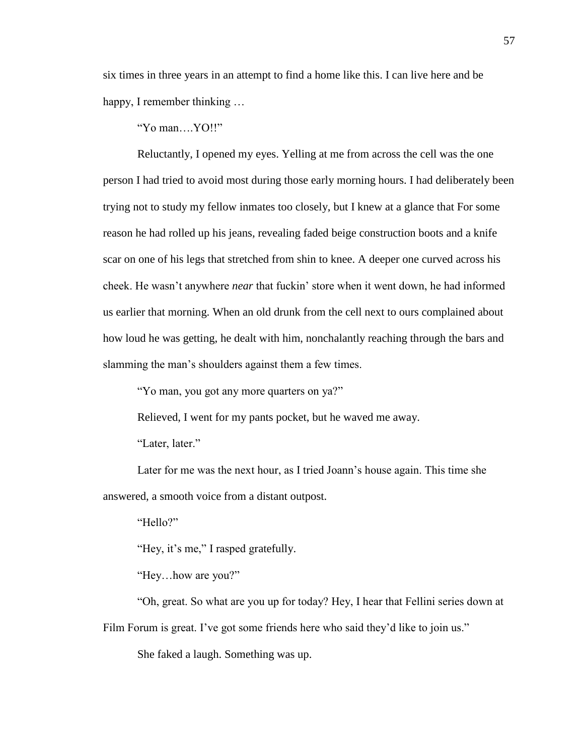six times in three years in an attempt to find a home like this. I can live here and be happy, I remember thinking …

"Yo man….YO!!"

Reluctantly, I opened my eyes. Yelling at me from across the cell was the one person I had tried to avoid most during those early morning hours. I had deliberately been trying not to study my fellow inmates too closely, but I knew at a glance that For some reason he had rolled up his jeans, revealing faded beige construction boots and a knife scar on one of his legs that stretched from shin to knee. A deeper one curved across his cheek. He wasn't anywhere *near* that fuckin' store when it went down, he had informed us earlier that morning. When an old drunk from the cell next to ours complained about how loud he was getting, he dealt with him, nonchalantly reaching through the bars and slamming the man's shoulders against them a few times.

"Yo man, you got any more quarters on ya?"

Relieved, I went for my pants pocket, but he waved me away.

"Later, later."

Later for me was the next hour, as I tried Joann's house again. This time she answered, a smooth voice from a distant outpost.

"Hello?"

"Hey, it's me," I rasped gratefully.

"Hey…how are you?"

"Oh, great. So what are you up for today? Hey, I hear that Fellini series down at Film Forum is great. I've got some friends here who said they'd like to join us."

She faked a laugh. Something was up.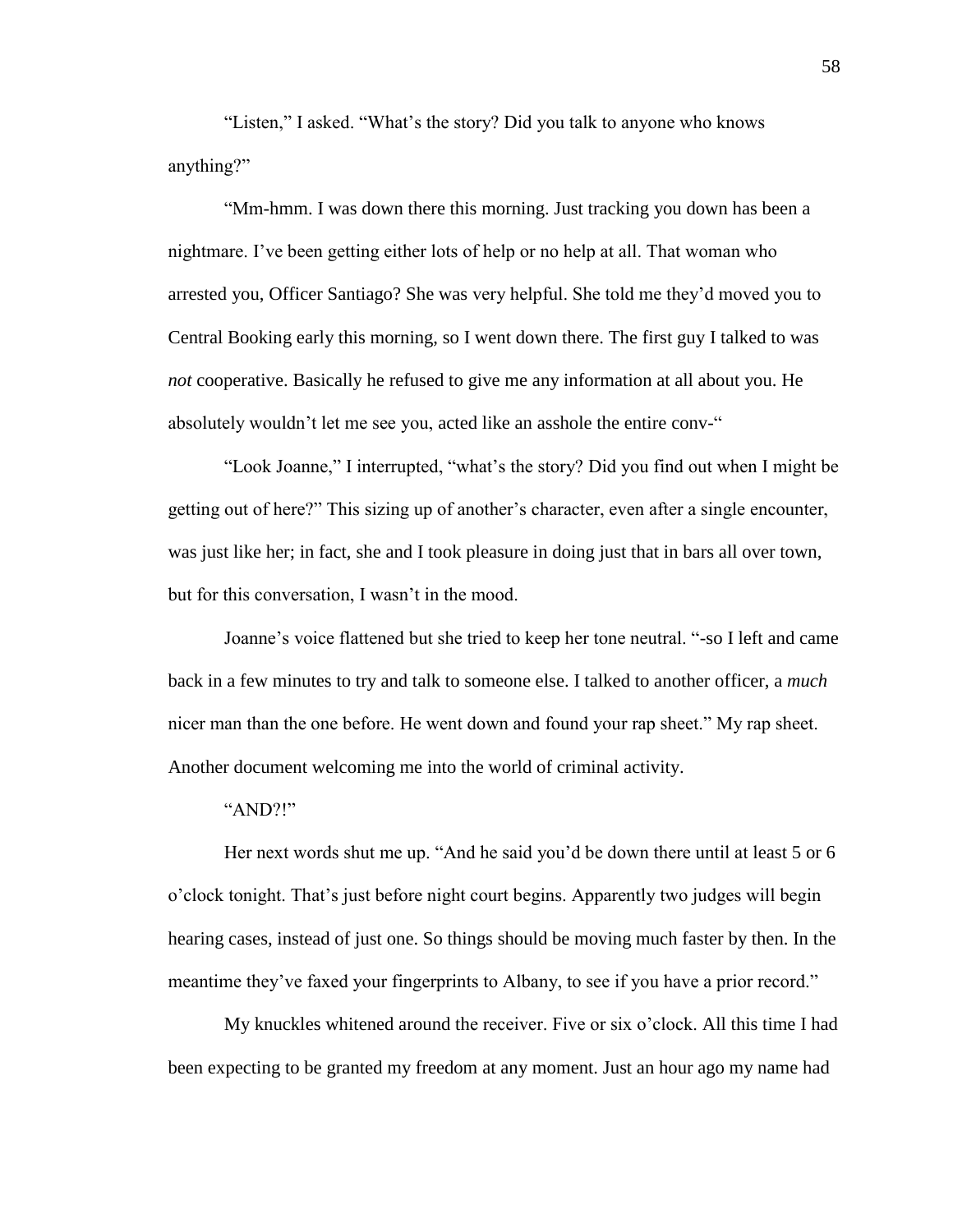"Listen," I asked. "What's the story? Did you talk to anyone who knows anything?"

"Mm-hmm. I was down there this morning. Just tracking you down has been a nightmare. I've been getting either lots of help or no help at all. That woman who arrested you, Officer Santiago? She was very helpful. She told me they'd moved you to Central Booking early this morning, so I went down there. The first guy I talked to was *not* cooperative. Basically he refused to give me any information at all about you. He absolutely wouldn't let me see you, acted like an asshole the entire conv-"

"Look Joanne," I interrupted, "what's the story? Did you find out when I might be getting out of here?" This sizing up of another's character, even after a single encounter, was just like her; in fact, she and I took pleasure in doing just that in bars all over town, but for this conversation, I wasn't in the mood.

Joanne's voice flattened but she tried to keep her tone neutral. "-so I left and came back in a few minutes to try and talk to someone else. I talked to another officer, a *much* nicer man than the one before. He went down and found your rap sheet." My rap sheet. Another document welcoming me into the world of criminal activity.

"AND?!"

Her next words shut me up. "And he said you'd be down there until at least 5 or 6 o'clock tonight. That's just before night court begins. Apparently two judges will begin hearing cases, instead of just one. So things should be moving much faster by then. In the meantime they've faxed your fingerprints to Albany, to see if you have a prior record."

My knuckles whitened around the receiver. Five or six o'clock. All this time I had been expecting to be granted my freedom at any moment. Just an hour ago my name had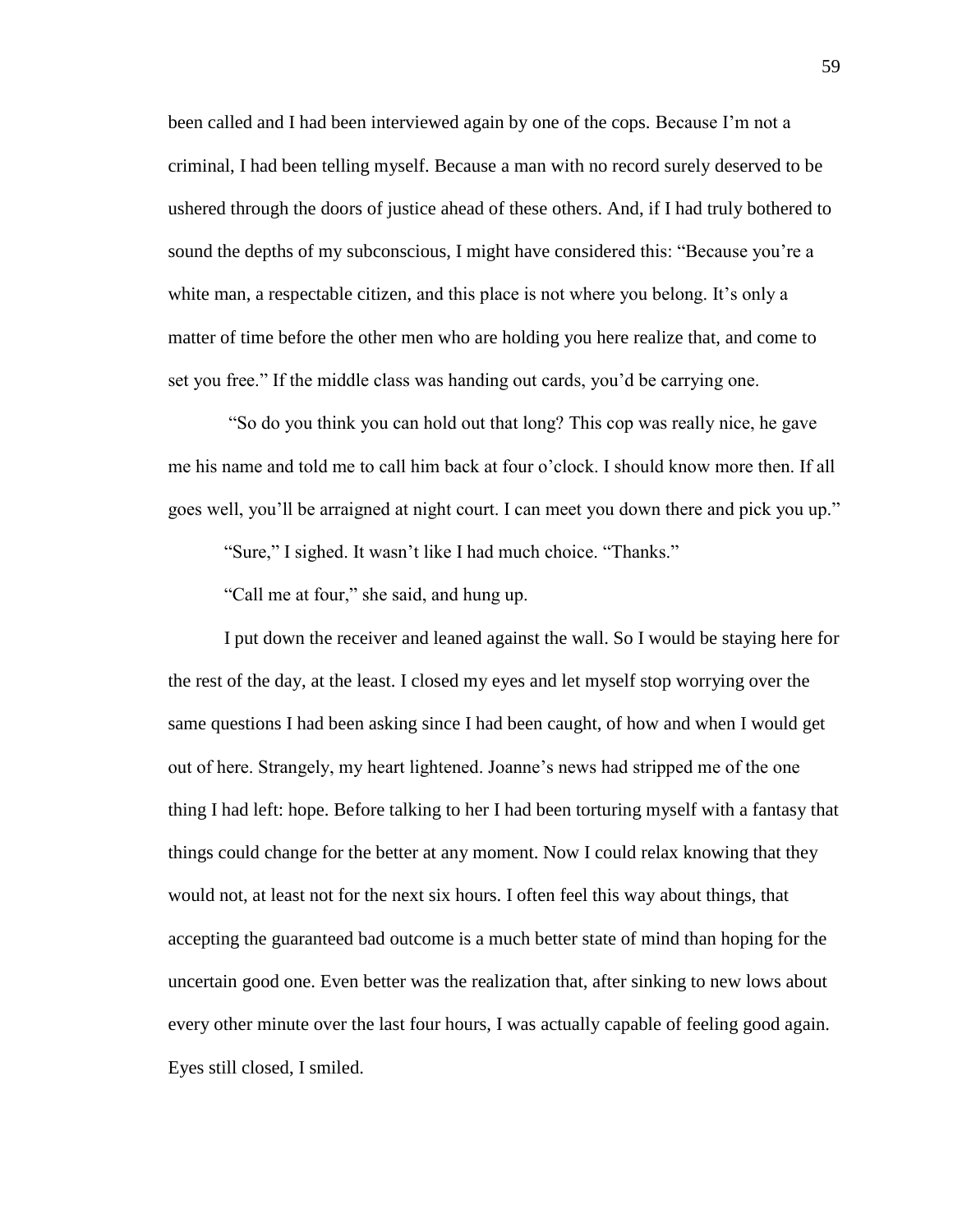been called and I had been interviewed again by one of the cops. Because I'm not a criminal, I had been telling myself. Because a man with no record surely deserved to be ushered through the doors of justice ahead of these others. And, if I had truly bothered to sound the depths of my subconscious, I might have considered this: "Because you're a white man, a respectable citizen, and this place is not where you belong. It's only a matter of time before the other men who are holding you here realize that, and come to set you free." If the middle class was handing out cards, you'd be carrying one.

"So do you think you can hold out that long? This cop was really nice, he gave me his name and told me to call him back at four o'clock. I should know more then. If all goes well, you'll be arraigned at night court. I can meet you down there and pick you up."

"Sure," I sighed. It wasn't like I had much choice. "Thanks."

"Call me at four," she said, and hung up.

I put down the receiver and leaned against the wall. So I would be staying here for the rest of the day, at the least. I closed my eyes and let myself stop worrying over the same questions I had been asking since I had been caught, of how and when I would get out of here. Strangely, my heart lightened. Joanne's news had stripped me of the one thing I had left: hope. Before talking to her I had been torturing myself with a fantasy that things could change for the better at any moment. Now I could relax knowing that they would not, at least not for the next six hours. I often feel this way about things, that accepting the guaranteed bad outcome is a much better state of mind than hoping for the uncertain good one. Even better was the realization that, after sinking to new lows about every other minute over the last four hours, I was actually capable of feeling good again. Eyes still closed, I smiled.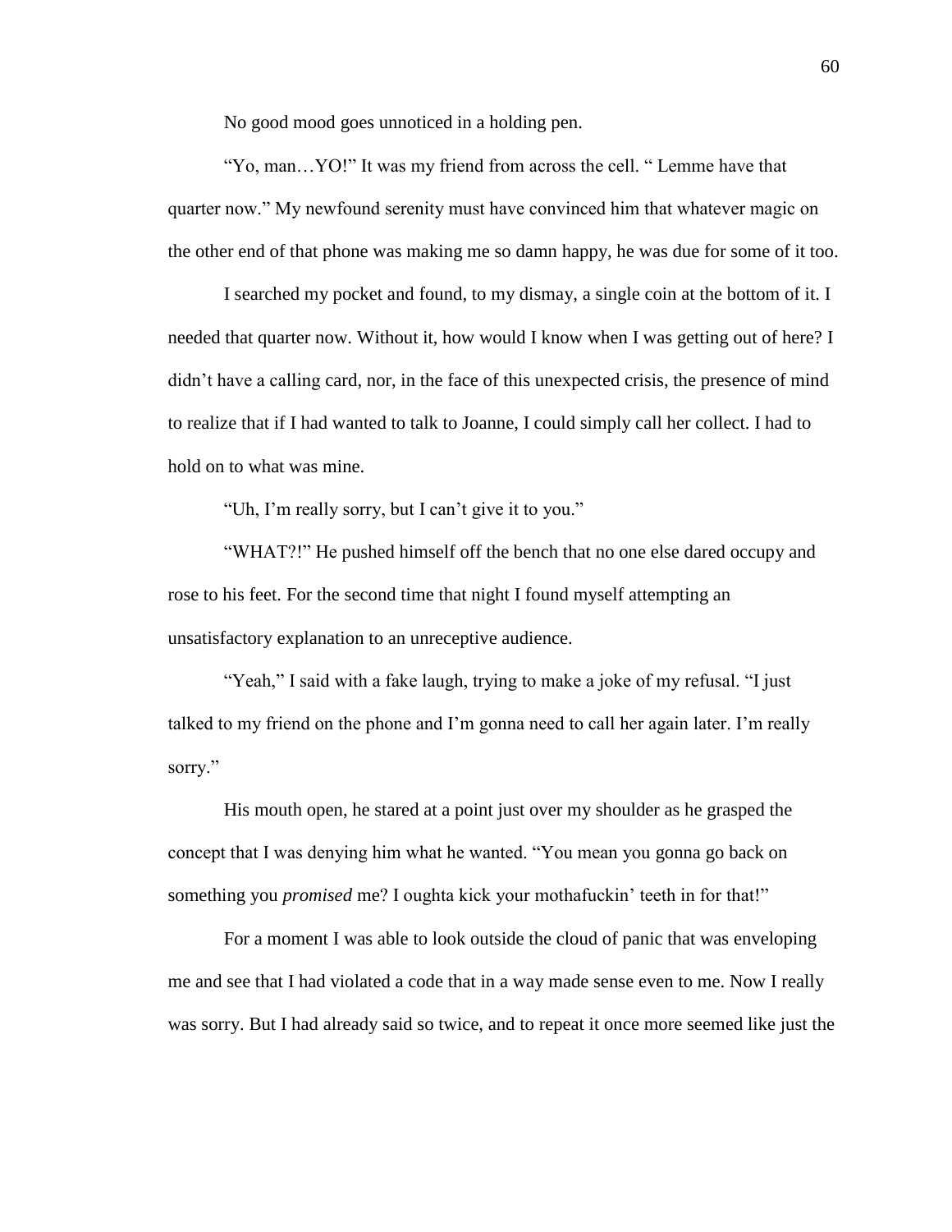No good mood goes unnoticed in a holding pen.

"Yo, man…YO!" It was my friend from across the cell. " Lemme have that quarter now." My newfound serenity must have convinced him that whatever magic on the other end of that phone was making me so damn happy, he was due for some of it too.

I searched my pocket and found, to my dismay, a single coin at the bottom of it. I needed that quarter now. Without it, how would I know when I was getting out of here? I didn't have a calling card, nor, in the face of this unexpected crisis, the presence of mind to realize that if I had wanted to talk to Joanne, I could simply call her collect. I had to hold on to what was mine.

"Uh, I'm really sorry, but I can't give it to you."

"WHAT?!" He pushed himself off the bench that no one else dared occupy and rose to his feet. For the second time that night I found myself attempting an unsatisfactory explanation to an unreceptive audience.

"Yeah," I said with a fake laugh, trying to make a joke of my refusal. "I just talked to my friend on the phone and I'm gonna need to call her again later. I'm really sorry."

His mouth open, he stared at a point just over my shoulder as he grasped the concept that I was denying him what he wanted. "You mean you gonna go back on something you *promised* me? I oughta kick your mothafuckin' teeth in for that!"

For a moment I was able to look outside the cloud of panic that was enveloping me and see that I had violated a code that in a way made sense even to me. Now I really was sorry. But I had already said so twice, and to repeat it once more seemed like just the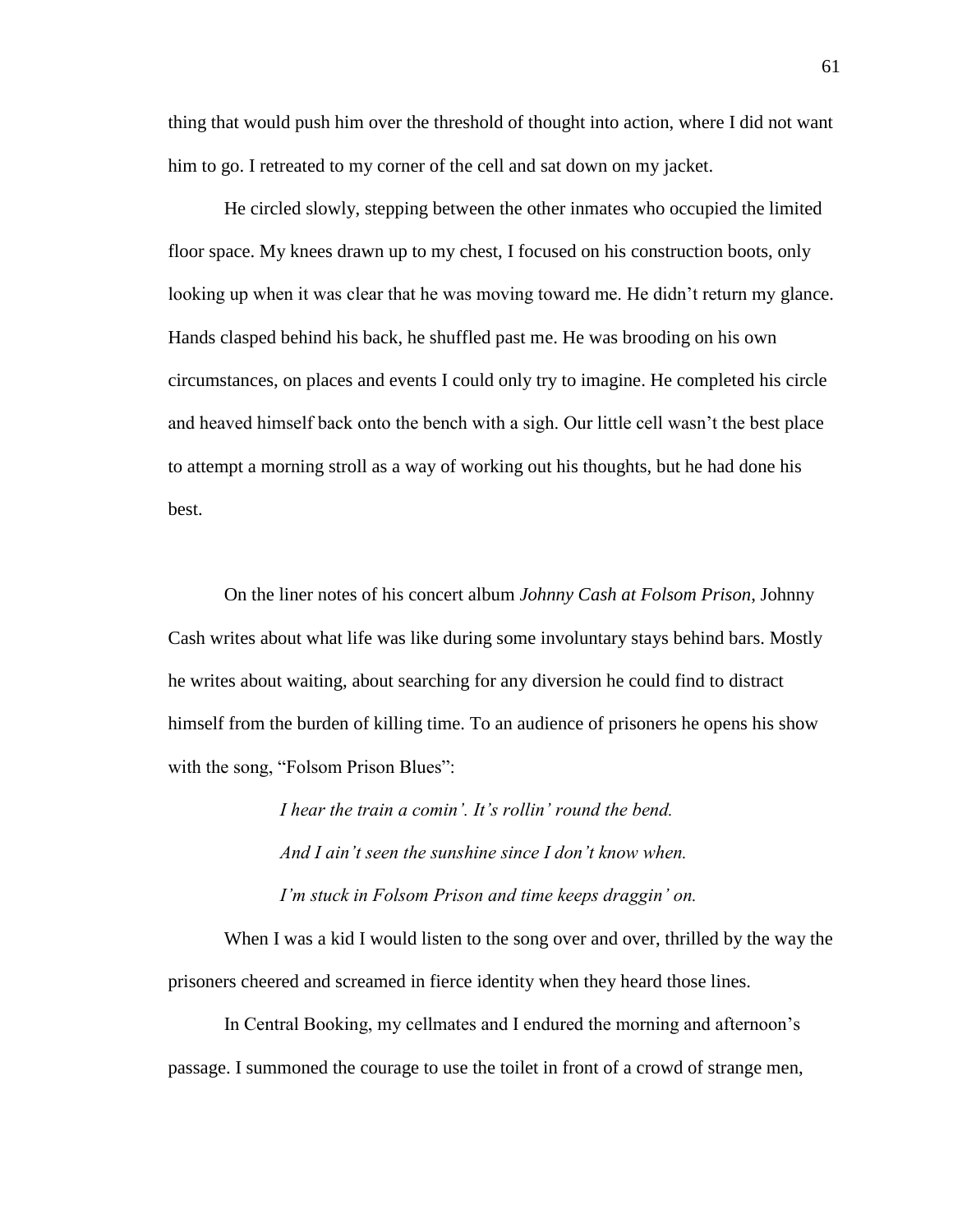thing that would push him over the threshold of thought into action, where I did not want him to go. I retreated to my corner of the cell and sat down on my jacket.

He circled slowly, stepping between the other inmates who occupied the limited floor space. My knees drawn up to my chest, I focused on his construction boots, only looking up when it was clear that he was moving toward me. He didn't return my glance. Hands clasped behind his back, he shuffled past me. He was brooding on his own circumstances, on places and events I could only try to imagine. He completed his circle and heaved himself back onto the bench with a sigh. Our little cell wasn't the best place to attempt a morning stroll as a way of working out his thoughts, but he had done his best.

On the liner notes of his concert album *Johnny Cash at Folsom Prison*, Johnny Cash writes about what life was like during some involuntary stays behind bars. Mostly he writes about waiting, about searching for any diversion he could find to distract himself from the burden of killing time. To an audience of prisoners he opens his show with the song, "Folsom Prison Blues":

> *I hear the train a comin'. It's rollin' round the bend.*
>
> *And I ain't seen the sunshine since I don't know when.*
>
> *I'm stuck in Folsom Prison and time keeps draggin' on.*

When I was a kid I would listen to the song over and over, thrilled by the way the prisoners cheered and screamed in fierce identity when they heard those lines.

In Central Booking, my cellmates and I endured the morning and afternoon's passage. I summoned the courage to use the toilet in front of a crowd of strange men,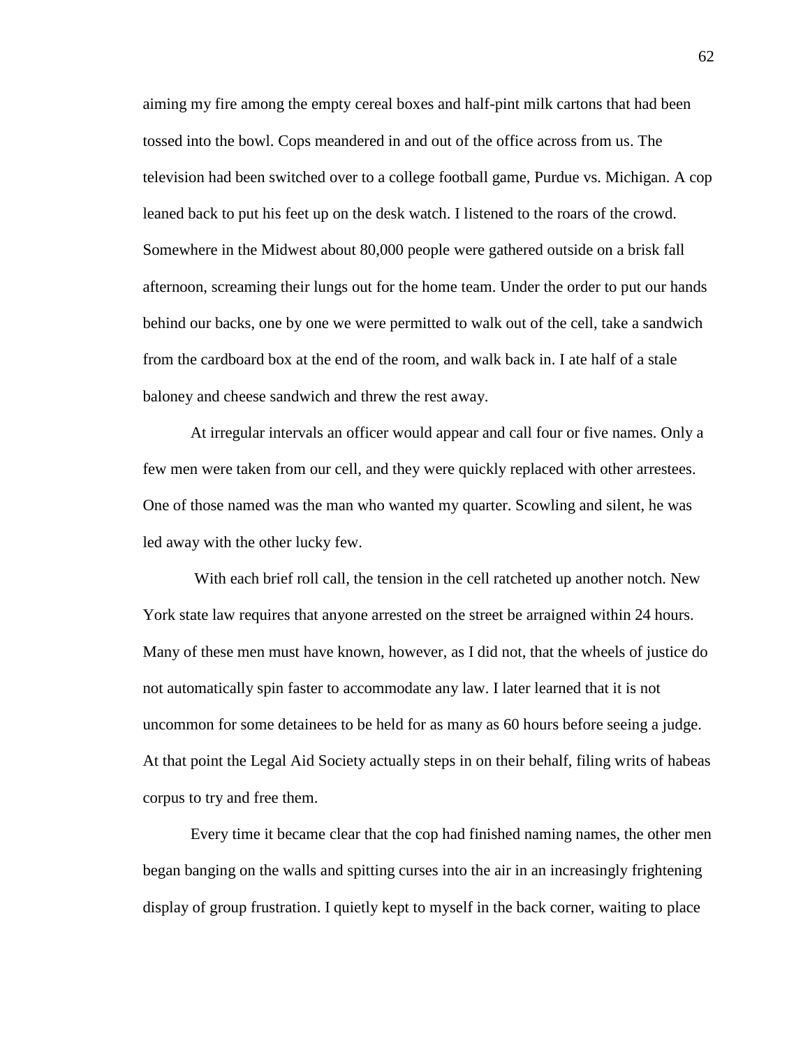aiming my fire among the empty cereal boxes and half-pint milk cartons that had been tossed into the bowl. Cops meandered in and out of the office across from us. The television had been switched over to a college football game, Purdue vs. Michigan. A cop leaned back to put his feet up on the desk watch. I listened to the roars of the crowd. Somewhere in the Midwest about 80,000 people were gathered outside on a brisk fall afternoon, screaming their lungs out for the home team. Under the order to put our hands behind our backs, one by one we were permitted to walk out of the cell, take a sandwich from the cardboard box at the end of the room, and walk back in. I ate half of a stale baloney and cheese sandwich and threw the rest away.

At irregular intervals an officer would appear and call four or five names. Only a few men were taken from our cell, and they were quickly replaced with other arrestees. One of those named was the man who wanted my quarter. Scowling and silent, he was led away with the other lucky few.

With each brief roll call, the tension in the cell ratcheted up another notch. New York state law requires that anyone arrested on the street be arraigned within 24 hours. Many of these men must have known, however, as I did not, that the wheels of justice do not automatically spin faster to accommodate any law. I later learned that it is not uncommon for some detainees to be held for as many as 60 hours before seeing a judge. At that point the Legal Aid Society actually steps in on their behalf, filing writs of habeas corpus to try and free them.

Every time it became clear that the cop had finished naming names, the other men began banging on the walls and spitting curses into the air in an increasingly frightening display of group frustration. I quietly kept to myself in the back corner, waiting to place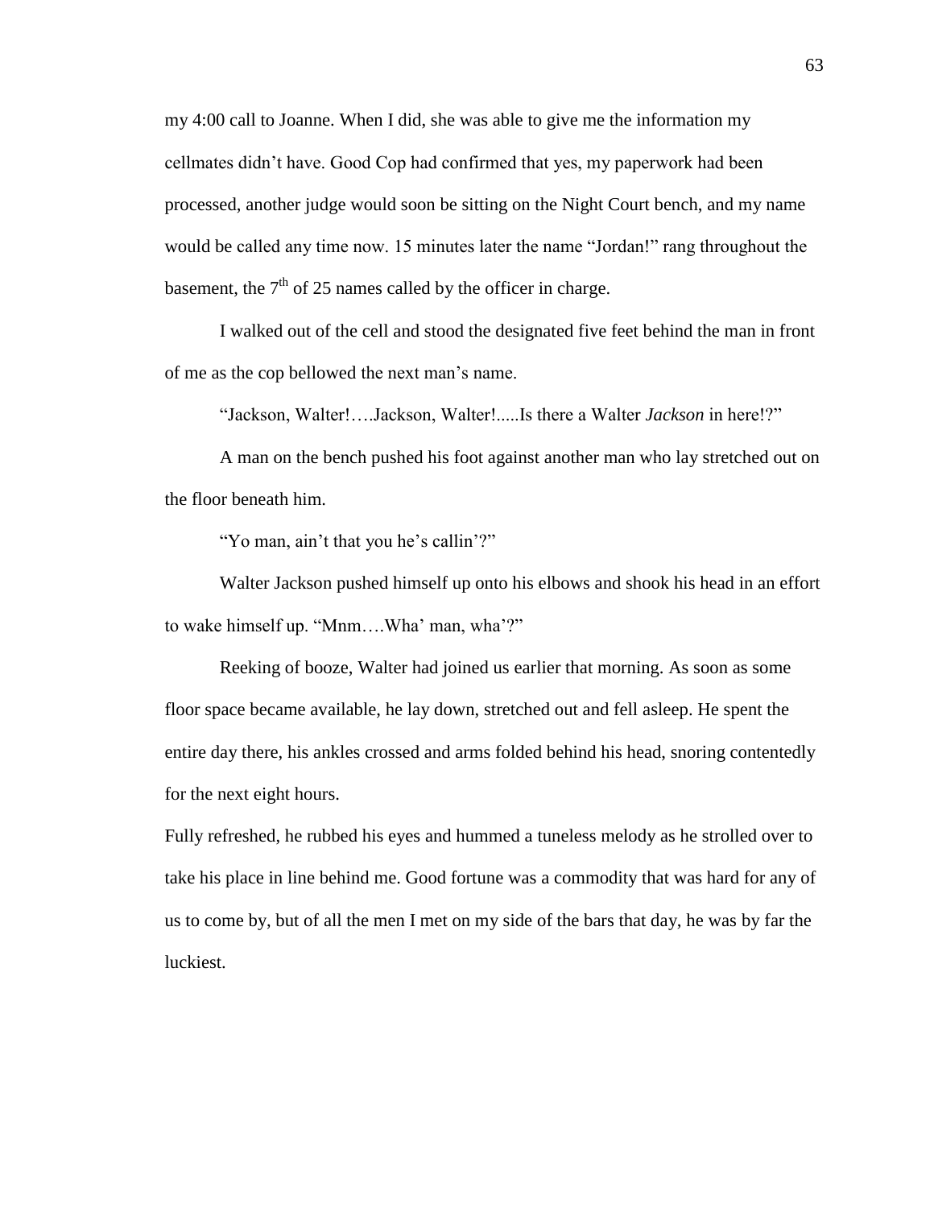my 4:00 call to Joanne. When I did, she was able to give me the information my cellmates didn't have. Good Cop had confirmed that yes, my paperwork had been processed, another judge would soon be sitting on the Night Court bench, and my name would be called any time now. 15 minutes later the name "Jordan!" rang throughout the basement, the 7th of 25 names called by the officer in charge.

I walked out of the cell and stood the designated five feet behind the man in front of me as the cop bellowed the next man's name.

"Jackson, Walter!….Jackson, Walter!.....Is there a Walter *Jackson* in here!?"

A man on the bench pushed his foot against another man who lay stretched out on the floor beneath him.

"Yo man, ain't that you he's callin'?"

Walter Jackson pushed himself up onto his elbows and shook his head in an effort to wake himself up. "Mnm….Wha' man, wha'?"

Reeking of booze, Walter had joined us earlier that morning. As soon as some floor space became available, he lay down, stretched out and fell asleep. He spent the entire day there, his ankles crossed and arms folded behind his head, snoring contentedly for the next eight hours.

Fully refreshed, he rubbed his eyes and hummed a tuneless melody as he strolled over to take his place in line behind me. Good fortune was a commodity that was hard for any of us to come by, but of all the men I met on my side of the bars that day, he was by far the luckiest.